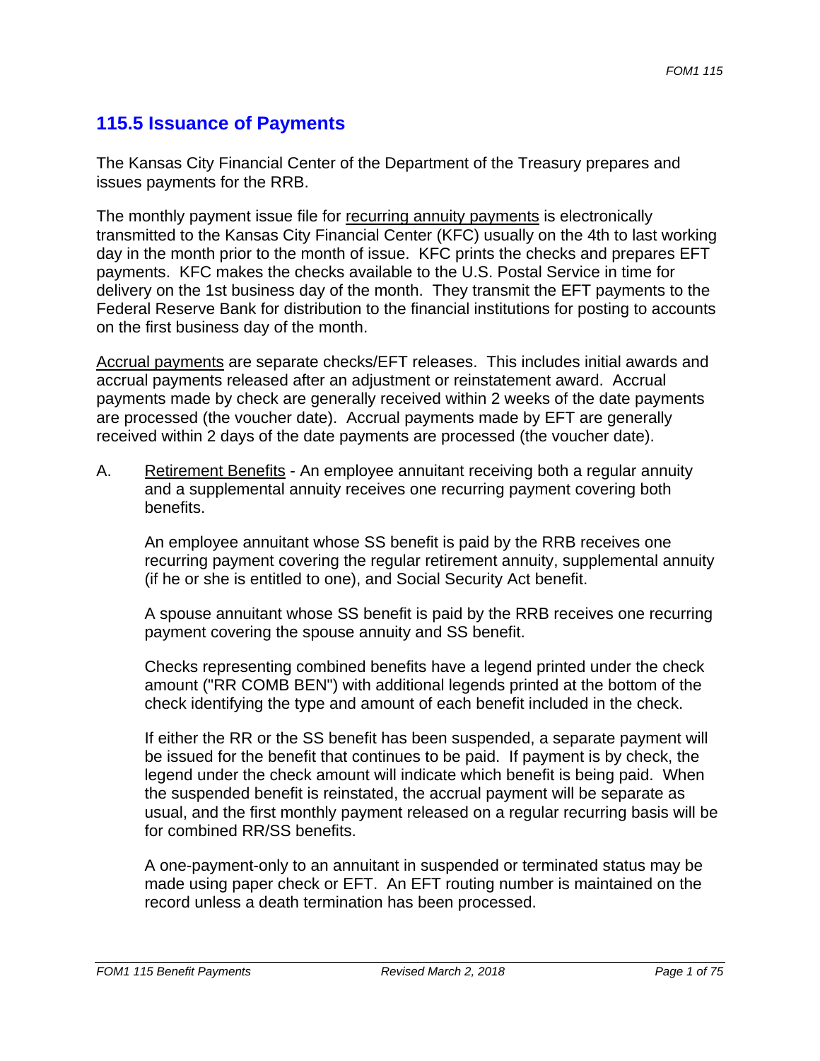## 115.5 Issuance of Payments

The Kansas City Financial Center of the Department of the Treasury prepares and issues payments for the RRB.

The monthly payment issue file for <u>recurring annuity payments</u> is electronically transmitted to the Kansas City Financial Center (KFC) usually on the 4th to last working day in the month prior to the month of issue. KFC prints the checks and prepares EFT payments. KFC makes the checks available to the U.S. Postal Service in time for delivery on the 1st business day of the month. They transmit the EFT payments to the Federal Reserve Bank for distribution to the financial institutions for posting to accounts on the first business day of the month.

<u>Accrual payments</u> are separate checks/EFT releases. This includes initial awards and accrual payments released after an adjustment or reinstatement award. Accrual payments made by check are generally received within 2 weeks of the date payments are processed (the voucher date). Accrual payments made by EFT are generally received within 2 days of the date payments are processed (the voucher date).

A. <u>Retirement Benefits</u> - An employee annuitant receiving both a regular annuity and a supplemental annuity receives one recurring payment covering both benefits.

   An employee annuitant whose SS benefit is paid by the RRB receives one recurring payment covering the regular retirement annuity, supplemental annuity (if he or she is entitled to one), and Social Security Act benefit.

   A spouse annuitant whose SS benefit is paid by the RRB receives one recurring payment covering the spouse annuity and SS benefit.

   Checks representing combined benefits have a legend printed under the check amount ("RR COMB BEN") with additional legends printed at the bottom of the check identifying the type and amount of each benefit included in the check.

   If either the RR or the SS benefit has been suspended, a separate payment will be issued for the benefit that continues to be paid. If payment is by check, the legend under the check amount will indicate which benefit is being paid. When the suspended benefit is reinstated, the accrual payment will be separate as usual, and the first monthly payment released on a regular recurring basis will be for combined RR/SS benefits.

   A one-payment-only to an annuitant in suspended or terminated status may be made using paper check or EFT. An EFT routing number is maintained on the record unless a death termination has been processed.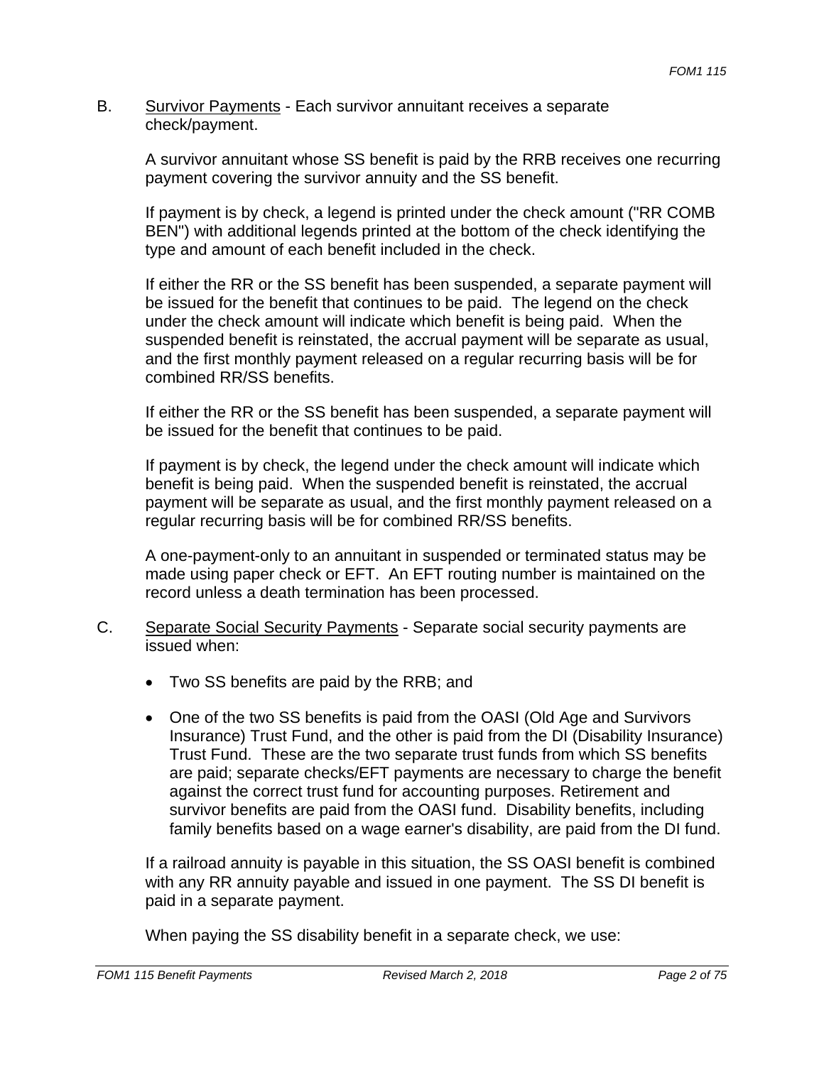B. <u>Survivor Payments</u> - Each survivor annuitant receives a separate check/payment.

A survivor annuitant whose SS benefit is paid by the RRB receives one recurring payment covering the survivor annuity and the SS benefit.

If payment is by check, a legend is printed under the check amount ("RR COMB BEN") with additional legends printed at the bottom of the check identifying the type and amount of each benefit included in the check.

If either the RR or the SS benefit has been suspended, a separate payment will be issued for the benefit that continues to be paid. The legend on the check under the check amount will indicate which benefit is being paid. When the suspended benefit is reinstated, the accrual payment will be separate as usual, and the first monthly payment released on a regular recurring basis will be for combined RR/SS benefits.

If either the RR or the SS benefit has been suspended, a separate payment will be issued for the benefit that continues to be paid.

If payment is by check, the legend under the check amount will indicate which benefit is being paid. When the suspended benefit is reinstated, the accrual payment will be separate as usual, and the first monthly payment released on a regular recurring basis will be for combined RR/SS benefits.

A one-payment-only to an annuitant in suspended or terminated status may be made using paper check or EFT. An EFT routing number is maintained on the record unless a death termination has been processed.

C. <u>Separate Social Security Payments</u> - Separate social security payments are issued when:

- Two SS benefits are paid by the RRB; and
- One of the two SS benefits is paid from the OASI (Old Age and Survivors Insurance) Trust Fund, and the other is paid from the DI (Disability Insurance) Trust Fund. These are the two separate trust funds from which SS benefits are paid; separate checks/EFT payments are necessary to charge the benefit against the correct trust fund for accounting purposes. Retirement and survivor benefits are paid from the OASI fund. Disability benefits, including family benefits based on a wage earner's disability, are paid from the DI fund.

If a railroad annuity is payable in this situation, the SS OASI benefit is combined with any RR annuity payable and issued in one payment. The SS DI benefit is paid in a separate payment.

When paying the SS disability benefit in a separate check, we use: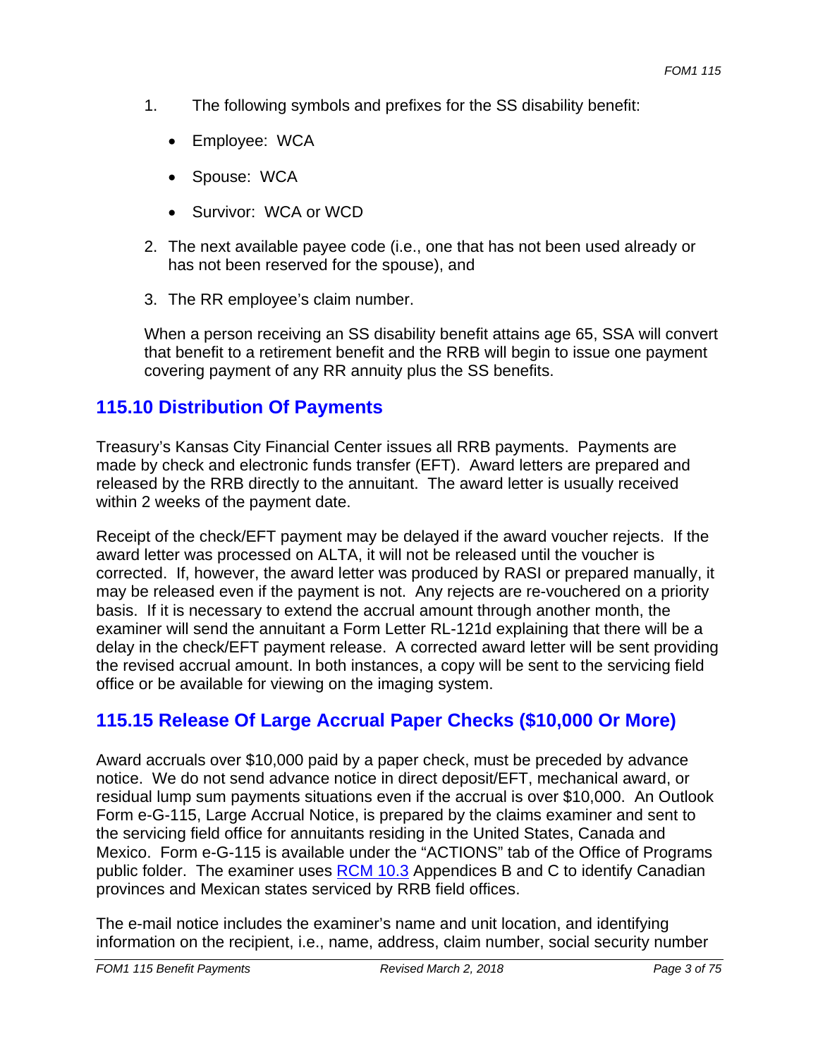1. The following symbols and prefixes for the SS disability benefit:

   - Employee:  WCA
   - Spouse:  WCA
   - Survivor:  WCA or WCD

2. The next available payee code (i.e., one that has not been used already or has not been reserved for the spouse), and

3. The RR employee's claim number.

When a person receiving an SS disability benefit attains age 65, SSA will convert that benefit to a retirement benefit and the RRB will begin to issue one payment covering payment of any RR annuity plus the SS benefits.

## 115.10 Distribution Of Payments

Treasury's Kansas City Financial Center issues all RRB payments. Payments are made by check and electronic funds transfer (EFT). Award letters are prepared and released by the RRB directly to the annuitant. The award letter is usually received within 2 weeks of the payment date.

Receipt of the check/EFT payment may be delayed if the award voucher rejects. If the award letter was processed on ALTA, it will not be released until the voucher is corrected. If, however, the award letter was produced by RASI or prepared manually, it may be released even if the payment is not. Any rejects are re-vouchered on a priority basis. If it is necessary to extend the accrual amount through another month, the examiner will send the annuitant a Form Letter RL-121d explaining that there will be a delay in the check/EFT payment release. A corrected award letter will be sent providing the revised accrual amount. In both instances, a copy will be sent to the servicing field office or be available for viewing on the imaging system.

## 115.15 Release Of Large Accrual Paper Checks ($10,000 Or More)

Award accruals over $10,000 paid by a paper check, must be preceded by advance notice. We do not send advance notice in direct deposit/EFT, mechanical award, or residual lump sum payments situations even if the accrual is over $10,000. An Outlook Form e-G-115, Large Accrual Notice, is prepared by the claims examiner and sent to the servicing field office for annuitants residing in the United States, Canada and Mexico. Form e-G-115 is available under the "ACTIONS" tab of the Office of Programs public folder. The examiner uses RCM 10.3 Appendices B and C to identify Canadian provinces and Mexican states serviced by RRB field offices.

The e-mail notice includes the examiner's name and unit location, and identifying information on the recipient, i.e., name, address, claim number, social security number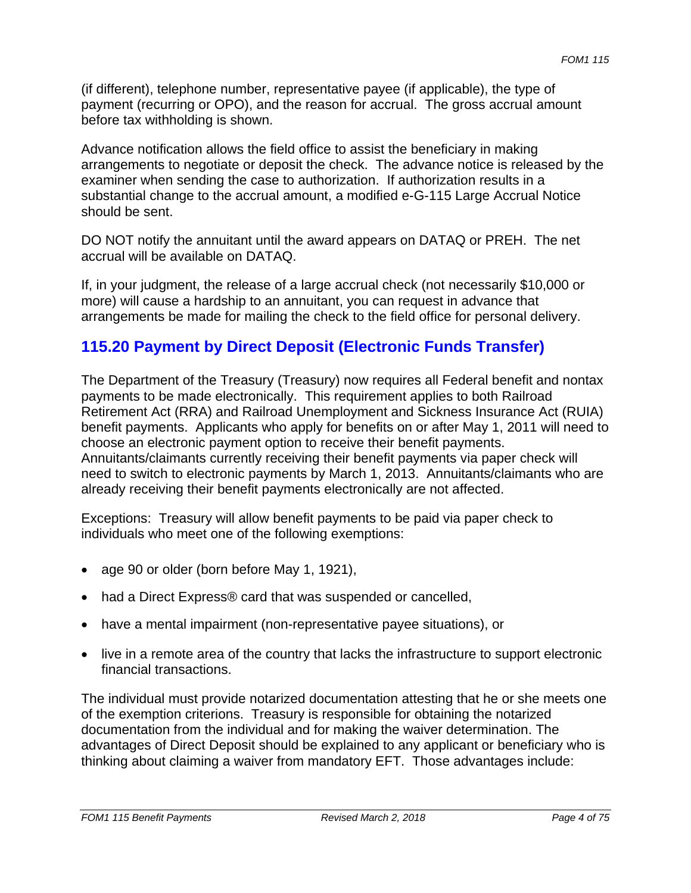(if different), telephone number, representative payee (if applicable), the type of payment (recurring or OPO), and the reason for accrual. The gross accrual amount before tax withholding is shown.

Advance notification allows the field office to assist the beneficiary in making arrangements to negotiate or deposit the check. The advance notice is released by the examiner when sending the case to authorization. If authorization results in a substantial change to the accrual amount, a modified e-G-115 Large Accrual Notice should be sent.

DO NOT notify the annuitant until the award appears on DATAQ or PREH. The net accrual will be available on DATAQ.

If, in your judgment, the release of a large accrual check (not necessarily $10,000 or more) will cause a hardship to an annuitant, you can request in advance that arrangements be made for mailing the check to the field office for personal delivery.

## 115.20 Payment by Direct Deposit (Electronic Funds Transfer)

The Department of the Treasury (Treasury) now requires all Federal benefit and nontax payments to be made electronically. This requirement applies to both Railroad Retirement Act (RRA) and Railroad Unemployment and Sickness Insurance Act (RUIA) benefit payments. Applicants who apply for benefits on or after May 1, 2011 will need to choose an electronic payment option to receive their benefit payments. Annuitants/claimants currently receiving their benefit payments via paper check will need to switch to electronic payments by March 1, 2013. Annuitants/claimants who are already receiving their benefit payments electronically are not affected.

Exceptions: Treasury will allow benefit payments to be paid via paper check to individuals who meet one of the following exemptions:

- age 90 or older (born before May 1, 1921),
- had a Direct Express® card that was suspended or cancelled,
- have a mental impairment (non-representative payee situations), or
- live in a remote area of the country that lacks the infrastructure to support electronic financial transactions.

The individual must provide notarized documentation attesting that he or she meets one of the exemption criterions. Treasury is responsible for obtaining the notarized documentation from the individual and for making the waiver determination. The advantages of Direct Deposit should be explained to any applicant or beneficiary who is thinking about claiming a waiver from mandatory EFT. Those advantages include: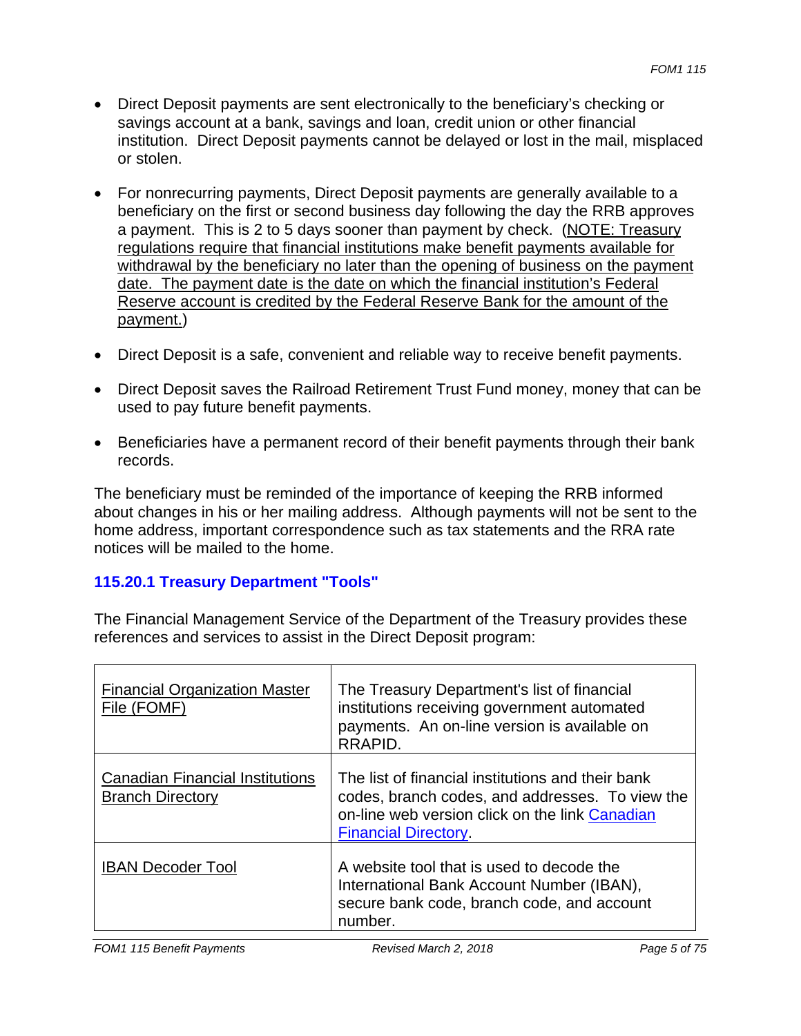- Direct Deposit payments are sent electronically to the beneficiary's checking or savings account at a bank, savings and loan, credit union or other financial institution. Direct Deposit payments cannot be delayed or lost in the mail, misplaced or stolen.

- For nonrecurring payments, Direct Deposit payments are generally available to a beneficiary on the first or second business day following the day the RRB approves a payment. This is 2 to 5 days sooner than payment by check. (NOTE: Treasury regulations require that financial institutions make benefit payments available for withdrawal by the beneficiary no later than the opening of business on the payment date. The payment date is the date on which the financial institution's Federal Reserve account is credited by the Federal Reserve Bank for the amount of the payment.)

- Direct Deposit is a safe, convenient and reliable way to receive benefit payments.

- Direct Deposit saves the Railroad Retirement Trust Fund money, money that can be used to pay future benefit payments.

- Beneficiaries have a permanent record of their benefit payments through their bank records.

The beneficiary must be reminded of the importance of keeping the RRB informed about changes in his or her mailing address. Although payments will not be sent to the home address, important correspondence such as tax statements and the RRA rate notices will be mailed to the home.

### 115.20.1 Treasury Department "Tools"

The Financial Management Service of the Department of the Treasury provides these references and services to assist in the Direct Deposit program:

| Tool | Description |
|---|---|
| Financial Organization Master File (FOMF) | The Treasury Department's list of financial institutions receiving government automated payments. An on-line version is available on RRAPID. |
| Canadian Financial Institutions Branch Directory | The list of financial institutions and their bank codes, branch codes, and addresses. To view the on-line web version click on the link Canadian Financial Directory. |
| IBAN Decoder Tool | A website tool that is used to decode the International Bank Account Number (IBAN), secure bank code, branch code, and account number. |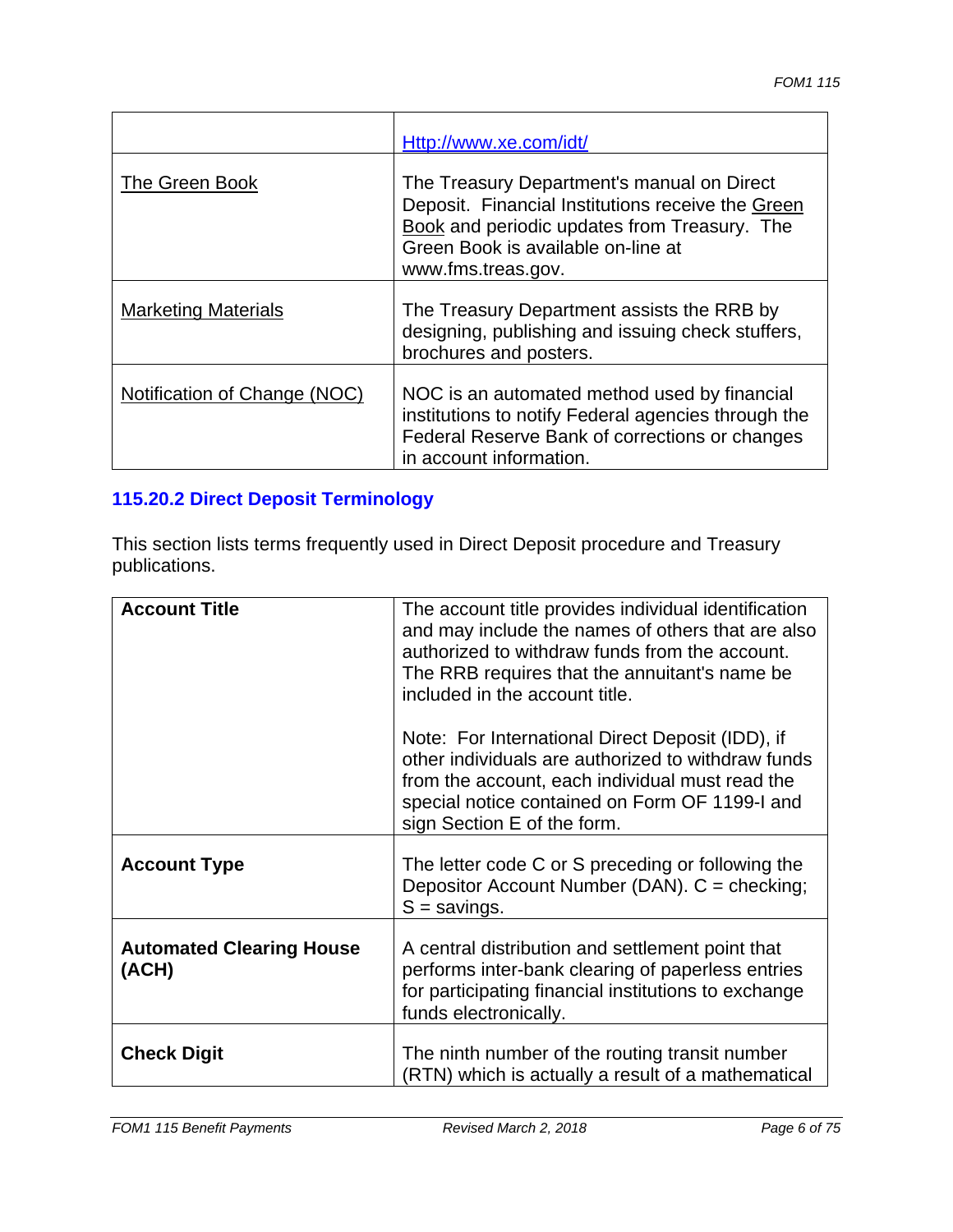| | |
|---|---|
| | Http://www.xe.com/idt/ |
| The Green Book | The Treasury Department's manual on Direct Deposit. Financial Institutions receive the Green Book and periodic updates from Treasury. The Green Book is available on-line at www.fms.treas.gov. |
| Marketing Materials | The Treasury Department assists the RRB by designing, publishing and issuing check stuffers, brochures and posters. |
| Notification of Change (NOC) | NOC is an automated method used by financial institutions to notify Federal agencies through the Federal Reserve Bank of corrections or changes in account information. |

### 115.20.2 Direct Deposit Terminology

This section lists terms frequently used in Direct Deposit procedure and Treasury publications.

| | |
|---|---|
| **Account Title** | The account title provides individual identification and may include the names of others that are also authorized to withdraw funds from the account. The RRB requires that the annuitant's name be included in the account title.<br><br>Note: For International Direct Deposit (IDD), if other individuals are authorized to withdraw funds from the account, each individual must read the special notice contained on Form OF 1199-I and sign Section E of the form. |
| **Account Type** | The letter code C or S preceding or following the Depositor Account Number (DAN). C = checking; S = savings. |
| **Automated Clearing House (ACH)** | A central distribution and settlement point that performs inter-bank clearing of paperless entries for participating financial institutions to exchange funds electronically. |
| **Check Digit** | The ninth number of the routing transit number (RTN) which is actually a result of a mathematical |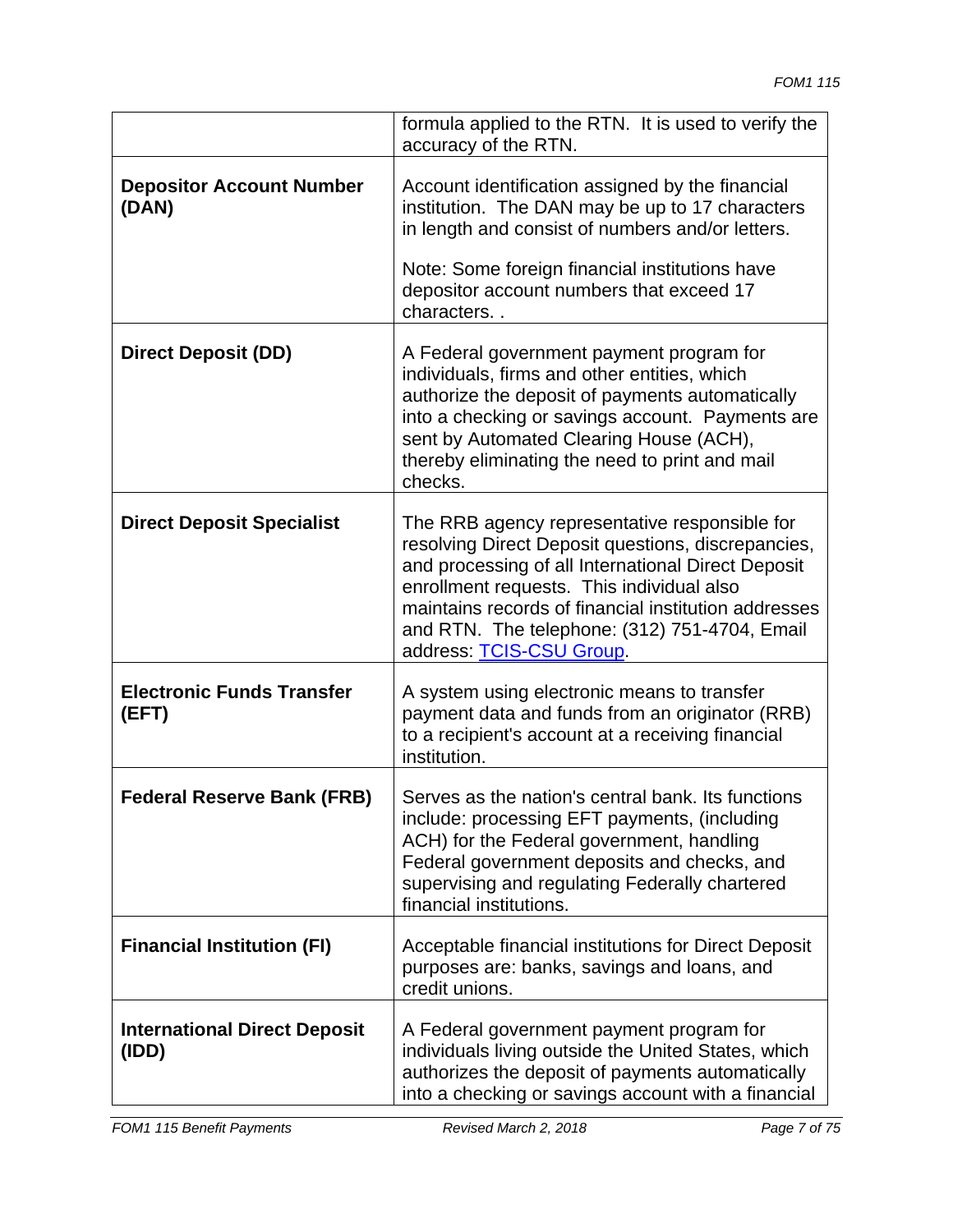| | |
|---|---|
| | formula applied to the RTN. It is used to verify the accuracy of the RTN. |
| **Depositor Account Number (DAN)** | Account identification assigned by the financial institution. The DAN may be up to 17 characters in length and consist of numbers and/or letters.<br><br>Note: Some foreign financial institutions have depositor account numbers that exceed 17 characters. . |
| **Direct Deposit (DD)** | A Federal government payment program for individuals, firms and other entities, which authorize the deposit of payments automatically into a checking or savings account. Payments are sent by Automated Clearing House (ACH), thereby eliminating the need to print and mail checks. |
| **Direct Deposit Specialist** | The RRB agency representative responsible for resolving Direct Deposit questions, discrepancies, and processing of all International Direct Deposit enrollment requests. This individual also maintains records of financial institution addresses and RTN. The telephone: (312) 751-4704, Email address: TCIS-CSU Group. |
| **Electronic Funds Transfer (EFT)** | A system using electronic means to transfer payment data and funds from an originator (RRB) to a recipient's account at a receiving financial institution. |
| **Federal Reserve Bank (FRB)** | Serves as the nation's central bank. Its functions include: processing EFT payments, (including ACH) for the Federal government, handling Federal government deposits and checks, and supervising and regulating Federally chartered financial institutions. |
| **Financial Institution (FI)** | Acceptable financial institutions for Direct Deposit purposes are: banks, savings and loans, and credit unions. |
| **International Direct Deposit (IDD)** | A Federal government payment program for individuals living outside the United States, which authorizes the deposit of payments automatically into a checking or savings account with a financial |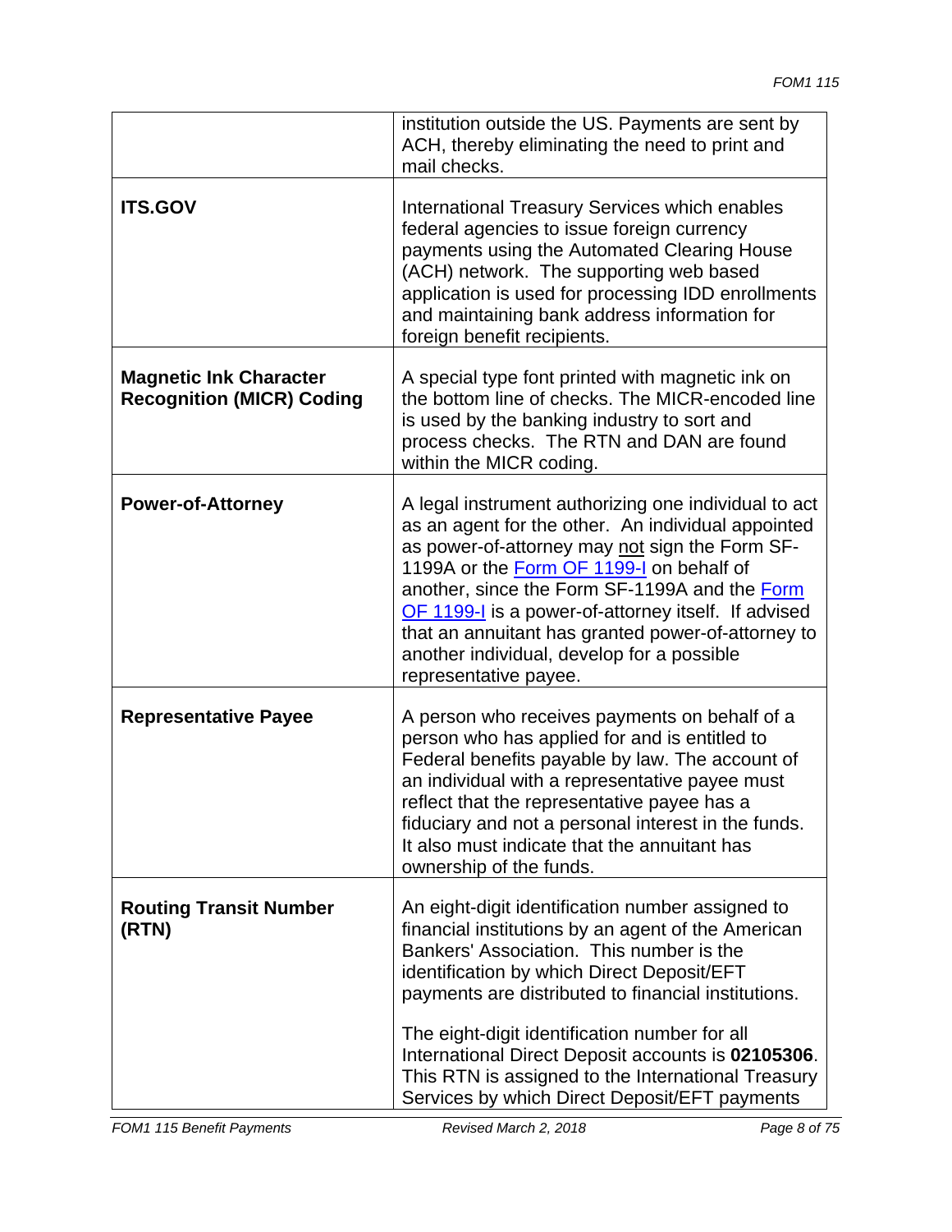| | |
|---|---|
| | institution outside the US. Payments are sent by ACH, thereby eliminating the need to print and mail checks. |
| **ITS.GOV** | International Treasury Services which enables federal agencies to issue foreign currency payments using the Automated Clearing House (ACH) network. The supporting web based application is used for processing IDD enrollments and maintaining bank address information for foreign benefit recipients. |
| **Magnetic Ink Character Recognition (MICR) Coding** | A special type font printed with magnetic ink on the bottom line of checks. The MICR-encoded line is used by the banking industry to sort and process checks. The RTN and DAN are found within the MICR coding. |
| **Power-of-Attorney** | A legal instrument authorizing one individual to act as an agent for the other. An individual appointed as power-of-attorney may not sign the Form SF-1199A or the Form OF 1199-I on behalf of another, since the Form SF-1199A and the Form OF 1199-I is a power-of-attorney itself. If advised that an annuitant has granted power-of-attorney to another individual, develop for a possible representative payee. |
| **Representative Payee** | A person who receives payments on behalf of a person who has applied for and is entitled to Federal benefits payable by law. The account of an individual with a representative payee must reflect that the representative payee has a fiduciary and not a personal interest in the funds. It also must indicate that the annuitant has ownership of the funds. |
| **Routing Transit Number (RTN)** | An eight-digit identification number assigned to financial institutions by an agent of the American Bankers' Association. This number is the identification by which Direct Deposit/EFT payments are distributed to financial institutions.<br><br>The eight-digit identification number for all International Direct Deposit accounts is **02105306**. This RTN is assigned to the International Treasury Services by which Direct Deposit/EFT payments |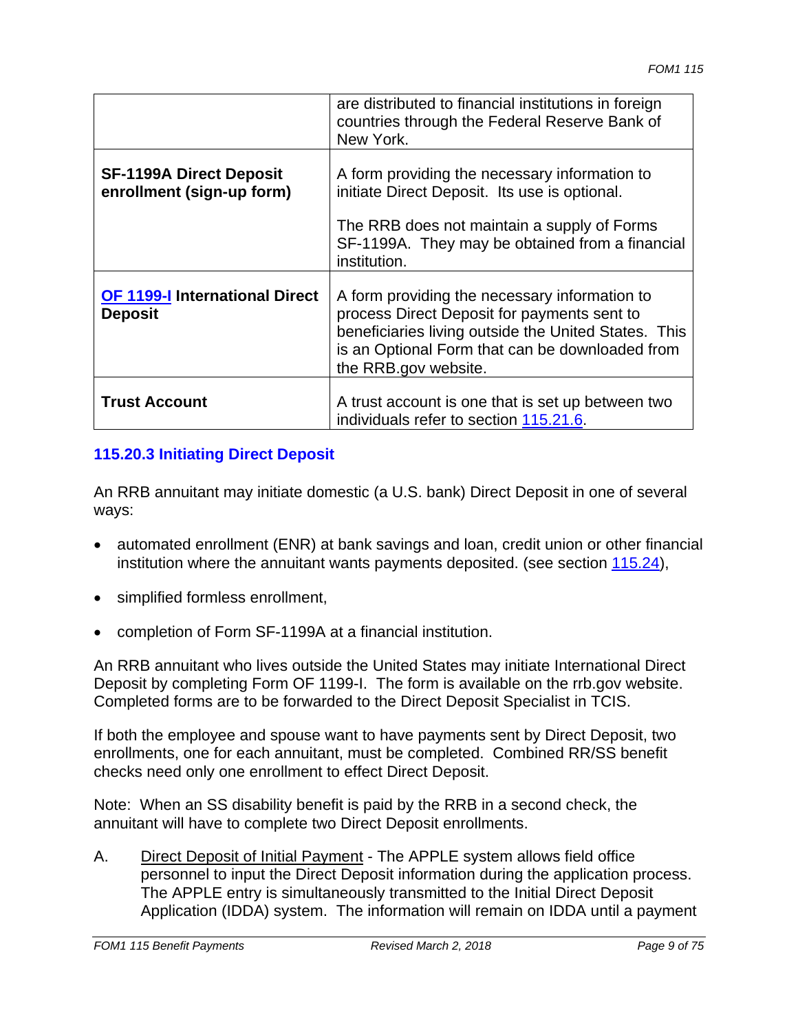| | |
|---|---|
| | are distributed to financial institutions in foreign countries through the Federal Reserve Bank of New York. |
| **SF-1199A Direct Deposit enrollment (sign-up form)** | A form providing the necessary information to initiate Direct Deposit. Its use is optional.<br><br>The RRB does not maintain a supply of Forms SF-1199A. They may be obtained from a financial institution. |
| **OF 1199-I International Direct Deposit** | A form providing the necessary information to process Direct Deposit for payments sent to beneficiaries living outside the United States. This is an Optional Form that can be downloaded from the RRB.gov website. |
| **Trust Account** | A trust account is one that is set up between two individuals refer to section 115.21.6. |

### 115.20.3 Initiating Direct Deposit

An RRB annuitant may initiate domestic (a U.S. bank) Direct Deposit in one of several ways:

- automated enrollment (ENR) at bank savings and loan, credit union or other financial institution where the annuitant wants payments deposited. (see section 115.24),
- simplified formless enrollment,
- completion of Form SF-1199A at a financial institution.

An RRB annuitant who lives outside the United States may initiate International Direct Deposit by completing Form OF 1199-I. The form is available on the rrb.gov website. Completed forms are to be forwarded to the Direct Deposit Specialist in TCIS.

If both the employee and spouse want to have payments sent by Direct Deposit, two enrollments, one for each annuitant, must be completed. Combined RR/SS benefit checks need only one enrollment to effect Direct Deposit.

Note: When an SS disability benefit is paid by the RRB in a second check, the annuitant will have to complete two Direct Deposit enrollments.

A. Direct Deposit of Initial Payment - The APPLE system allows field office personnel to input the Direct Deposit information during the application process. The APPLE entry is simultaneously transmitted to the Initial Direct Deposit Application (IDDA) system. The information will remain on IDDA until a payment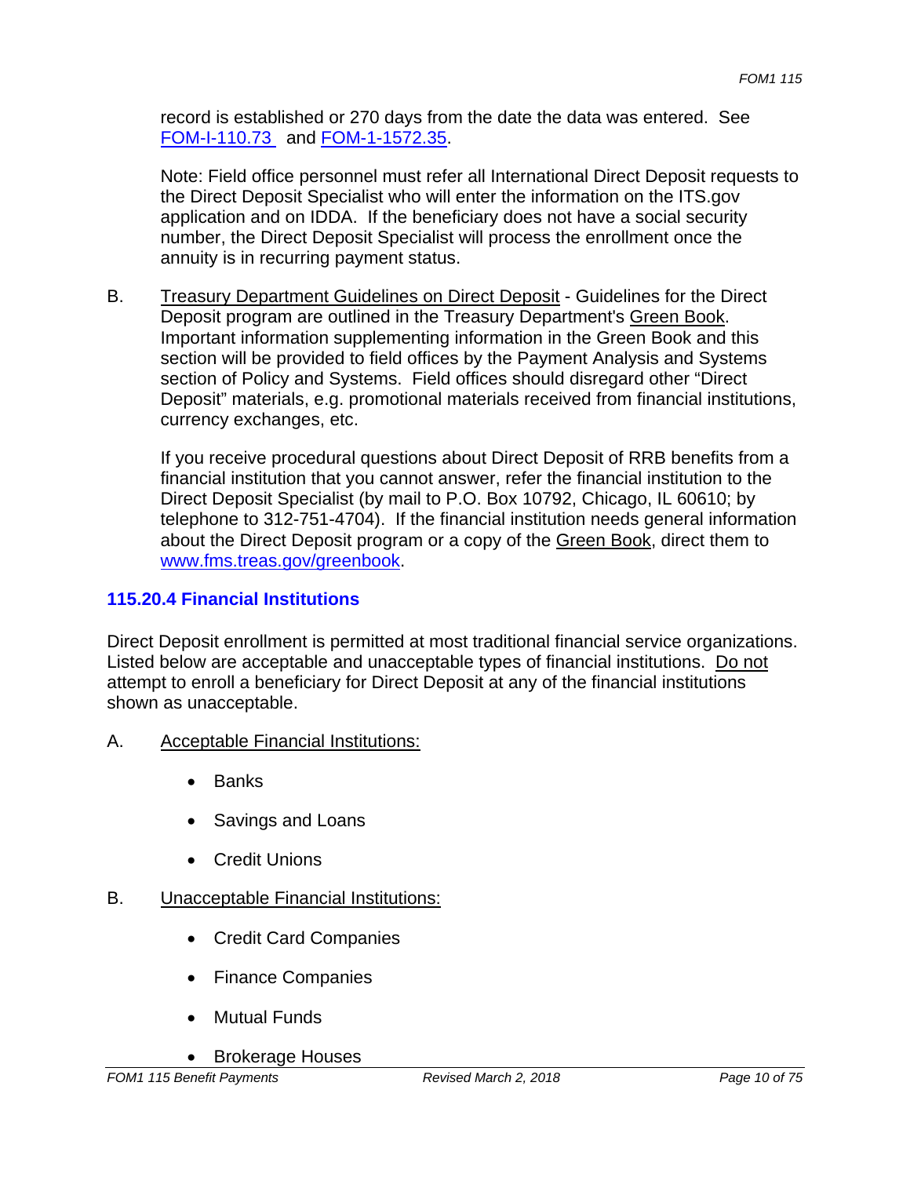record is established or 270 days from the date the data was entered. See [FOM-I-110.73](FOM-I-110.73) and [FOM-1-1572.35](FOM-1-1572.35).

Note: Field office personnel must refer all International Direct Deposit requests to the Direct Deposit Specialist who will enter the information on the ITS.gov application and on IDDA. If the beneficiary does not have a social security number, the Direct Deposit Specialist will process the enrollment once the annuity is in recurring payment status.

B. Treasury Department Guidelines on Direct Deposit - Guidelines for the Direct Deposit program are outlined in the Treasury Department's Green Book. Important information supplementing information in the Green Book and this section will be provided to field offices by the Payment Analysis and Systems section of Policy and Systems. Field offices should disregard other "Direct Deposit" materials, e.g. promotional materials received from financial institutions, currency exchanges, etc.

If you receive procedural questions about Direct Deposit of RRB benefits from a financial institution that you cannot answer, refer the financial institution to the Direct Deposit Specialist (by mail to P.O. Box 10792, Chicago, IL 60610; by telephone to 312-751-4704). If the financial institution needs general information about the Direct Deposit program or a copy of the Green Book, direct them to [www.fms.treas.gov/greenbook](www.fms.treas.gov/greenbook).

### 115.20.4 Financial Institutions

Direct Deposit enrollment is permitted at most traditional financial service organizations. Listed below are acceptable and unacceptable types of financial institutions. Do not attempt to enroll a beneficiary for Direct Deposit at any of the financial institutions shown as unacceptable.

A. Acceptable Financial Institutions:

- Banks
- Savings and Loans
- Credit Unions

B. Unacceptable Financial Institutions:

- Credit Card Companies
- Finance Companies
- Mutual Funds
- Brokerage Houses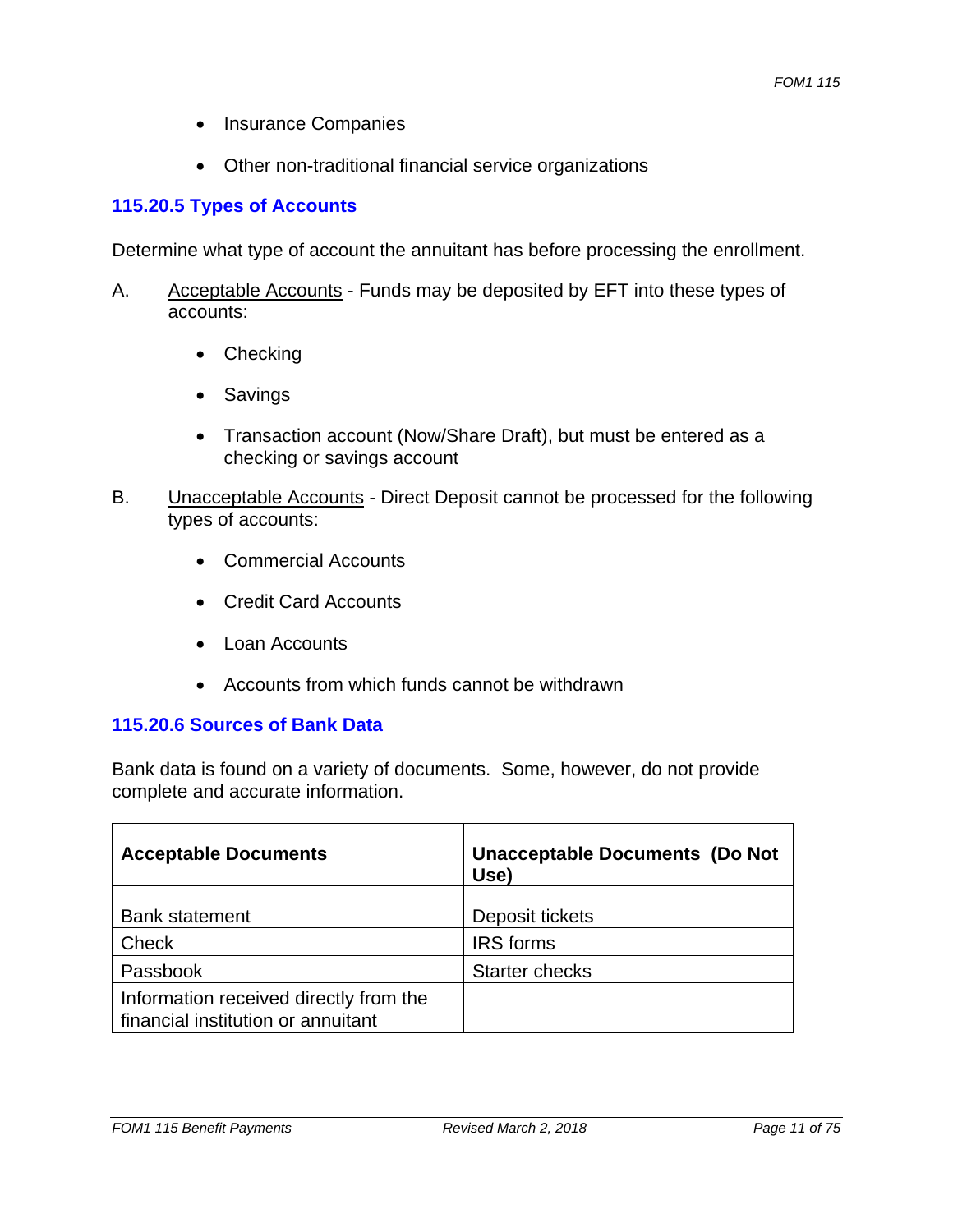- Insurance Companies
- Other non-traditional financial service organizations

### 115.20.5 Types of Accounts

Determine what type of account the annuitant has before processing the enrollment.

A. Acceptable Accounts - Funds may be deposited by EFT into these types of accounts:

- Checking
- Savings
- Transaction account (Now/Share Draft), but must be entered as a checking or savings account

B. Unacceptable Accounts - Direct Deposit cannot be processed for the following types of accounts:

- Commercial Accounts
- Credit Card Accounts
- Loan Accounts
- Accounts from which funds cannot be withdrawn

### 115.20.6 Sources of Bank Data

Bank data is found on a variety of documents. Some, however, do not provide complete and accurate information.

| **Acceptable Documents** | **Unacceptable Documents (Do Not Use)** |
|---|---|
| Bank statement | Deposit tickets |
| Check | IRS forms |
| Passbook | Starter checks |
| Information received directly from the financial institution or annuitant | |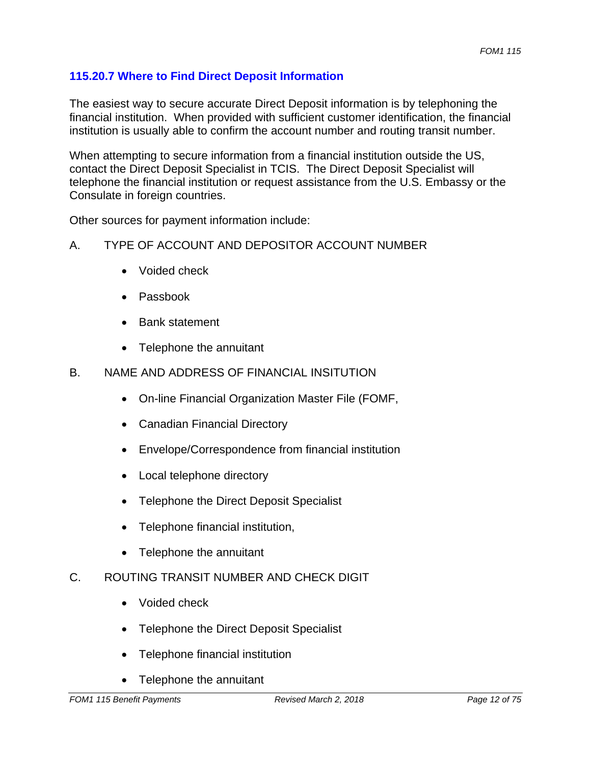### 115.20.7 Where to Find Direct Deposit Information

The easiest way to secure accurate Direct Deposit information is by telephoning the financial institution. When provided with sufficient customer identification, the financial institution is usually able to confirm the account number and routing transit number.

When attempting to secure information from a financial institution outside the US, contact the Direct Deposit Specialist in TCIS. The Direct Deposit Specialist will telephone the financial institution or request assistance from the U.S. Embassy or the Consulate in foreign countries.

Other sources for payment information include:

A. TYPE OF ACCOUNT AND DEPOSITOR ACCOUNT NUMBER

- Voided check
- Passbook
- Bank statement
- Telephone the annuitant

B. NAME AND ADDRESS OF FINANCIAL INSITUTION

- On-line Financial Organization Master File (FOMF,
- Canadian Financial Directory
- Envelope/Correspondence from financial institution
- Local telephone directory
- Telephone the Direct Deposit Specialist
- Telephone financial institution,
- Telephone the annuitant

C. ROUTING TRANSIT NUMBER AND CHECK DIGIT

- Voided check
- Telephone the Direct Deposit Specialist
- Telephone financial institution
- Telephone the annuitant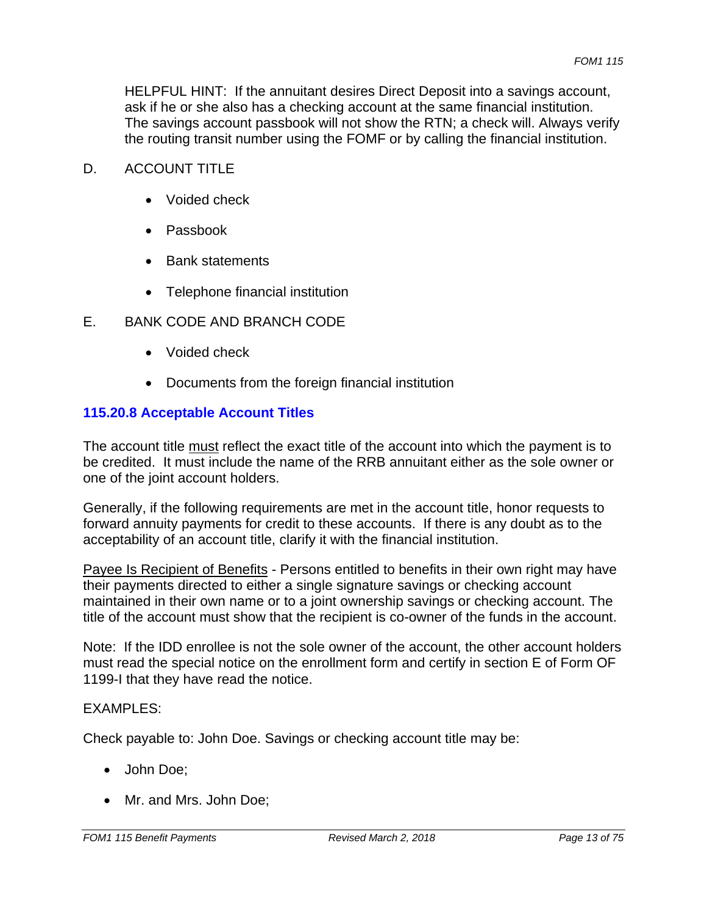HELPFUL HINT: If the annuitant desires Direct Deposit into a savings account, ask if he or she also has a checking account at the same financial institution. The savings account passbook will not show the RTN; a check will. Always verify the routing transit number using the FOMF or by calling the financial institution.

D. ACCOUNT TITLE

- Voided check
- Passbook
- Bank statements
- Telephone financial institution

E. BANK CODE AND BRANCH CODE

- Voided check
- Documents from the foreign financial institution

### 115.20.8 Acceptable Account Titles

The account title must reflect the exact title of the account into which the payment is to be credited. It must include the name of the RRB annuitant either as the sole owner or one of the joint account holders.

Generally, if the following requirements are met in the account title, honor requests to forward annuity payments for credit to these accounts. If there is any doubt as to the acceptability of an account title, clarify it with the financial institution.

Payee Is Recipient of Benefits - Persons entitled to benefits in their own right may have their payments directed to either a single signature savings or checking account maintained in their own name or to a joint ownership savings or checking account. The title of the account must show that the recipient is co-owner of the funds in the account.

Note: If the IDD enrollee is not the sole owner of the account, the other account holders must read the special notice on the enrollment form and certify in section E of Form OF 1199-I that they have read the notice.

EXAMPLES:

Check payable to: John Doe. Savings or checking account title may be:

- John Doe;
- Mr. and Mrs. John Doe;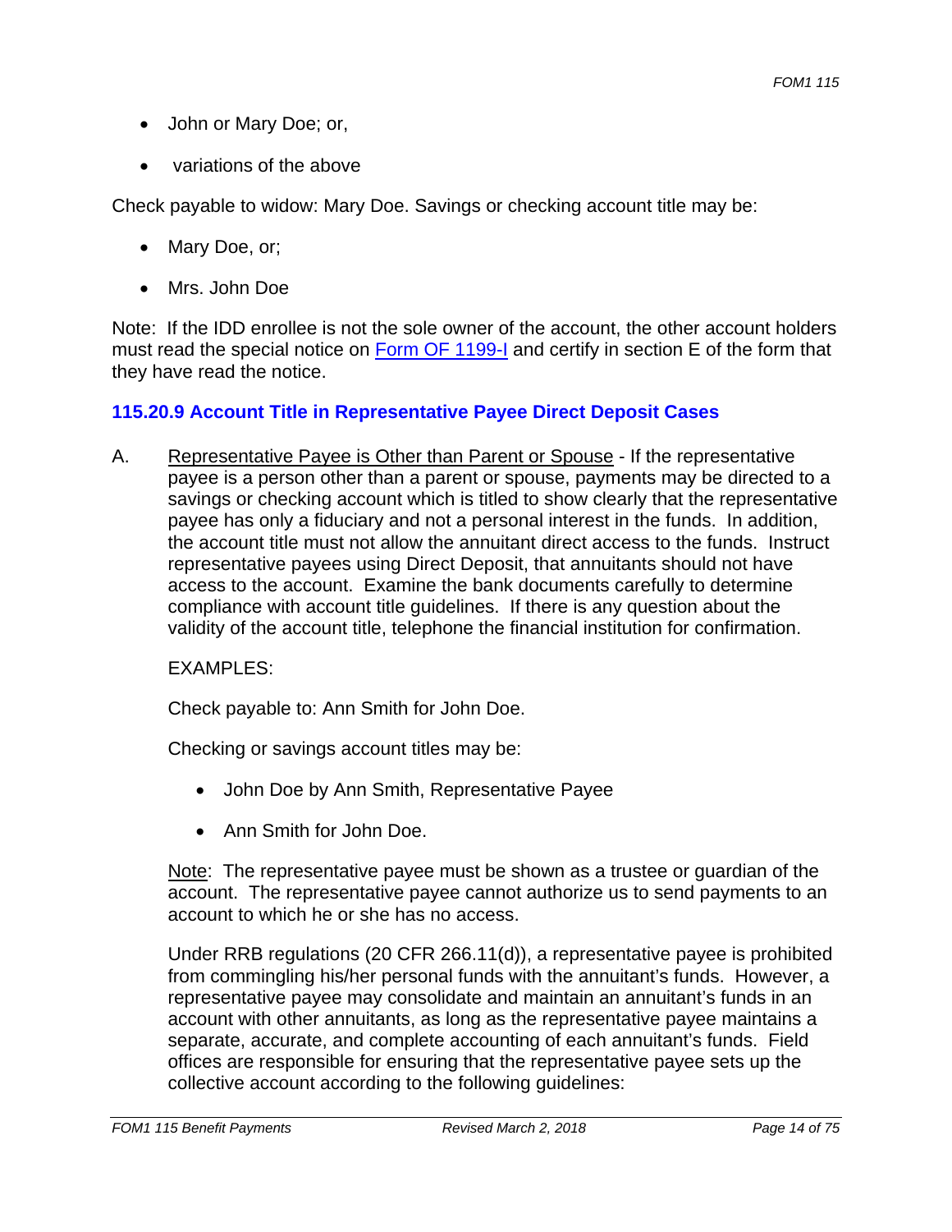- John or Mary Doe; or,
- variations of the above

Check payable to widow: Mary Doe. Savings or checking account title may be:

- Mary Doe, or;
- Mrs. John Doe

Note: If the IDD enrollee is not the sole owner of the account, the other account holders must read the special notice on Form OF 1199-I and certify in section E of the form that they have read the notice.

### 115.20.9 Account Title in Representative Payee Direct Deposit Cases

A. Representative Payee is Other than Parent or Spouse - If the representative payee is a person other than a parent or spouse, payments may be directed to a savings or checking account which is titled to show clearly that the representative payee has only a fiduciary and not a personal interest in the funds. In addition, the account title must not allow the annuitant direct access to the funds. Instruct representative payees using Direct Deposit, that annuitants should not have access to the account. Examine the bank documents carefully to determine compliance with account title guidelines. If there is any question about the validity of the account title, telephone the financial institution for confirmation.

EXAMPLES:

Check payable to: Ann Smith for John Doe.

Checking or savings account titles may be:

- John Doe by Ann Smith, Representative Payee
- Ann Smith for John Doe.

Note: The representative payee must be shown as a trustee or guardian of the account. The representative payee cannot authorize us to send payments to an account to which he or she has no access.

Under RRB regulations (20 CFR 266.11(d)), a representative payee is prohibited from commingling his/her personal funds with the annuitant's funds. However, a representative payee may consolidate and maintain an annuitant's funds in an account with other annuitants, as long as the representative payee maintains a separate, accurate, and complete accounting of each annuitant's funds. Field offices are responsible for ensuring that the representative payee sets up the collective account according to the following guidelines: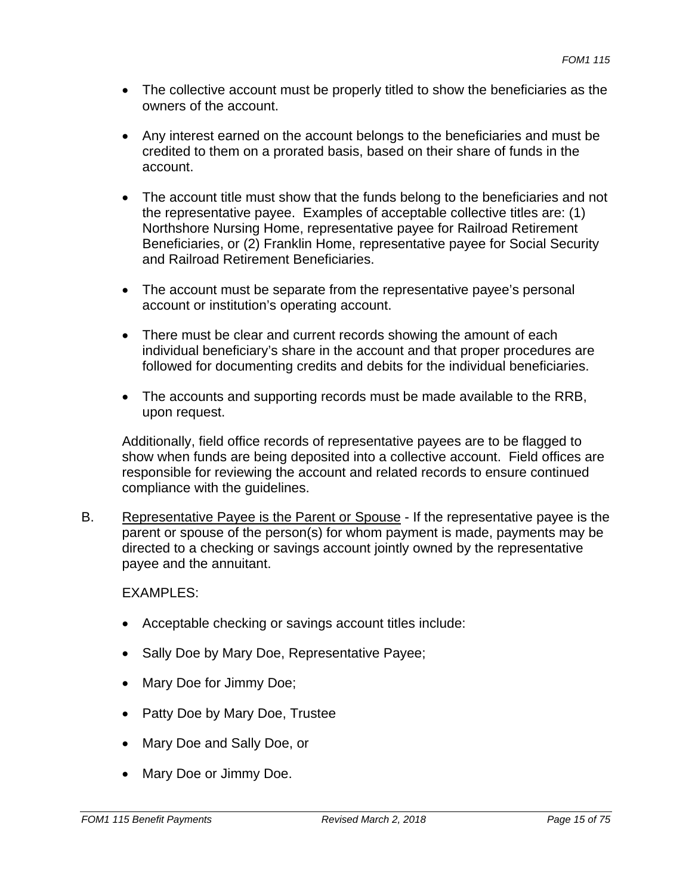- The collective account must be properly titled to show the beneficiaries as the owners of the account.
- Any interest earned on the account belongs to the beneficiaries and must be credited to them on a prorated basis, based on their share of funds in the account.
- The account title must show that the funds belong to the beneficiaries and not the representative payee. Examples of acceptable collective titles are: (1) Northshore Nursing Home, representative payee for Railroad Retirement Beneficiaries, or (2) Franklin Home, representative payee for Social Security and Railroad Retirement Beneficiaries.
- The account must be separate from the representative payee's personal account or institution's operating account.
- There must be clear and current records showing the amount of each individual beneficiary's share in the account and that proper procedures are followed for documenting credits and debits for the individual beneficiaries.
- The accounts and supporting records must be made available to the RRB, upon request.

Additionally, field office records of representative payees are to be flagged to show when funds are being deposited into a collective account. Field offices are responsible for reviewing the account and related records to ensure continued compliance with the guidelines.

B. Representative Payee is the Parent or Spouse - If the representative payee is the parent or spouse of the person(s) for whom payment is made, payments may be directed to a checking or savings account jointly owned by the representative payee and the annuitant.

EXAMPLES:

- Acceptable checking or savings account titles include:
- Sally Doe by Mary Doe, Representative Payee;
- Mary Doe for Jimmy Doe;
- Patty Doe by Mary Doe, Trustee
- Mary Doe and Sally Doe, or
- Mary Doe or Jimmy Doe.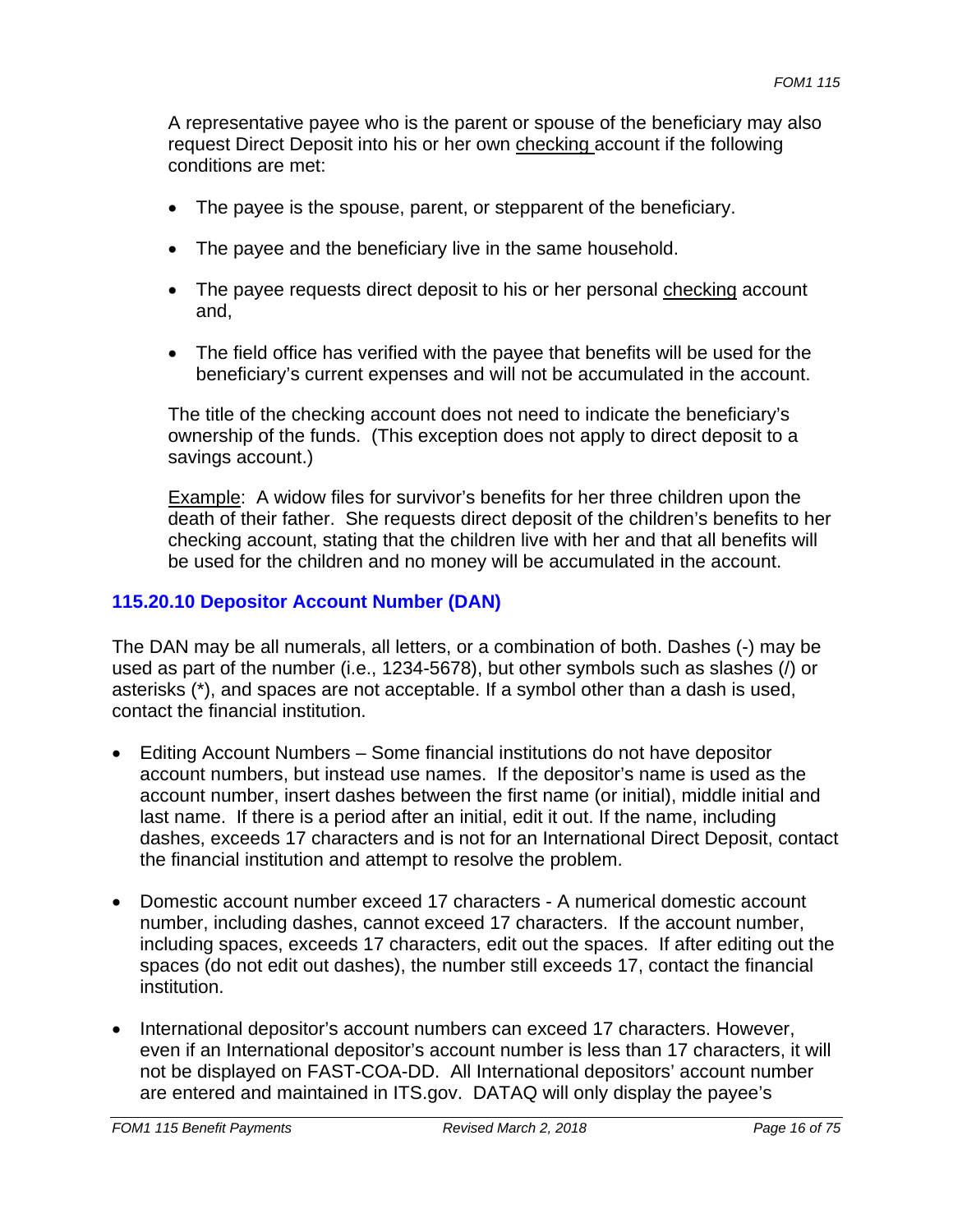A representative payee who is the parent or spouse of the beneficiary may also request Direct Deposit into his or her own checking account if the following conditions are met:

- The payee is the spouse, parent, or stepparent of the beneficiary.
- The payee and the beneficiary live in the same household.
- The payee requests direct deposit to his or her personal checking account and,
- The field office has verified with the payee that benefits will be used for the beneficiary's current expenses and will not be accumulated in the account.

The title of the checking account does not need to indicate the beneficiary's ownership of the funds. (This exception does not apply to direct deposit to a savings account.)

Example: A widow files for survivor's benefits for her three children upon the death of their father. She requests direct deposit of the children's benefits to her checking account, stating that the children live with her and that all benefits will be used for the children and no money will be accumulated in the account.

### 115.20.10 Depositor Account Number (DAN)

The DAN may be all numerals, all letters, or a combination of both. Dashes (-) may be used as part of the number (i.e., 1234-5678), but other symbols such as slashes (/) or asterisks (*), and spaces are not acceptable. If a symbol other than a dash is used, contact the financial institution.

- Editing Account Numbers – Some financial institutions do not have depositor account numbers, but instead use names. If the depositor's name is used as the account number, insert dashes between the first name (or initial), middle initial and last name. If there is a period after an initial, edit it out. If the name, including dashes, exceeds 17 characters and is not for an International Direct Deposit, contact the financial institution and attempt to resolve the problem.

- Domestic account number exceed 17 characters - A numerical domestic account number, including dashes, cannot exceed 17 characters. If the account number, including spaces, exceeds 17 characters, edit out the spaces. If after editing out the spaces (do not edit out dashes), the number still exceeds 17, contact the financial institution.

- International depositor's account numbers can exceed 17 characters. However, even if an International depositor's account number is less than 17 characters, it will not be displayed on FAST-COA-DD. All International depositors' account number are entered and maintained in ITS.gov. DATAQ will only display the payee's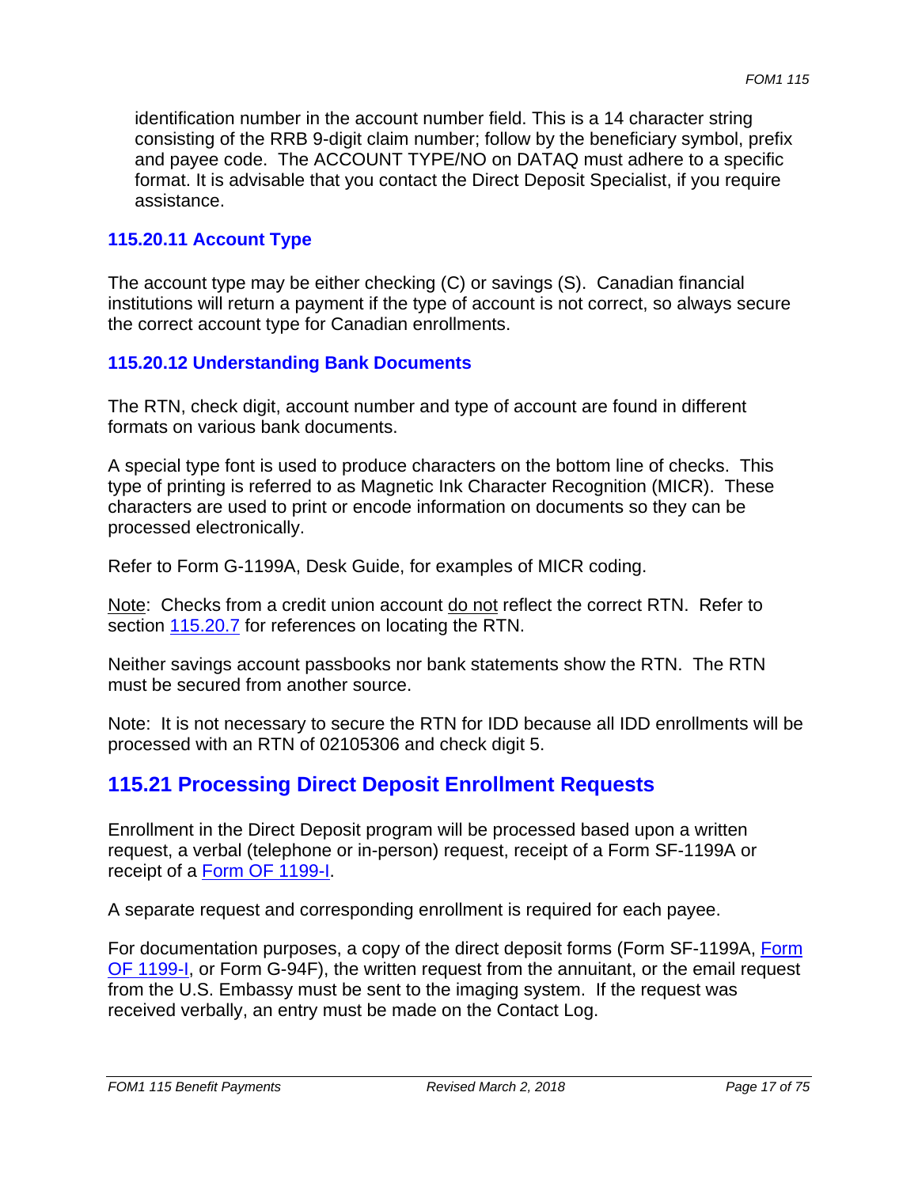identification number in the account number field. This is a 14 character string consisting of the RRB 9-digit claim number; follow by the beneficiary symbol, prefix and payee code. The ACCOUNT TYPE/NO on DATAQ must adhere to a specific format. It is advisable that you contact the Direct Deposit Specialist, if you require assistance.

### 115.20.11 Account Type

The account type may be either checking (C) or savings (S). Canadian financial institutions will return a payment if the type of account is not correct, so always secure the correct account type for Canadian enrollments.

### 115.20.12 Understanding Bank Documents

The RTN, check digit, account number and type of account are found in different formats on various bank documents.

A special type font is used to produce characters on the bottom line of checks. This type of printing is referred to as Magnetic Ink Character Recognition (MICR). These characters are used to print or encode information on documents so they can be processed electronically.

Refer to Form G-1199A, Desk Guide, for examples of MICR coding.

Note: Checks from a credit union account do not reflect the correct RTN. Refer to section 115.20.7 for references on locating the RTN.

Neither savings account passbooks nor bank statements show the RTN. The RTN must be secured from another source.

Note: It is not necessary to secure the RTN for IDD because all IDD enrollments will be processed with an RTN of 02105306 and check digit 5.

## 115.21 Processing Direct Deposit Enrollment Requests

Enrollment in the Direct Deposit program will be processed based upon a written request, a verbal (telephone or in-person) request, receipt of a Form SF-1199A or receipt of a Form OF 1199-I.

A separate request and corresponding enrollment is required for each payee.

For documentation purposes, a copy of the direct deposit forms (Form SF-1199A, Form OF 1199-I, or Form G-94F), the written request from the annuitant, or the email request from the U.S. Embassy must be sent to the imaging system. If the request was received verbally, an entry must be made on the Contact Log.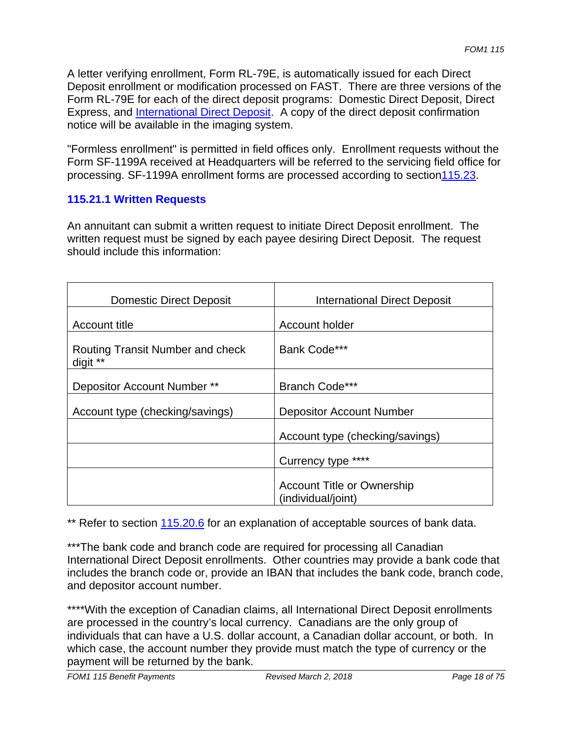A letter verifying enrollment, Form RL-79E, is automatically issued for each Direct Deposit enrollment or modification processed on FAST. There are three versions of the Form RL-79E for each of the direct deposit programs: Domestic Direct Deposit, Direct Express, and International Direct Deposit. A copy of the direct deposit confirmation notice will be available in the imaging system.

"Formless enrollment" is permitted in field offices only. Enrollment requests without the Form SF-1199A received at Headquarters will be referred to the servicing field office for processing. SF-1199A enrollment forms are processed according to section115.23.

### 115.21.1 Written Requests

An annuitant can submit a written request to initiate Direct Deposit enrollment. The written request must be signed by each payee desiring Direct Deposit. The request should include this information:

| Domestic Direct Deposit | International Direct Deposit |
|---|---|
| Account title | Account holder |
| Routing Transit Number and check digit ** | Bank Code*** |
| Depositor Account Number ** | Branch Code*** |
| Account type (checking/savings) | Depositor Account Number |
| | Account type (checking/savings) |
| | Currency type **** |
| | Account Title or Ownership (individual/joint) |

** Refer to section 115.20.6 for an explanation of acceptable sources of bank data.

***The bank code and branch code are required for processing all Canadian International Direct Deposit enrollments. Other countries may provide a bank code that includes the branch code or, provide an IBAN that includes the bank code, branch code, and depositor account number.

****With the exception of Canadian claims, all International Direct Deposit enrollments are processed in the country's local currency. Canadians are the only group of individuals that can have a U.S. dollar account, a Canadian dollar account, or both. In which case, the account number they provide must match the type of currency or the payment will be returned by the bank.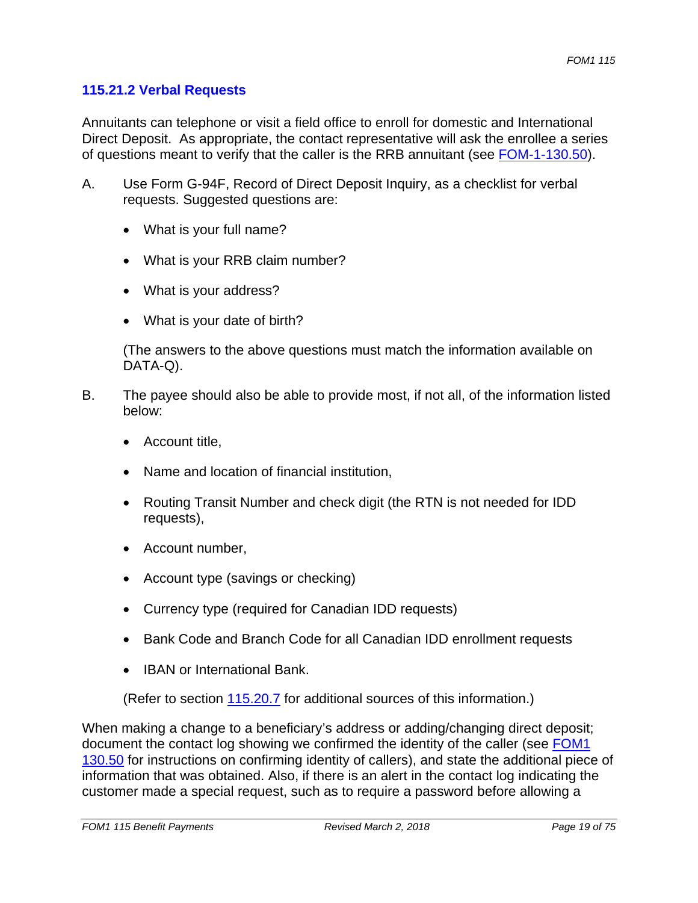### 115.21.2 Verbal Requests

Annuitants can telephone or visit a field office to enroll for domestic and International Direct Deposit. As appropriate, the contact representative will ask the enrollee a series of questions meant to verify that the caller is the RRB annuitant (see FOM-1-130.50).

A. Use Form G-94F, Record of Direct Deposit Inquiry, as a checklist for verbal requests. Suggested questions are:

   - What is your full name?
   - What is your RRB claim number?
   - What is your address?
   - What is your date of birth?

   (The answers to the above questions must match the information available on DATA-Q).

B. The payee should also be able to provide most, if not all, of the information listed below:

   - Account title,
   - Name and location of financial institution,
   - Routing Transit Number and check digit (the RTN is not needed for IDD requests),
   - Account number,
   - Account type (savings or checking)
   - Currency type (required for Canadian IDD requests)
   - Bank Code and Branch Code for all Canadian IDD enrollment requests
   - IBAN or International Bank.

   (Refer to section 115.20.7 for additional sources of this information.)

When making a change to a beneficiary's address or adding/changing direct deposit; document the contact log showing we confirmed the identity of the caller (see FOM1 130.50 for instructions on confirming identity of callers), and state the additional piece of information that was obtained. Also, if there is an alert in the contact log indicating the customer made a special request, such as to require a password before allowing a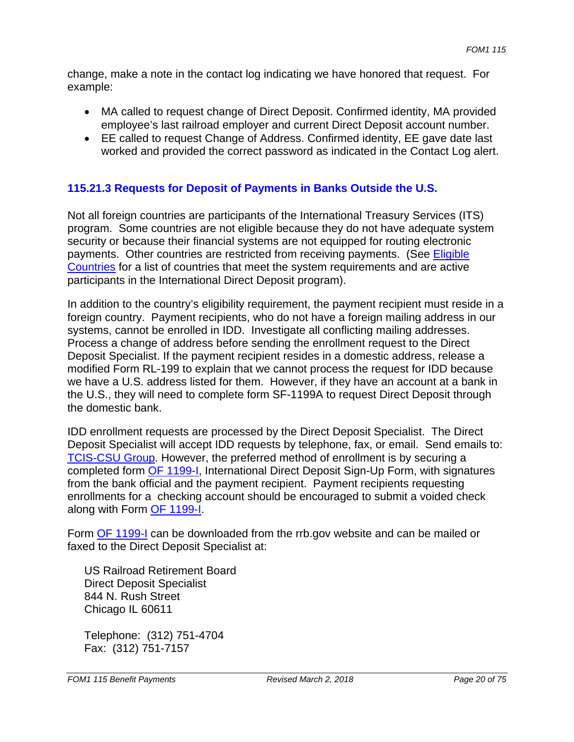change, make a note in the contact log indicating we have honored that request. For example:

- MA called to request change of Direct Deposit. Confirmed identity, MA provided employee's last railroad employer and current Direct Deposit account number.
- EE called to request Change of Address. Confirmed identity, EE gave date last worked and provided the correct password as indicated in the Contact Log alert.

### 115.21.3 Requests for Deposit of Payments in Banks Outside the U.S.

Not all foreign countries are participants of the International Treasury Services (ITS) program. Some countries are not eligible because they do not have adequate system security or because their financial systems are not equipped for routing electronic payments. Other countries are restricted from receiving payments. (See Eligible Countries for a list of countries that meet the system requirements and are active participants in the International Direct Deposit program).

In addition to the country's eligibility requirement, the payment recipient must reside in a foreign country. Payment recipients, who do not have a foreign mailing address in our systems, cannot be enrolled in IDD. Investigate all conflicting mailing addresses. Process a change of address before sending the enrollment request to the Direct Deposit Specialist. If the payment recipient resides in a domestic address, release a modified Form RL-199 to explain that we cannot process the request for IDD because we have a U.S. address listed for them. However, if they have an account at a bank in the U.S., they will need to complete form SF-1199A to request Direct Deposit through the domestic bank.

IDD enrollment requests are processed by the Direct Deposit Specialist. The Direct Deposit Specialist will accept IDD requests by telephone, fax, or email. Send emails to: TCIS-CSU Group. However, the preferred method of enrollment is by securing a completed form OF 1199-I, International Direct Deposit Sign-Up Form, with signatures from the bank official and the payment recipient. Payment recipients requesting enrollments for a checking account should be encouraged to submit a voided check along with Form OF 1199-I.

Form OF 1199-I can be downloaded from the rrb.gov website and can be mailed or faxed to the Direct Deposit Specialist at:

US Railroad Retirement Board
Direct Deposit Specialist
844 N. Rush Street
Chicago IL 60611

Telephone: (312) 751-4704
Fax: (312) 751-7157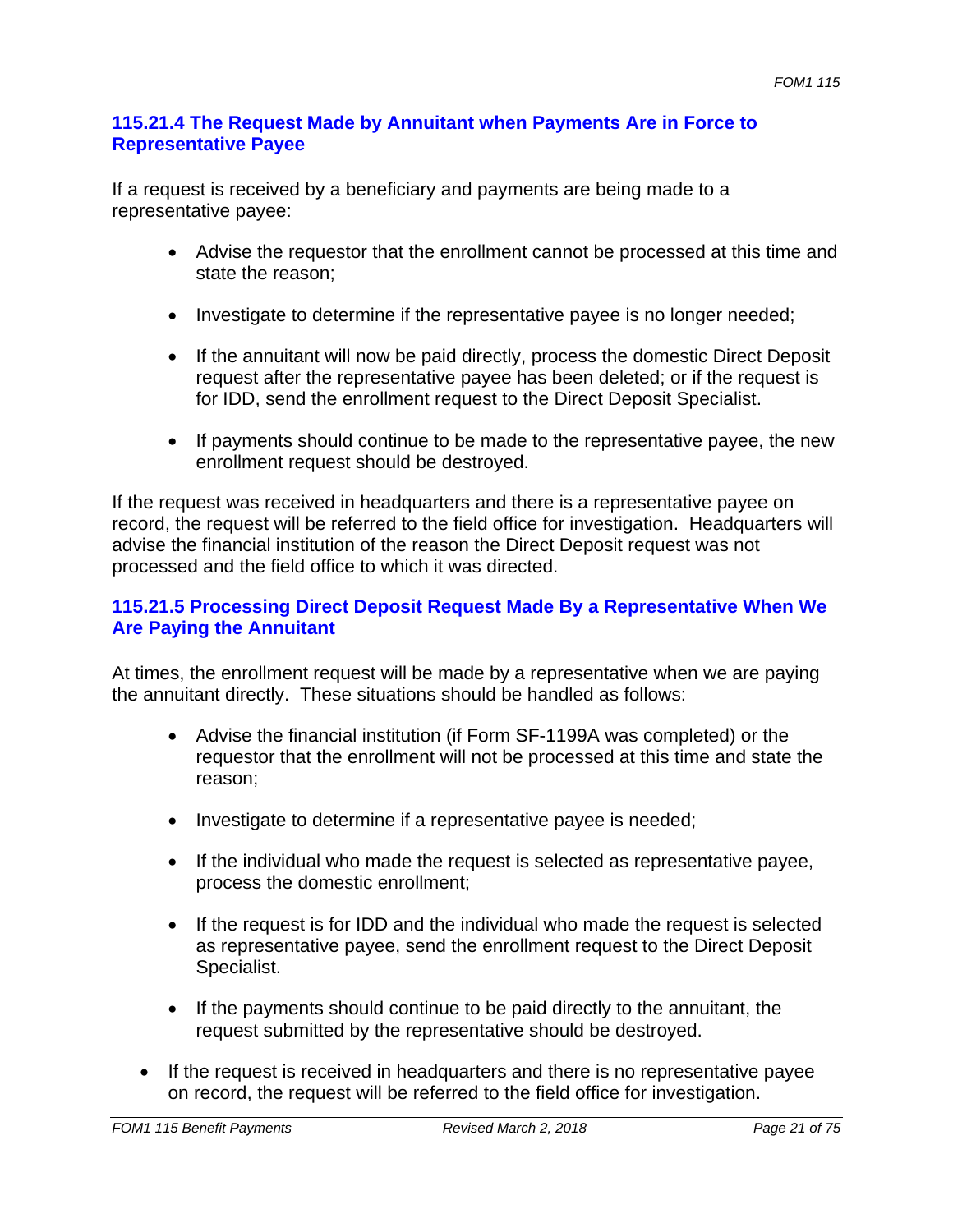### 115.21.4 The Request Made by Annuitant when Payments Are in Force to Representative Payee

If a request is received by a beneficiary and payments are being made to a representative payee:

- Advise the requestor that the enrollment cannot be processed at this time and state the reason;
- Investigate to determine if the representative payee is no longer needed;
- If the annuitant will now be paid directly, process the domestic Direct Deposit request after the representative payee has been deleted; or if the request is for IDD, send the enrollment request to the Direct Deposit Specialist.
- If payments should continue to be made to the representative payee, the new enrollment request should be destroyed.

If the request was received in headquarters and there is a representative payee on record, the request will be referred to the field office for investigation. Headquarters will advise the financial institution of the reason the Direct Deposit request was not processed and the field office to which it was directed.

### 115.21.5 Processing Direct Deposit Request Made By a Representative When We Are Paying the Annuitant

At times, the enrollment request will be made by a representative when we are paying the annuitant directly. These situations should be handled as follows:

- Advise the financial institution (if Form SF-1199A was completed) or the requestor that the enrollment will not be processed at this time and state the reason;
- Investigate to determine if a representative payee is needed;
- If the individual who made the request is selected as representative payee, process the domestic enrollment;
- If the request is for IDD and the individual who made the request is selected as representative payee, send the enrollment request to the Direct Deposit Specialist.
- If the payments should continue to be paid directly to the annuitant, the request submitted by the representative should be destroyed.

- If the request is received in headquarters and there is no representative payee on record, the request will be referred to the field office for investigation.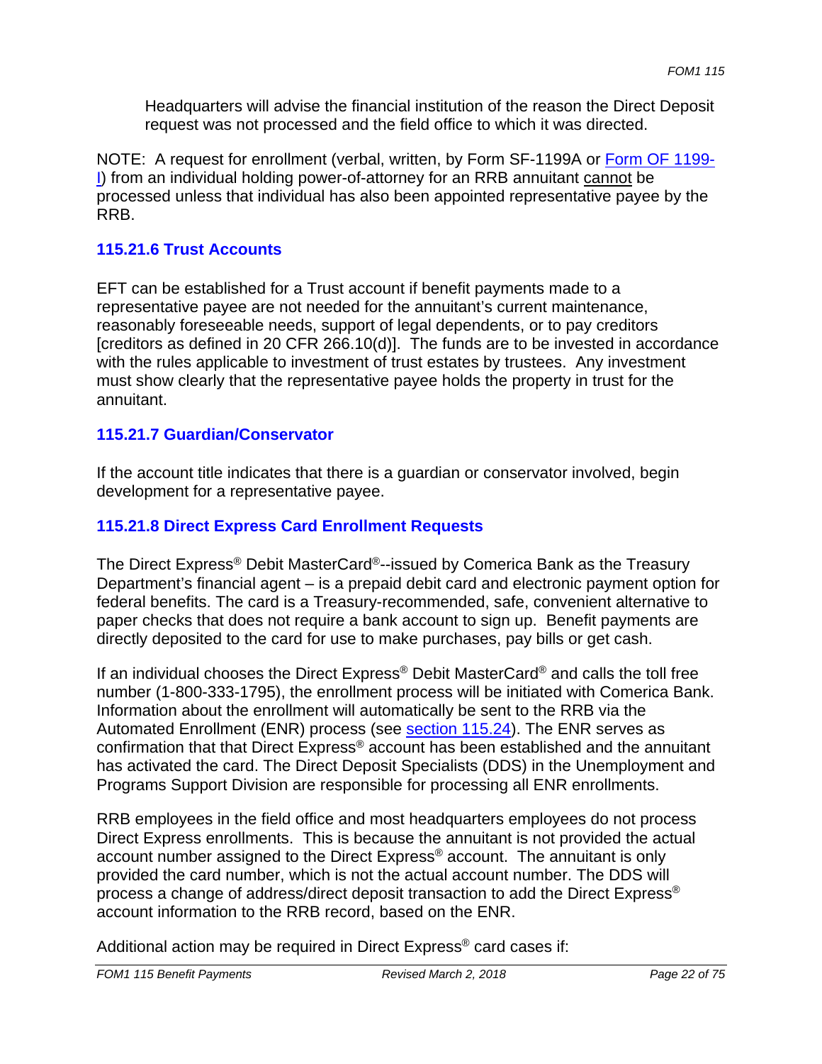Headquarters will advise the financial institution of the reason the Direct Deposit request was not processed and the field office to which it was directed.

NOTE: A request for enrollment (verbal, written, by Form SF-1199A or Form OF 1199-I) from an individual holding power-of-attorney for an RRB annuitant cannot be processed unless that individual has also been appointed representative payee by the RRB.

### 115.21.6 Trust Accounts

EFT can be established for a Trust account if benefit payments made to a representative payee are not needed for the annuitant's current maintenance, reasonably foreseeable needs, support of legal dependents, or to pay creditors [creditors as defined in 20 CFR 266.10(d)]. The funds are to be invested in accordance with the rules applicable to investment of trust estates by trustees. Any investment must show clearly that the representative payee holds the property in trust for the annuitant.

### 115.21.7 Guardian/Conservator

If the account title indicates that there is a guardian or conservator involved, begin development for a representative payee.

### 115.21.8 Direct Express Card Enrollment Requests

The Direct Express® Debit MasterCard®--issued by Comerica Bank as the Treasury Department's financial agent – is a prepaid debit card and electronic payment option for federal benefits. The card is a Treasury-recommended, safe, convenient alternative to paper checks that does not require a bank account to sign up. Benefit payments are directly deposited to the card for use to make purchases, pay bills or get cash.

If an individual chooses the Direct Express® Debit MasterCard® and calls the toll free number (1-800-333-1795), the enrollment process will be initiated with Comerica Bank. Information about the enrollment will automatically be sent to the RRB via the Automated Enrollment (ENR) process (see section 115.24). The ENR serves as confirmation that that Direct Express® account has been established and the annuitant has activated the card. The Direct Deposit Specialists (DDS) in the Unemployment and Programs Support Division are responsible for processing all ENR enrollments.

RRB employees in the field office and most headquarters employees do not process Direct Express enrollments. This is because the annuitant is not provided the actual account number assigned to the Direct Express® account. The annuitant is only provided the card number, which is not the actual account number. The DDS will process a change of address/direct deposit transaction to add the Direct Express® account information to the RRB record, based on the ENR.

Additional action may be required in Direct Express® card cases if: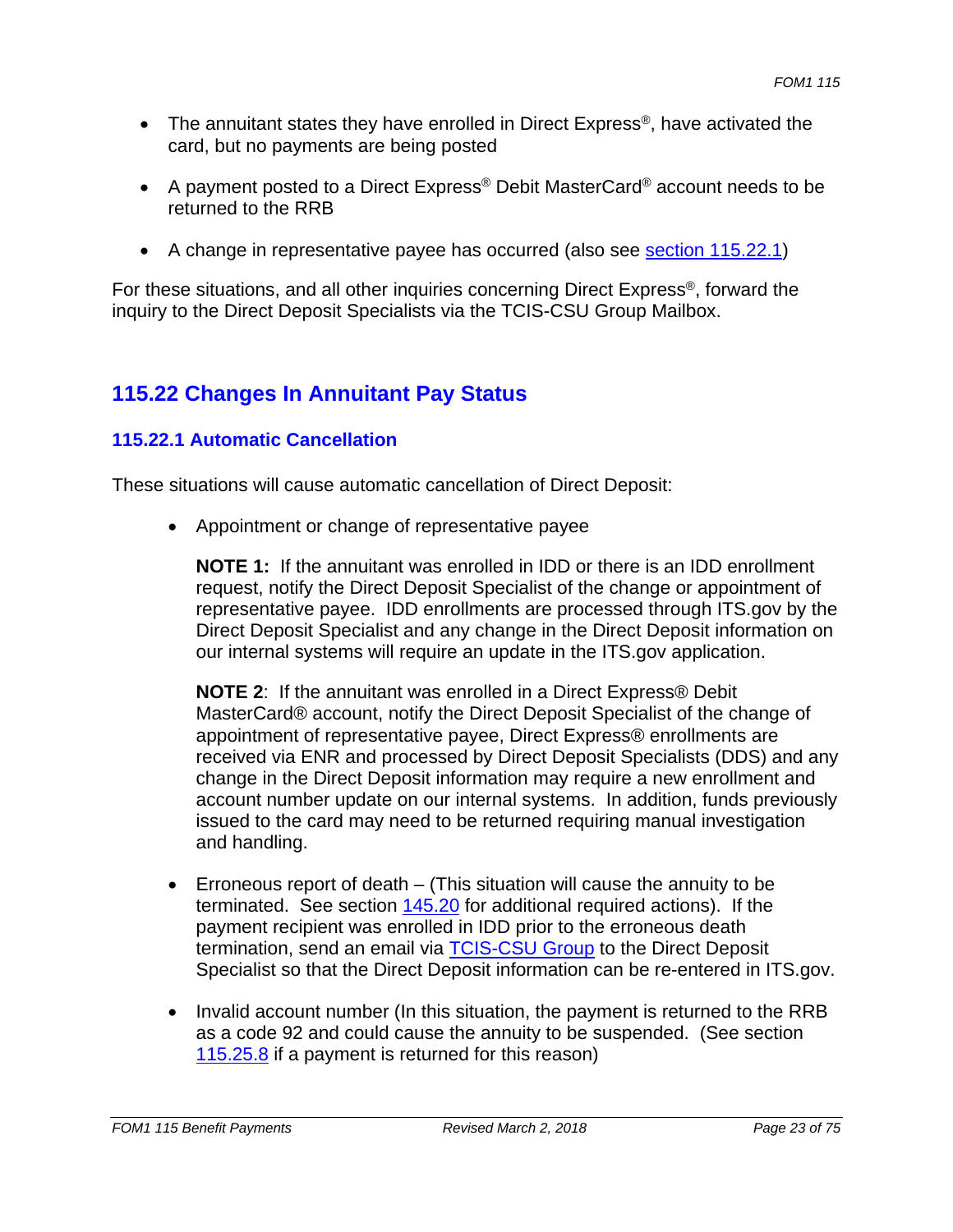- The annutant states they have enrolled in Direct Express®, have activated the card, but no payments are being posted

- A payment posted to a Direct Express® Debit MasterCard® account needs to be returned to the RRB

- A change in representative payee has occurred (also see section 115.22.1)

For these situations, and all other inquiries concerning Direct Express®, forward the inquiry to the Direct Deposit Specialists via the TCIS-CSU Group Mailbox.

## 115.22 Changes In Annuitant Pay Status

### 115.22.1 Automatic Cancellation

These situations will cause automatic cancellation of Direct Deposit:

- Appointment or change of representative payee

  **NOTE 1:** If the annuitant was enrolled in IDD or there is an IDD enrollment request, notify the Direct Deposit Specialist of the change or appointment of representative payee. IDD enrollments are processed through ITS.gov by the Direct Deposit Specialist and any change in the Direct Deposit information on our internal systems will require an update in the ITS.gov application.

  **NOTE 2**: If the annuitant was enrolled in a Direct Express® Debit MasterCard® account, notify the Direct Deposit Specialist of the change of appointment of representative payee, Direct Express® enrollments are received via ENR and processed by Direct Deposit Specialists (DDS) and any change in the Direct Deposit information may require a new enrollment and account number update on our internal systems. In addition, funds previously issued to the card may need to be returned requiring manual investigation and handling.

- Erroneous report of death – (This situation will cause the annuity to be terminated. See section 145.20 for additional required actions). If the payment recipient was enrolled in IDD prior to the erroneous death termination, send an email via TCIS-CSU Group to the Direct Deposit Specialist so that the Direct Deposit information can be re-entered in ITS.gov.

- Invalid account number (In this situation, the payment is returned to the RRB as a code 92 and could cause the annuity to be suspended. (See section 115.25.8 if a payment is returned for this reason)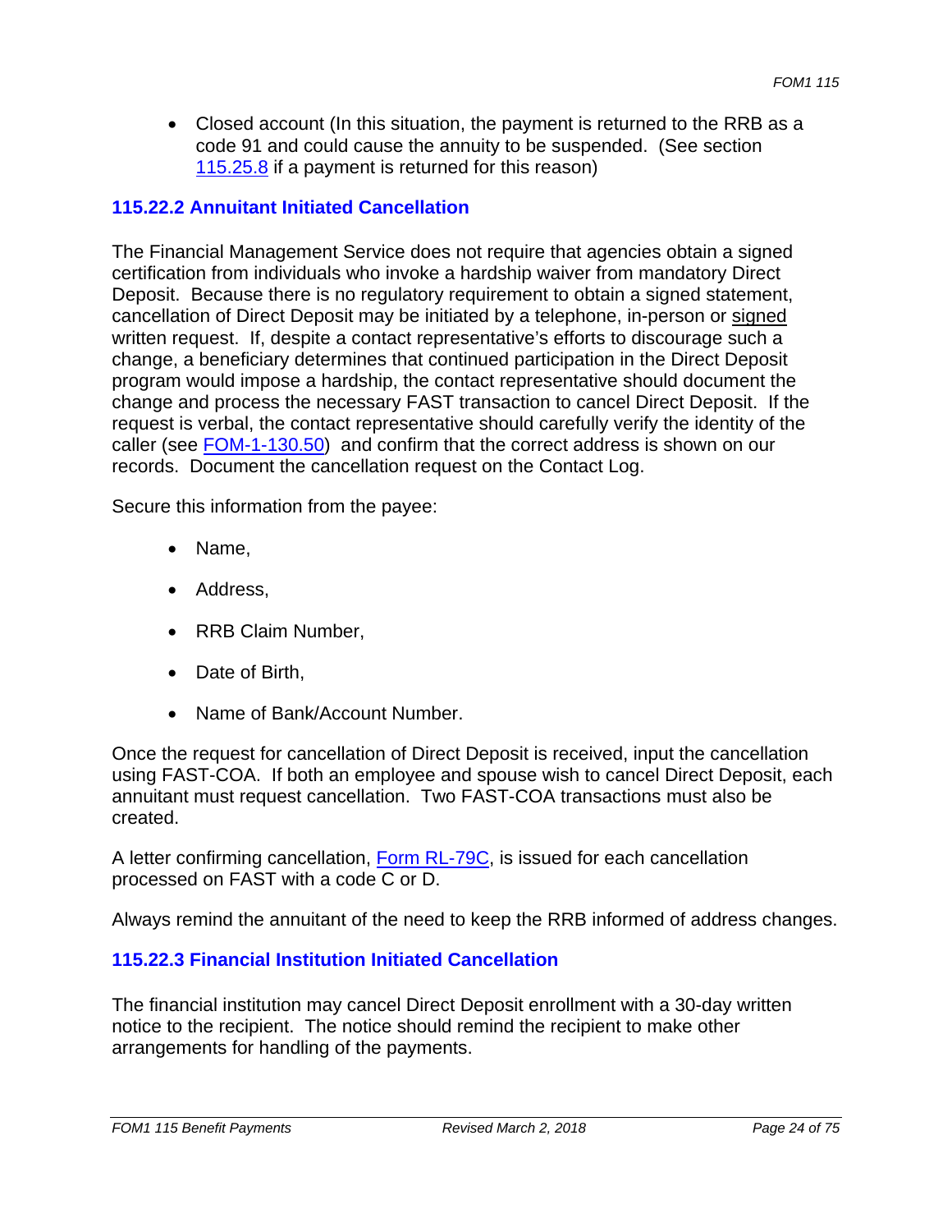- Closed account (In this situation, the payment is returned to the RRB as a code 91 and could cause the annuity to be suspended. (See section 115.25.8 if a payment is returned for this reason)

### 115.22.2 Annuitant Initiated Cancellation

The Financial Management Service does not require that agencies obtain a signed certification from individuals who invoke a hardship waiver from mandatory Direct Deposit. Because there is no regulatory requirement to obtain a signed statement, cancellation of Direct Deposit may be initiated by a telephone, in-person or signed written request. If, despite a contact representative's efforts to discourage such a change, a beneficiary determines that continued participation in the Direct Deposit program would impose a hardship, the contact representative should document the change and process the necessary FAST transaction to cancel Direct Deposit. If the request is verbal, the contact representative should carefully verify the identity of the caller (see FOM-1-130.50) and confirm that the correct address is shown on our records. Document the cancellation request on the Contact Log.

Secure this information from the payee:

- Name,
- Address,
- RRB Claim Number,
- Date of Birth,
- Name of Bank/Account Number.

Once the request for cancellation of Direct Deposit is received, input the cancellation using FAST-COA. If both an employee and spouse wish to cancel Direct Deposit, each annuitant must request cancellation. Two FAST-COA transactions must also be created.

A letter confirming cancellation, Form RL-79C, is issued for each cancellation processed on FAST with a code C or D.

Always remind the annuitant of the need to keep the RRB informed of address changes.

### 115.22.3 Financial Institution Initiated Cancellation

The financial institution may cancel Direct Deposit enrollment with a 30-day written notice to the recipient. The notice should remind the recipient to make other arrangements for handling of the payments.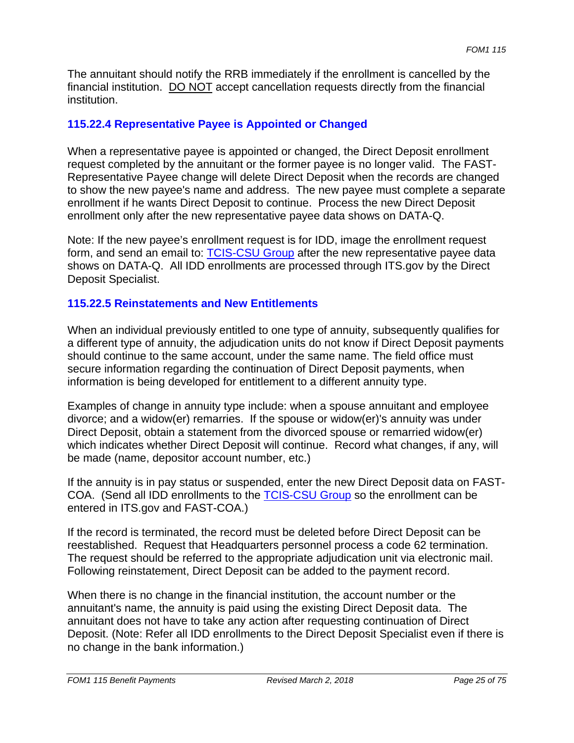The annuitant should notify the RRB immediately if the enrollment is cancelled by the financial institution. DO NOT accept cancellation requests directly from the financial institution.

### 115.22.4 Representative Payee is Appointed or Changed

When a representative payee is appointed or changed, the Direct Deposit enrollment request completed by the annuitant or the former payee is no longer valid. The FAST-Representative Payee change will delete Direct Deposit when the records are changed to show the new payee's name and address. The new payee must complete a separate enrollment if he wants Direct Deposit to continue. Process the new Direct Deposit enrollment only after the new representative payee data shows on DATA-Q.

Note: If the new payee's enrollment request is for IDD, image the enrollment request form, and send an email to: TCIS-CSU Group after the new representative payee data shows on DATA-Q. All IDD enrollments are processed through ITS.gov by the Direct Deposit Specialist.

### 115.22.5 Reinstatements and New Entitlements

When an individual previously entitled to one type of annuity, subsequently qualifies for a different type of annuity, the adjudication units do not know if Direct Deposit payments should continue to the same account, under the same name. The field office must secure information regarding the continuation of Direct Deposit payments, when information is being developed for entitlement to a different annuity type.

Examples of change in annuity type include: when a spouse annuitant and employee divorce; and a widow(er) remarries. If the spouse or widow(er)'s annuity was under Direct Deposit, obtain a statement from the divorced spouse or remarried widow(er) which indicates whether Direct Deposit will continue. Record what changes, if any, will be made (name, depositor account number, etc.)

If the annuity is in pay status or suspended, enter the new Direct Deposit data on FAST-COA. (Send all IDD enrollments to the TCIS-CSU Group so the enrollment can be entered in ITS.gov and FAST-COA.)

If the record is terminated, the record must be deleted before Direct Deposit can be reestablished. Request that Headquarters personnel process a code 62 termination. The request should be referred to the appropriate adjudication unit via electronic mail. Following reinstatement, Direct Deposit can be added to the payment record.

When there is no change in the financial institution, the account number or the annuitant's name, the annuity is paid using the existing Direct Deposit data. The annuitant does not have to take any action after requesting continuation of Direct Deposit. (Note: Refer all IDD enrollments to the Direct Deposit Specialist even if there is no change in the bank information.)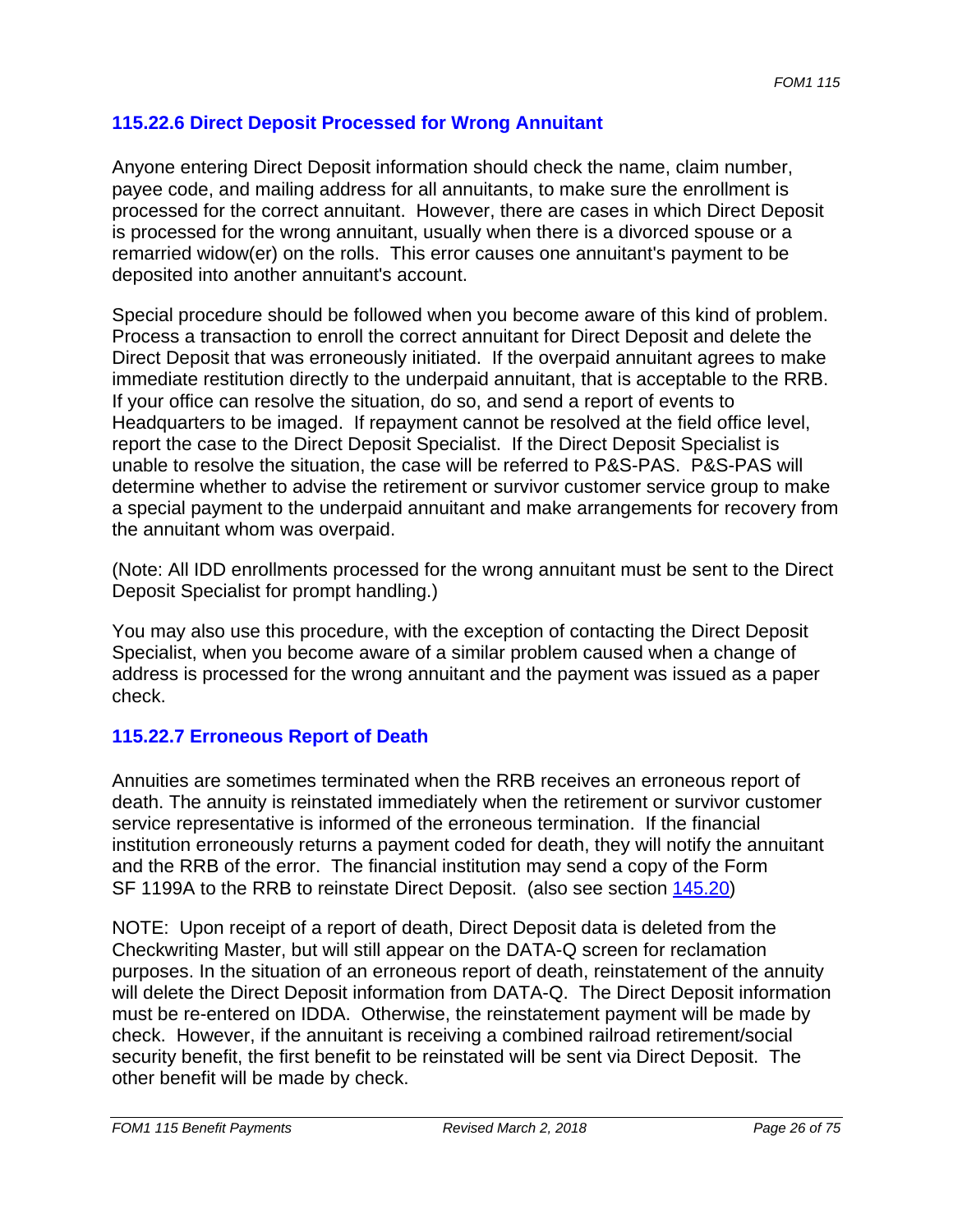### 115.22.6 Direct Deposit Processed for Wrong Annuitant

Anyone entering Direct Deposit information should check the name, claim number, payee code, and mailing address for all annuitants, to make sure the enrollment is processed for the correct annuitant. However, there are cases in which Direct Deposit is processed for the wrong annuitant, usually when there is a divorced spouse or a remarried widow(er) on the rolls. This error causes one annuitant's payment to be deposited into another annuitant's account.

Special procedure should be followed when you become aware of this kind of problem. Process a transaction to enroll the correct annuitant for Direct Deposit and delete the Direct Deposit that was erroneously initiated. If the overpaid annuitant agrees to make immediate restitution directly to the underpaid annuitant, that is acceptable to the RRB. If your office can resolve the situation, do so, and send a report of events to Headquarters to be imaged. If repayment cannot be resolved at the field office level, report the case to the Direct Deposit Specialist. If the Direct Deposit Specialist is unable to resolve the situation, the case will be referred to P&S-PAS. P&S-PAS will determine whether to advise the retirement or survivor customer service group to make a special payment to the underpaid annuitant and make arrangements for recovery from the annuitant whom was overpaid.

(Note: All IDD enrollments processed for the wrong annuitant must be sent to the Direct Deposit Specialist for prompt handling.)

You may also use this procedure, with the exception of contacting the Direct Deposit Specialist, when you become aware of a similar problem caused when a change of address is processed for the wrong annuitant and the payment was issued as a paper check.

### 115.22.7 Erroneous Report of Death

Annuities are sometimes terminated when the RRB receives an erroneous report of death. The annuity is reinstated immediately when the retirement or survivor customer service representative is informed of the erroneous termination. If the financial institution erroneously returns a payment coded for death, they will notify the annuitant and the RRB of the error. The financial institution may send a copy of the Form SF 1199A to the RRB to reinstate Direct Deposit. (also see section 145.20)

NOTE: Upon receipt of a report of death, Direct Deposit data is deleted from the Checkwriting Master, but will still appear on the DATA-Q screen for reclamation purposes. In the situation of an erroneous report of death, reinstatement of the annuity will delete the Direct Deposit information from DATA-Q. The Direct Deposit information must be re-entered on IDDA. Otherwise, the reinstatement payment will be made by check. However, if the annuitant is receiving a combined railroad retirement/social security benefit, the first benefit to be reinstated will be sent via Direct Deposit. The other benefit will be made by check.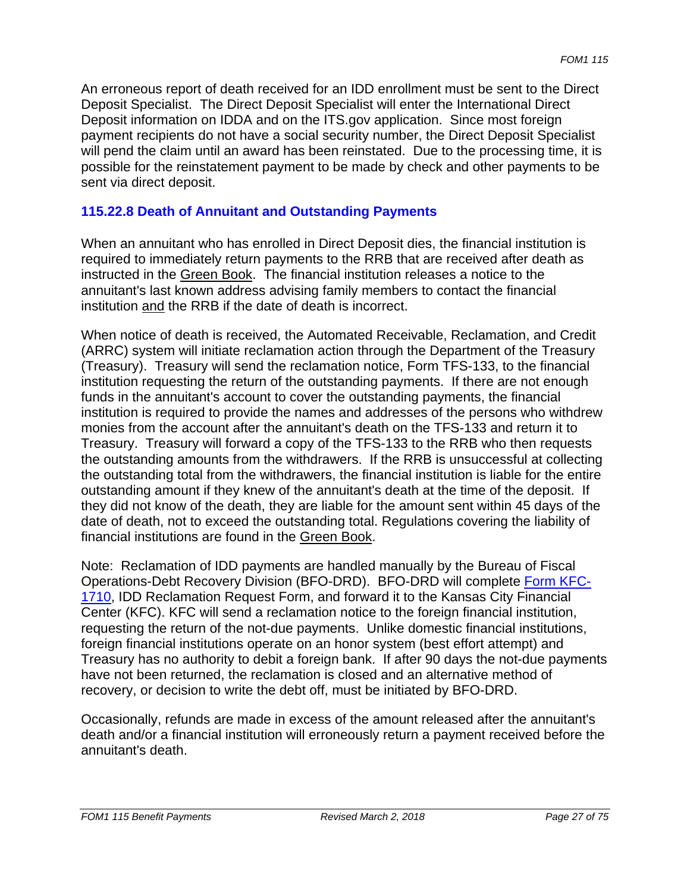An erroneous report of death received for an IDD enrollment must be sent to the Direct Deposit Specialist. The Direct Deposit Specialist will enter the International Direct Deposit information on IDDA and on the ITS.gov application. Since most foreign payment recipients do not have a social security number, the Direct Deposit Specialist will pend the claim until an award has been reinstated. Due to the processing time, it is possible for the reinstatement payment to be made by check and other payments to be sent via direct deposit.

### 115.22.8 Death of Annuitant and Outstanding Payments

When an annuitant who has enrolled in Direct Deposit dies, the financial institution is required to immediately return payments to the RRB that are received after death as instructed in the Green Book. The financial institution releases a notice to the annuitant's last known address advising family members to contact the financial institution and the RRB if the date of death is incorrect.

When notice of death is received, the Automated Receivable, Reclamation, and Credit (ARRC) system will initiate reclamation action through the Department of the Treasury (Treasury). Treasury will send the reclamation notice, Form TFS-133, to the financial institution requesting the return of the outstanding payments. If there are not enough funds in the annuitant's account to cover the outstanding payments, the financial institution is required to provide the names and addresses of the persons who withdrew monies from the account after the annuitant's death on the TFS-133 and return it to Treasury. Treasury will forward a copy of the TFS-133 to the RRB who then requests the outstanding amounts from the withdrawers. If the RRB is unsuccessful at collecting the outstanding total from the withdrawers, the financial institution is liable for the entire outstanding amount if they knew of the annuitant's death at the time of the deposit. If they did not know of the death, they are liable for the amount sent within 45 days of the date of death, not to exceed the outstanding total. Regulations covering the liability of financial institutions are found in the Green Book.

Note: Reclamation of IDD payments are handled manually by the Bureau of Fiscal Operations-Debt Recovery Division (BFO-DRD). BFO-DRD will complete Form KFC-1710, IDD Reclamation Request Form, and forward it to the Kansas City Financial Center (KFC). KFC will send a reclamation notice to the foreign financial institution, requesting the return of the not-due payments. Unlike domestic financial institutions, foreign financial institutions operate on an honor system (best effort attempt) and Treasury has no authority to debit a foreign bank. If after 90 days the not-due payments have not been returned, the reclamation is closed and an alternative method of recovery, or decision to write the debt off, must be initiated by BFO-DRD.

Occasionally, refunds are made in excess of the amount released after the annuitant's death and/or a financial institution will erroneously return a payment received before the annuitant's death.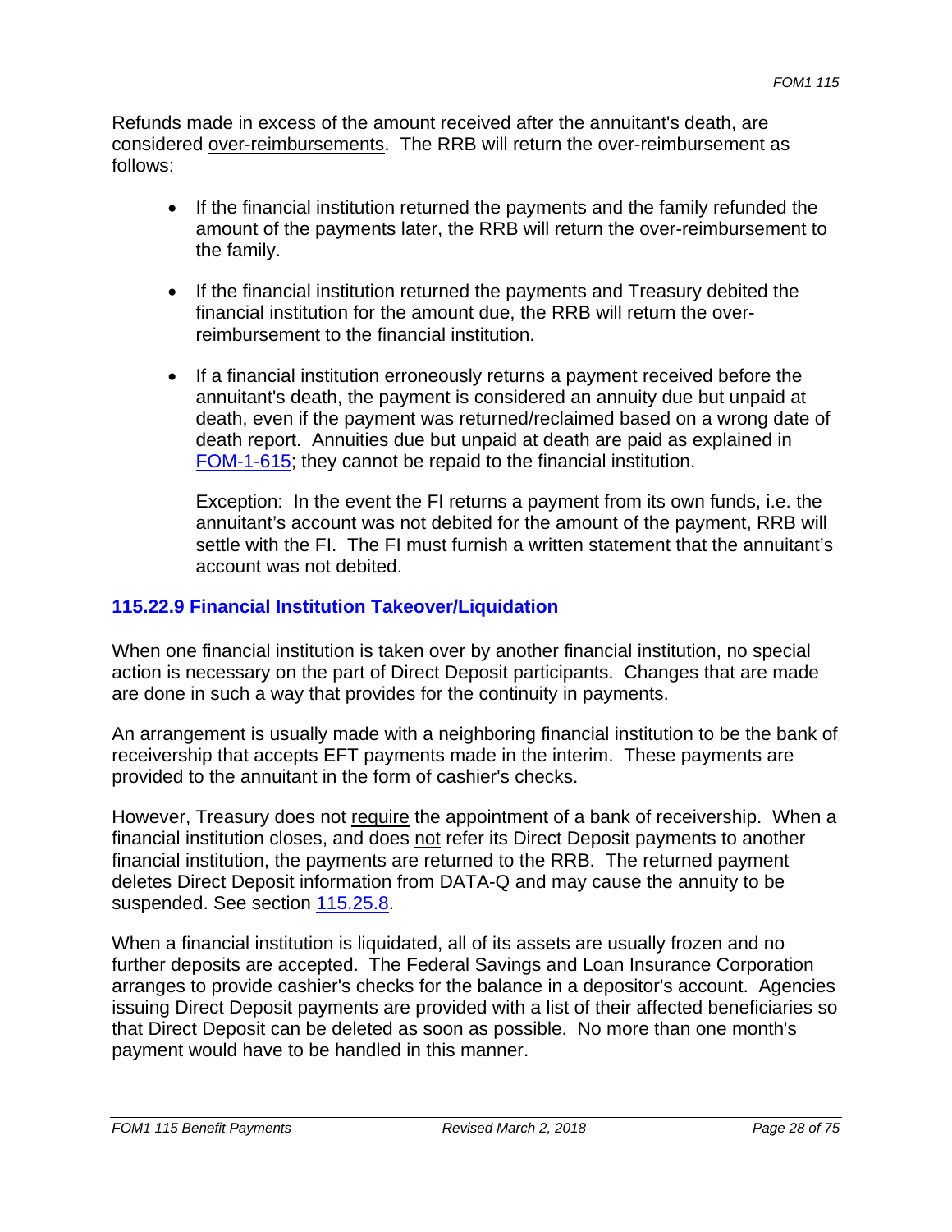Refunds made in excess of the amount received after the annuitant's death, are considered over-reimbursements. The RRB will return the over-reimbursement as follows:

- If the financial institution returned the payments and the family refunded the amount of the payments later, the RRB will return the over-reimbursement to the family.

- If the financial institution returned the payments and Treasury debited the financial institution for the amount due, the RRB will return the over-reimbursement to the financial institution.

- If a financial institution erroneously returns a payment received before the annuitant's death, the payment is considered an annuity due but unpaid at death, even if the payment was returned/reclaimed based on a wrong date of death report. Annuities due but unpaid at death are paid as explained in FOM-1-615; they cannot be repaid to the financial institution.

  Exception: In the event the FI returns a payment from its own funds, i.e. the annuitant's account was not debited for the amount of the payment, RRB will settle with the FI. The FI must furnish a written statement that the annuitant's account was not debited.

### 115.22.9 Financial Institution Takeover/Liquidation

When one financial institution is taken over by another financial institution, no special action is necessary on the part of Direct Deposit participants. Changes that are made are done in such a way that provides for the continuity in payments.

An arrangement is usually made with a neighboring financial institution to be the bank of receivership that accepts EFT payments made in the interim. These payments are provided to the annuitant in the form of cashier's checks.

However, Treasury does not require the appointment of a bank of receivership. When a financial institution closes, and does not refer its Direct Deposit payments to another financial institution, the payments are returned to the RRB. The returned payment deletes Direct Deposit information from DATA-Q and may cause the annuity to be suspended. See section 115.25.8.

When a financial institution is liquidated, all of its assets are usually frozen and no further deposits are accepted. The Federal Savings and Loan Insurance Corporation arranges to provide cashier's checks for the balance in a depositor's account. Agencies issuing Direct Deposit payments are provided with a list of their affected beneficiaries so that Direct Deposit can be deleted as soon as possible. No more than one month's payment would have to be handled in this manner.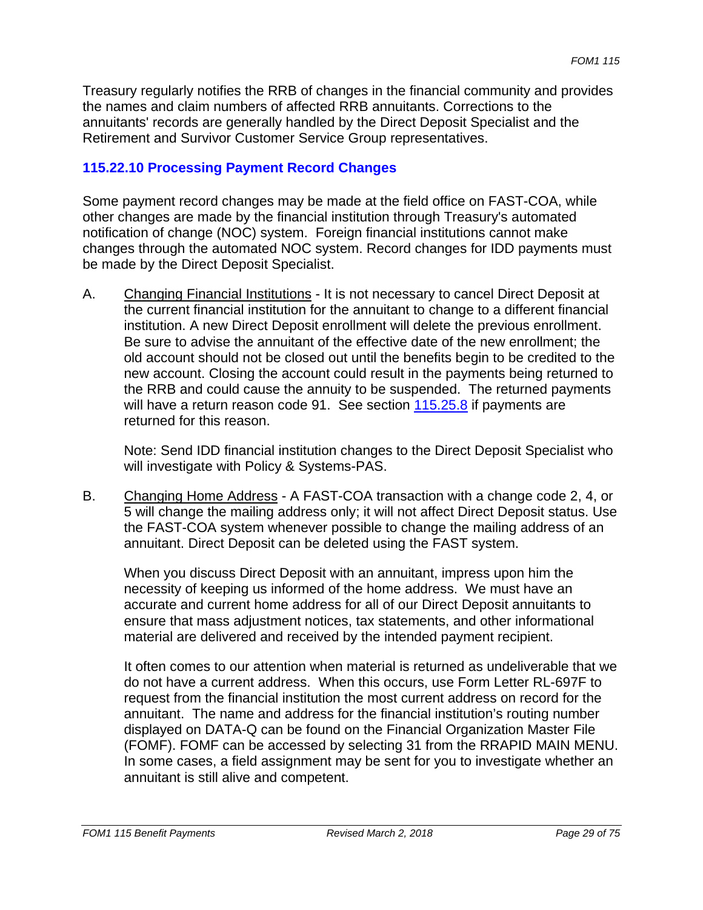Treasury regularly notifies the RRB of changes in the financial community and provides the names and claim numbers of affected RRB annuitants. Corrections to the annuitants' records are generally handled by the Direct Deposit Specialist and the Retirement and Survivor Customer Service Group representatives.

### 115.22.10 Processing Payment Record Changes

Some payment record changes may be made at the field office on FAST-COA, while other changes are made by the financial institution through Treasury's automated notification of change (NOC) system. Foreign financial institutions cannot make changes through the automated NOC system. Record changes for IDD payments must be made by the Direct Deposit Specialist.

A. Changing Financial Institutions - It is not necessary to cancel Direct Deposit at the current financial institution for the annuitant to change to a different financial institution. A new Direct Deposit enrollment will delete the previous enrollment. Be sure to advise the annuitant of the effective date of the new enrollment; the old account should not be closed out until the benefits begin to be credited to the new account. Closing the account could result in the payments being returned to the RRB and could cause the annuity to be suspended. The returned payments will have a return reason code 91. See section 115.25.8 if payments are returned for this reason.

   Note: Send IDD financial institution changes to the Direct Deposit Specialist who will investigate with Policy & Systems-PAS.

B. Changing Home Address - A FAST-COA transaction with a change code 2, 4, or 5 will change the mailing address only; it will not affect Direct Deposit status. Use the FAST-COA system whenever possible to change the mailing address of an annuitant. Direct Deposit can be deleted using the FAST system.

   When you discuss Direct Deposit with an annuitant, impress upon him the necessity of keeping us informed of the home address. We must have an accurate and current home address for all of our Direct Deposit annuitants to ensure that mass adjustment notices, tax statements, and other informational material are delivered and received by the intended payment recipient.

   It often comes to our attention when material is returned as undeliverable that we do not have a current address. When this occurs, use Form Letter RL-697F to request from the financial institution the most current address on record for the annuitant. The name and address for the financial institution's routing number displayed on DATA-Q can be found on the Financial Organization Master File (FOMF). FOMF can be accessed by selecting 31 from the RRAPID MAIN MENU. In some cases, a field assignment may be sent for you to investigate whether an annuitant is still alive and competent.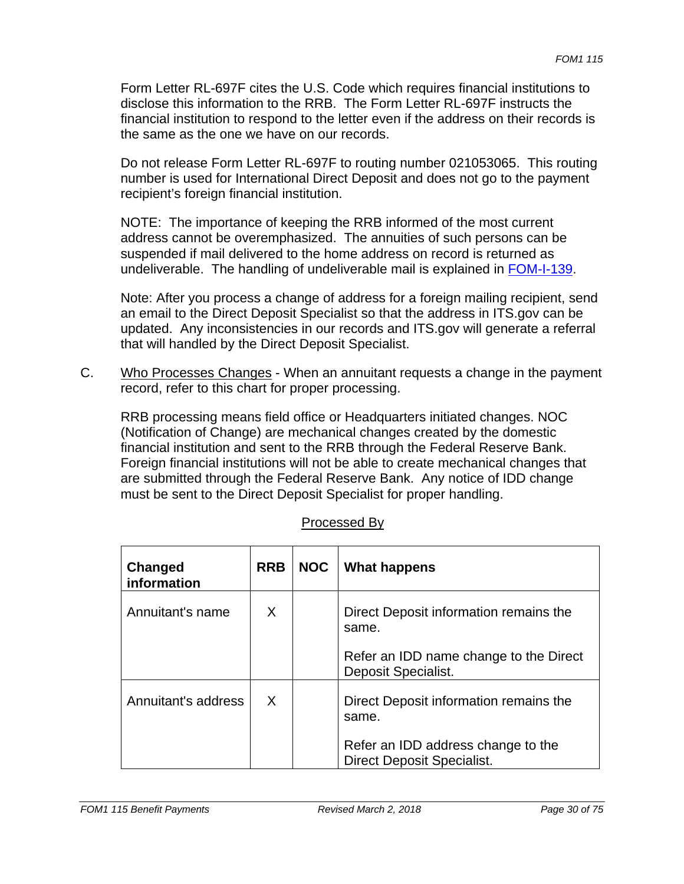Form Letter RL-697F cites the U.S. Code which requires financial institutions to disclose this information to the RRB. The Form Letter RL-697F instructs the financial institution to respond to the letter even if the address on their records is the same as the one we have on our records.

Do not release Form Letter RL-697F to routing number 021053065. This routing number is used for International Direct Deposit and does not go to the payment recipient's foreign financial institution.

NOTE: The importance of keeping the RRB informed of the most current address cannot be overemphasized. The annuities of such persons can be suspended if mail delivered to the home address on record is returned as undeliverable. The handling of undeliverable mail is explained in FOM-I-139.

Note: After you process a change of address for a foreign mailing recipient, send an email to the Direct Deposit Specialist so that the address in ITS.gov can be updated. Any inconsistencies in our records and ITS.gov will generate a referral that will handled by the Direct Deposit Specialist.

C. Who Processes Changes - When an annuitant requests a change in the payment record, refer to this chart for proper processing.

RRB processing means field office or Headquarters initiated changes. NOC (Notification of Change) are mechanical changes created by the domestic financial institution and sent to the RRB through the Federal Reserve Bank. Foreign financial institutions will not be able to create mechanical changes that are submitted through the Federal Reserve Bank. Any notice of IDD change must be sent to the Direct Deposit Specialist for proper handling.

Processed By

| Changed information | RRB | NOC | What happens |
|---|---|---|---|
| Annuitant's name | X | | Direct Deposit information remains the same.<br><br>Refer an IDD name change to the Direct Deposit Specialist. |
| Annuitant's address | X | | Direct Deposit information remains the same.<br><br>Refer an IDD address change to the Direct Deposit Specialist. |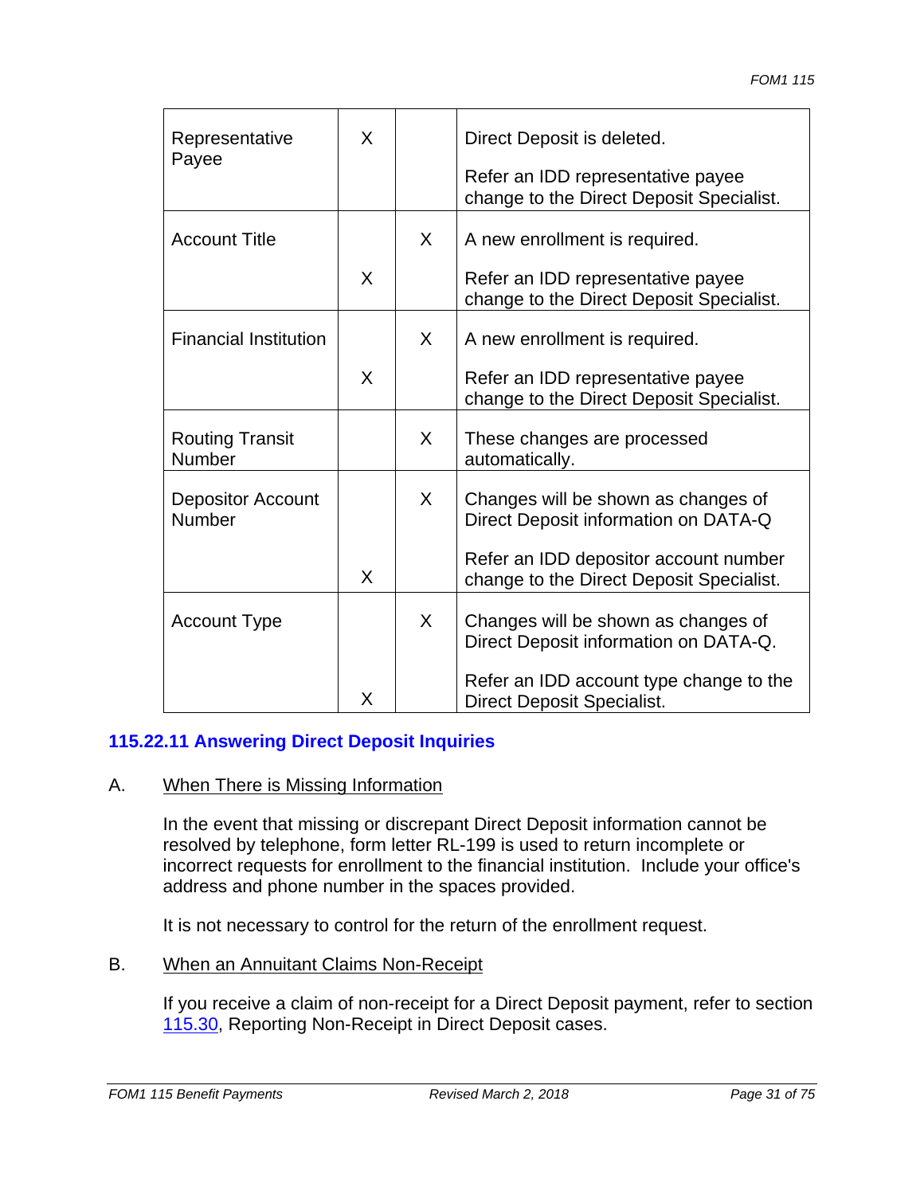| Representative Payee | X | | Direct Deposit is deleted.<br><br>Refer an IDD representative payee change to the Direct Deposit Specialist. |
|---|---|---|---|
| Account Title | | X | A new enrollment is required. |
| | X | | Refer an IDD representative payee change to the Direct Deposit Specialist. |
| Financial Institution | | X | A new enrollment is required. |
| | X | | Refer an IDD representative payee change to the Direct Deposit Specialist. |
| Routing Transit Number | | X | These changes are processed automatically. |
| Depositor Account Number | | X | Changes will be shown as changes of Direct Deposit information on DATA-Q |
| | X | | Refer an IDD depositor account number change to the Direct Deposit Specialist. |
| Account Type | | X | Changes will be shown as changes of Direct Deposit information on DATA-Q. |
| | X | | Refer an IDD account type change to the Direct Deposit Specialist. |

### 115.22.11 Answering Direct Deposit Inquiries

A. When There is Missing Information

In the event that missing or discrepant Direct Deposit information cannot be resolved by telephone, form letter RL-199 is used to return incomplete or incorrect requests for enrollment to the financial institution. Include your office's address and phone number in the spaces provided.

It is not necessary to control for the return of the enrollment request.

B. When an Annuitant Claims Non-Receipt

If you receive a claim of non-receipt for a Direct Deposit payment, refer to section 115.30, Reporting Non-Receipt in Direct Deposit cases.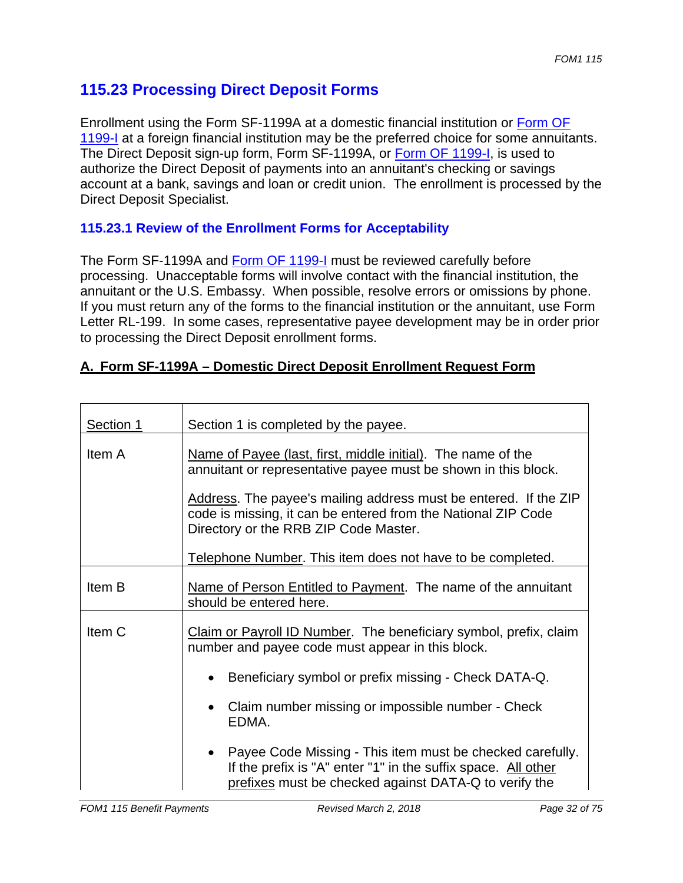## 115.23 Processing Direct Deposit Forms

Enrollment using the Form SF-1199A at a domestic financial institution or Form OF 1199-I at a foreign financial institution may be the preferred choice for some annuitants. The Direct Deposit sign-up form, Form SF-1199A, or Form OF 1199-I, is used to authorize the Direct Deposit of payments into an annuitant's checking or savings account at a bank, savings and loan or credit union. The enrollment is processed by the Direct Deposit Specialist.

### 115.23.1 Review of the Enrollment Forms for Acceptability

The Form SF-1199A and Form OF 1199-I must be reviewed carefully before processing. Unacceptable forms will involve contact with the financial institution, the annuitant or the U.S. Embassy. When possible, resolve errors or omissions by phone. If you must return any of the forms to the financial institution or the annuitant, use Form Letter RL-199. In some cases, representative payee development may be in order prior to processing the Direct Deposit enrollment forms.

**A. Form SF-1199A – Domestic Direct Deposit Enrollment Request Form**

| Section 1 | Section 1 is completed by the payee. |
|---|---|
| Item A | Name of Payee (last, first, middle initial). The name of the annuitant or representative payee must be shown in this block.<br><br>Address. The payee's mailing address must be entered. If the ZIP code is missing, it can be entered from the National ZIP Code Directory or the RRB ZIP Code Master.<br><br>Telephone Number. This item does not have to be completed. |
| Item B | Name of Person Entitled to Payment. The name of the annuitant should be entered here. |
| Item C | Claim or Payroll ID Number. The beneficiary symbol, prefix, claim number and payee code must appear in this block.<br><br>• Beneficiary symbol or prefix missing - Check DATA-Q.<br><br>• Claim number missing or impossible number - Check EDMA.<br><br>• Payee Code Missing - This item must be checked carefully. If the prefix is "A" enter "1" in the suffix space. All other prefixes must be checked against DATA-Q to verify the |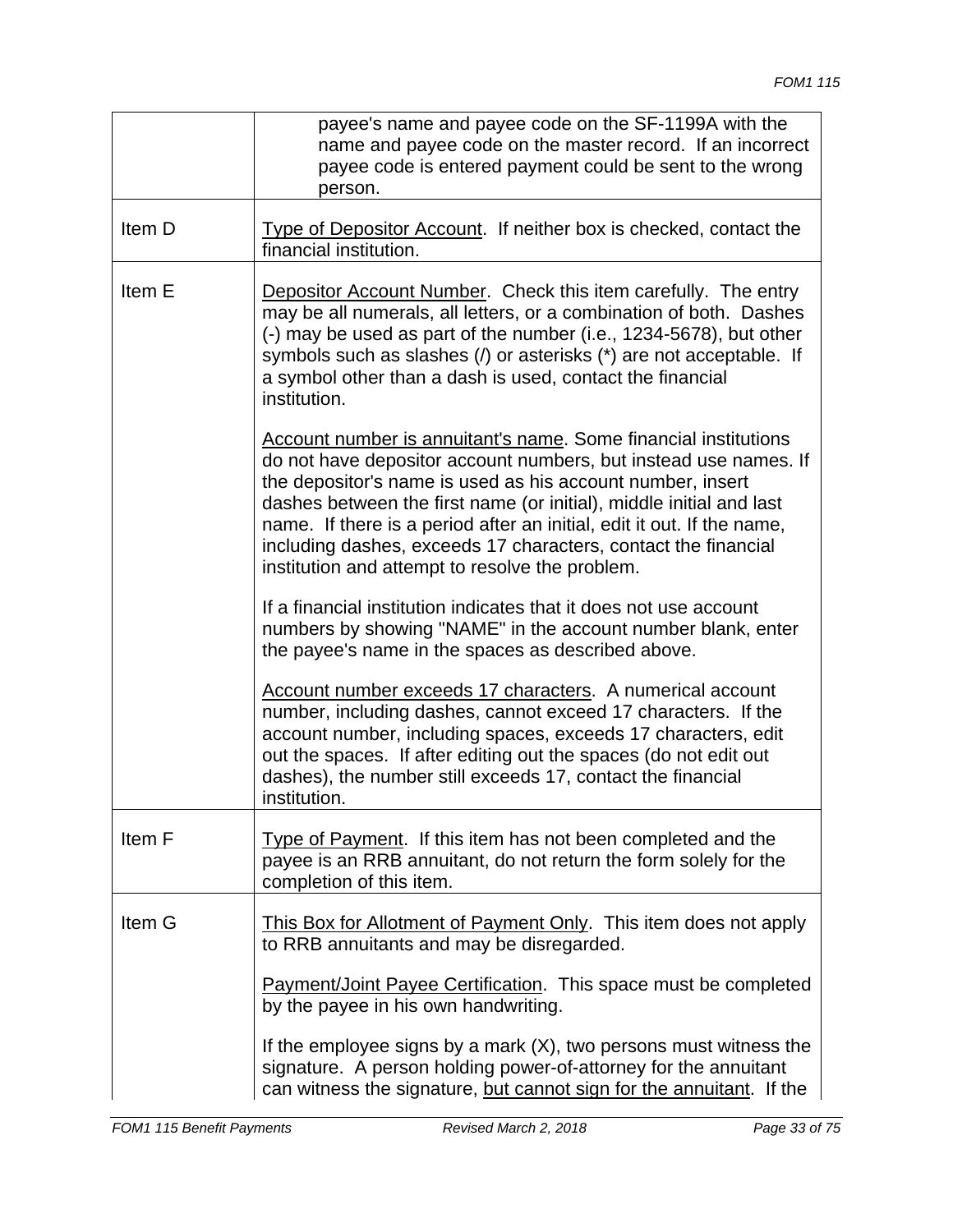| | |
|---|---|
| | payee's name and payee code on the SF-1199A with the name and payee code on the master record. If an incorrect payee code is entered payment could be sent to the wrong person. |
| Item D | <u>Type of Depositor Account</u>. If neither box is checked, contact the financial institution. |
| Item E | <u>Depositor Account Number</u>. Check this item carefully. The entry may be all numerals, all letters, or a combination of both. Dashes (-) may be used as part of the number (i.e., 1234-5678), but other symbols such as slashes (/) or asterisks (*) are not acceptable. If a symbol other than a dash is used, contact the financial institution.<br><br><u>Account number is annuitant's name</u>. Some financial institutions do not have depositor account numbers, but instead use names. If the depositor's name is used as his account number, insert dashes between the first name (or initial), middle initial and last name. If there is a period after an initial, edit it out. If the name, including dashes, exceeds 17 characters, contact the financial institution and attempt to resolve the problem.<br><br>If a financial institution indicates that it does not use account numbers by showing "NAME" in the account number blank, enter the payee's name in the spaces as described above.<br><br><u>Account number exceeds 17 characters</u>. A numerical account number, including dashes, cannot exceed 17 characters. If the account number, including spaces, exceeds 17 characters, edit out the spaces. If after editing out the spaces (do not edit out dashes), the number still exceeds 17, contact the financial institution. |
| Item F | <u>Type of Payment</u>. If this item has not been completed and the payee is an RRB annuitant, do not return the form solely for the completion of this item. |
| Item G | <u>This Box for Allotment of Payment Only</u>. This item does not apply to RRB annuitants and may be disregarded.<br><br><u>Payment/Joint Payee Certification</u>. This space must be completed by the payee in his own handwriting.<br><br>If the employee signs by a mark (X), two persons must witness the signature. A person holding power-of-attorney for the annuitant can witness the signature, <u>but cannot sign for the annuitant</u>. If the |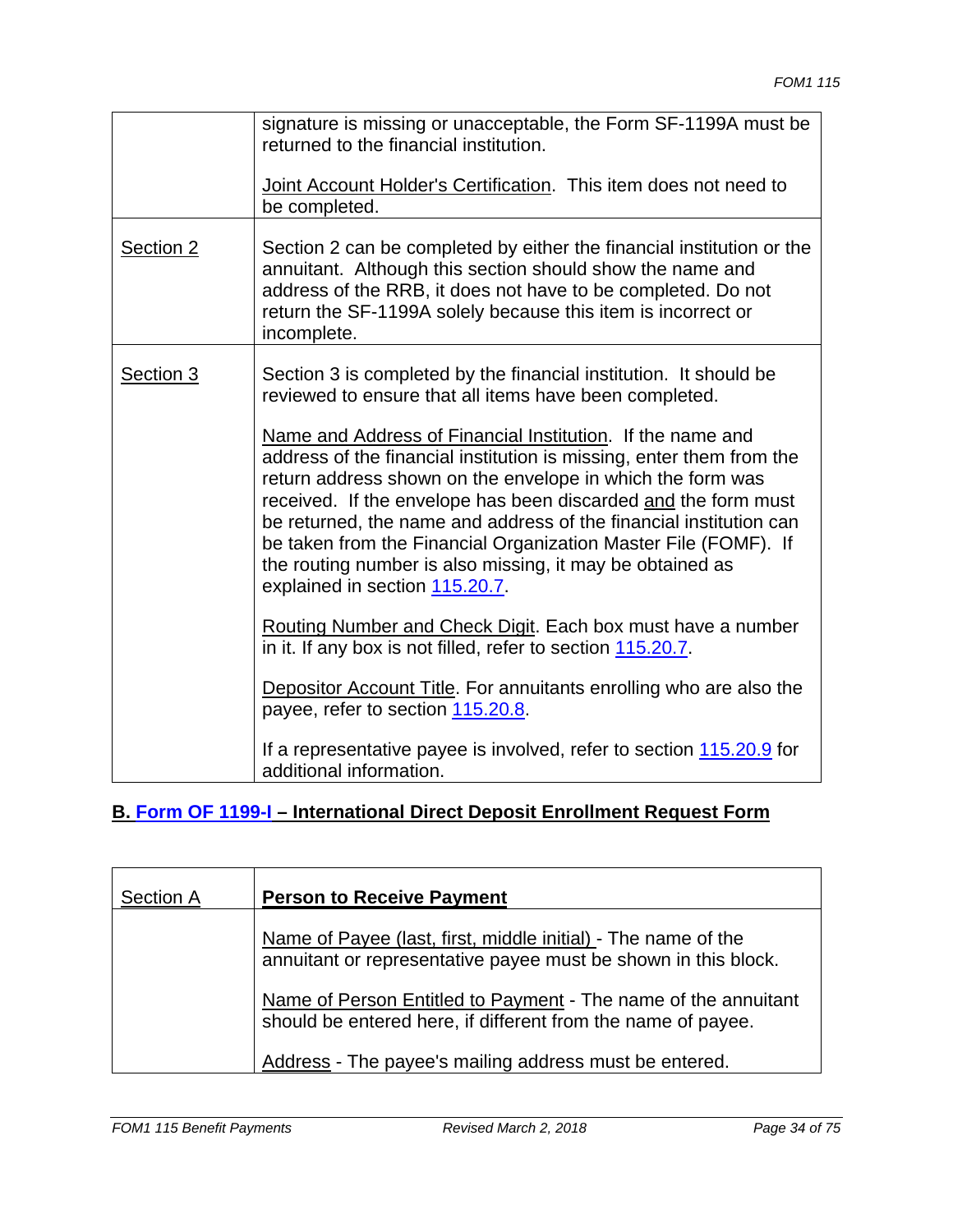| | |
|---|---|
| | signature is missing or unacceptable, the Form SF-1199A must be returned to the financial institution.<br><br><u>Joint Account Holder's Certification</u>. This item does not need to be completed. |
| <u>Section 2</u> | Section 2 can be completed by either the financial institution or the annuitant. Although this section should show the name and address of the RRB, it does not have to be completed. Do not return the SF-1199A solely because this item is incorrect or incomplete. |
| <u>Section 3</u> | Section 3 is completed by the financial institution. It should be reviewed to ensure that all items have been completed.<br><br><u>Name and Address of Financial Institution</u>. If the name and address of the financial institution is missing, enter them from the return address shown on the envelope in which the form was received. If the envelope has been discarded <u>and</u> the form must be returned, the name and address of the financial institution can be taken from the Financial Organization Master File (FOMF). If the routing number is also missing, it may be obtained as explained in section 115.20.7.<br><br><u>Routing Number and Check Digit</u>. Each box must have a number in it. If any box is not filled, refer to section 115.20.7.<br><br><u>Depositor Account Title</u>. For annuitants enrolling who are also the payee, refer to section 115.20.8.<br><br>If a representative payee is involved, refer to section 115.20.9 for additional information. |

## B. Form OF 1199-I – International Direct Deposit Enrollment Request Form

| <u>Section A</u> | **<u>Person to Receive Payment</u>** |
|---|---|
| | <u>Name of Payee (last, first, middle initial)</u> - The name of the annuitant or representative payee must be shown in this block.<br><br><u>Name of Person Entitled to Payment</u> - The name of the annuitant should be entered here, if different from the name of payee.<br><br><u>Address</u> - The payee's mailing address must be entered. |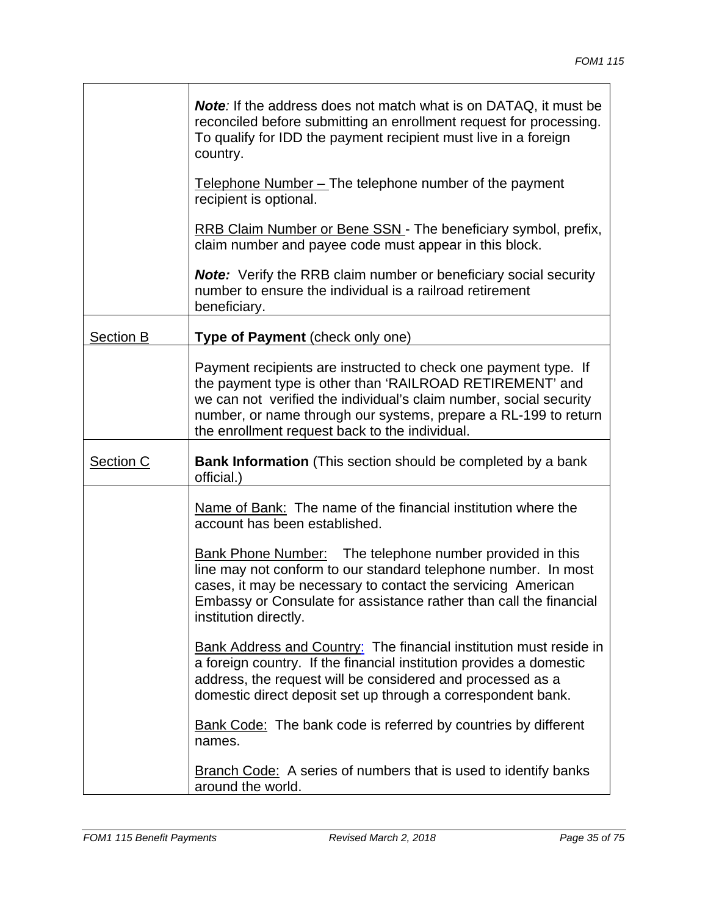| | |
|---|---|
| | ***Note**:* If the address does not match what is on DATAQ, it must be reconciled before submitting an enrollment request for processing. To qualify for IDD the payment recipient must live in a foreign country.<br><br>Telephone Number – The telephone number of the payment recipient is optional.<br><br>RRB Claim Number or Bene SSN - The beneficiary symbol, prefix, claim number and payee code must appear in this block.<br><br>***Note:*** Verify the RRB claim number or beneficiary social security number to ensure the individual is a railroad retirement beneficiary. |
| Section B | **Type of Payment** (check only one) |
| | Payment recipients are instructed to check one payment type. If the payment type is other than 'RAILROAD RETIREMENT' and we can not verified the individual's claim number, social security number, or name through our systems, prepare a RL-199 to return the enrollment request back to the individual. |
| Section C | **Bank Information** (This section should be completed by a bank official.) |
| | Name of Bank: The name of the financial institution where the account has been established.<br><br>Bank Phone Number: The telephone number provided in this line may not conform to our standard telephone number. In most cases, it may be necessary to contact the servicing American Embassy or Consulate for assistance rather than call the financial institution directly.<br><br>Bank Address and Country: The financial institution must reside in a foreign country. If the financial institution provides a domestic address, the request will be considered and processed as a domestic direct deposit set up through a correspondent bank.<br><br>Bank Code: The bank code is referred by countries by different names.<br><br>Branch Code: A series of numbers that is used to identify banks around the world. |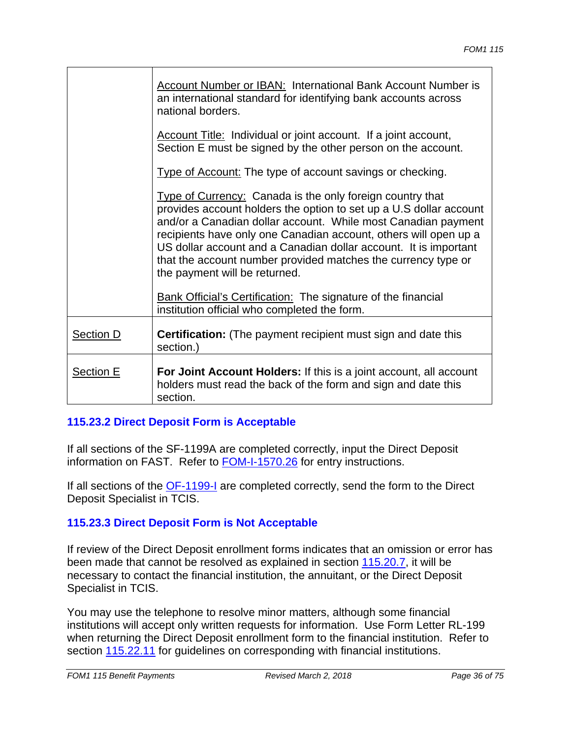| | |
|---|---|
| | Account Number or IBAN: International Bank Account Number is an international standard for identifying bank accounts across national borders.<br><br>Account Title: Individual or joint account. If a joint account, Section E must be signed by the other person on the account.<br><br>Type of Account: The type of account savings or checking.<br><br>Type of Currency: Canada is the only foreign country that provides account holders the option to set up a U.S dollar account and/or a Canadian dollar account. While most Canadian payment recipients have only one Canadian account, others will open up a US dollar account and a Canadian dollar account. It is important that the account number provided matches the currency type or the payment will be returned.<br><br>Bank Official's Certification: The signature of the financial institution official who completed the form. |
| Section D | **Certification:** (The payment recipient must sign and date this section.) |
| Section E | **For Joint Account Holders:** If this is a joint account, all account holders must read the back of the form and sign and date this section. |

### 115.23.2 Direct Deposit Form is Acceptable

If all sections of the SF-1199A are completed correctly, input the Direct Deposit information on FAST. Refer to FOM-I-1570.26 for entry instructions.

If all sections of the OF-1199-I are completed correctly, send the form to the Direct Deposit Specialist in TCIS.

### 115.23.3 Direct Deposit Form is Not Acceptable

If review of the Direct Deposit enrollment forms indicates that an omission or error has been made that cannot be resolved as explained in section 115.20.7, it will be necessary to contact the financial institution, the annuitant, or the Direct Deposit Specialist in TCIS.

You may use the telephone to resolve minor matters, although some financial institutions will accept only written requests for information. Use Form Letter RL-199 when returning the Direct Deposit enrollment form to the financial institution. Refer to section 115.22.11 for guidelines on corresponding with financial institutions.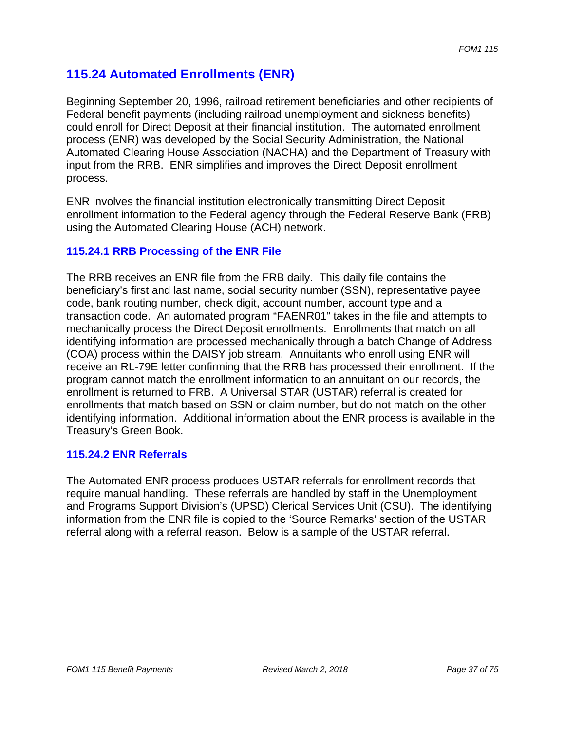## 115.24 Automated Enrollments (ENR)

Beginning September 20, 1996, railroad retirement beneficiaries and other recipients of Federal benefit payments (including railroad unemployment and sickness benefits) could enroll for Direct Deposit at their financial institution. The automated enrollment process (ENR) was developed by the Social Security Administration, the National Automated Clearing House Association (NACHA) and the Department of Treasury with input from the RRB. ENR simplifies and improves the Direct Deposit enrollment process.

ENR involves the financial institution electronically transmitting Direct Deposit enrollment information to the Federal agency through the Federal Reserve Bank (FRB) using the Automated Clearing House (ACH) network.

### 115.24.1 RRB Processing of the ENR File

The RRB receives an ENR file from the FRB daily. This daily file contains the beneficiary's first and last name, social security number (SSN), representative payee code, bank routing number, check digit, account number, account type and a transaction code. An automated program "FAENR01" takes in the file and attempts to mechanically process the Direct Deposit enrollments. Enrollments that match on all identifying information are processed mechanically through a batch Change of Address (COA) process within the DAISY job stream. Annuitants who enroll using ENR will receive an RL-79E letter confirming that the RRB has processed their enrollment. If the program cannot match the enrollment information to an annuitant on our records, the enrollment is returned to FRB. A Universal STAR (USTAR) referral is created for enrollments that match based on SSN or claim number, but do not match on the other identifying information. Additional information about the ENR process is available in the Treasury's Green Book.

### 115.24.2 ENR Referrals

The Automated ENR process produces USTAR referrals for enrollment records that require manual handling. These referrals are handled by staff in the Unemployment and Programs Support Division's (UPSD) Clerical Services Unit (CSU). The identifying information from the ENR file is copied to the 'Source Remarks' section of the USTAR referral along with a referral reason. Below is a sample of the USTAR referral.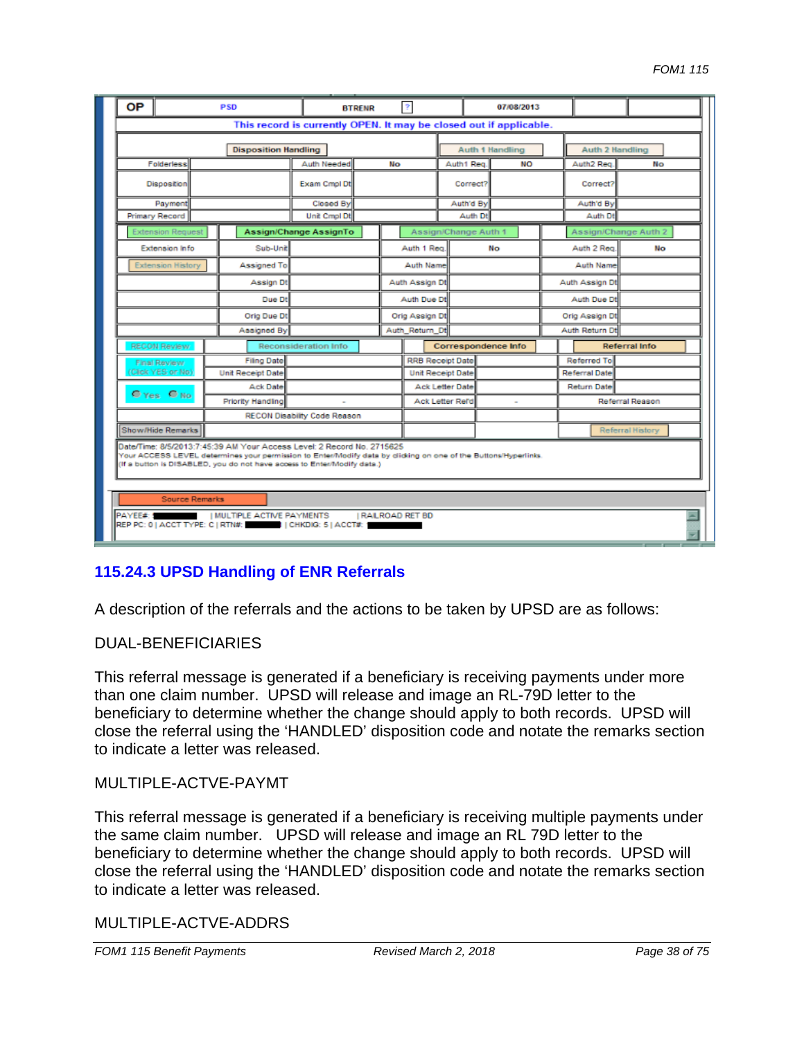| OP | PSD | BTRENR | ? | 07/08/2013 | | |
|---|---|---|---|---|---|---|

This record is currently OPEN. It may be closed out if applicable.

| Disposition Handling | | | | Auth 1 Handling | | Auth 2 Handling | |
|---|---|---|---|---|---|---|---|
| Folderless | | Auth Needed | No | Auth1 Req | NO | Auth2 Req | No |
| Disposition | | Exam Cmpl Dt | | Correct? | | Correct? | |
| Payment | | Closed By | | Auth'd By | | Auth'd By | |
| Primary Record | | Unit Cmpl Dt | | Auth Dt | | Auth Dt | |

| Extension Request | Assign/Change AssignTo | | Assign/Change Auth 1 | | Assign/Change Auth 2 | |
|---|---|---|---|---|---|---|
| Extension Info | Sub-Unit | | Auth 1 Req | No | Auth 2 Req | No |
| Extension History | Assigned To | | Auth Name | | Auth Name | |
| | Assign Dt | | Auth Assign Dt | | Auth Assign Dt | |
| | Due Dt | | Auth Due Dt | | Auth Due Dt | |
| | Orig Due Dt | | Orig Assign Dt | | Orig Assign Dt | |
| | Assigned By | | Auth_Return_Dt | | Auth Return Dt | |

| RECON Review | Reconsideration Info | | Correspondence Info | | Referral Info | |
|---|---|---|---|---|---|---|
| Final Review (Click YES or No) | Filing Date | | RRB Receipt Date | | Referred To | |
| | Unit Receipt Date | | Unit Receipt Date | | Referral Date | |
| Yes No | Ack Date | | Ack Letter Date | | Return Date | |
| | Priority Handling | - | Ack Letter Rec'd | - | Referral Reason | |
| | RECON Disability Code Reason | | | | | |
| Show/Hide Remarks | | | | | Referral History | |

Date/Time: 8/5/2013 7:45:39 AM Your Access Level: 2 Record No. 2715625
Your ACCESS LEVEL determines your permission to Enter/Modify data by clicking on one of the Buttons/Hyperlinks.
(If a button is DISABLED, you do not have access to Enter/Modify data.)

Source Remarks

PAYEE#: ████ | MULTIPLE ACTIVE PAYMENTS | RAILROAD RET BD
REP PC: 0 | ACCT TYPE: C | RTN#: ████ | CHKDIG: 5 | ACCT#: ████

## 115.24.3 UPSD Handling of ENR Referrals

A description of the referrals and the actions to be taken by UPSD are as follows:

DUAL-BENEFICIARIES

This referral message is generated if a beneficiary is receiving payments under more than one claim number. UPSD will release and image an RL-79D letter to the beneficiary to determine whether the change should apply to both records. UPSD will close the referral using the 'HANDLED' disposition code and notate the remarks section to indicate a letter was released.

MULTIPLE-ACTVE-PAYMT

This referral message is generated if a beneficiary is receiving multiple payments under the same claim number. UPSD will release and image an RL 79D letter to the beneficiary to determine whether the change should apply to both records. UPSD will close the referral using the 'HANDLED' disposition code and notate the remarks section to indicate a letter was released.

MULTIPLE-ACTVE-ADDRS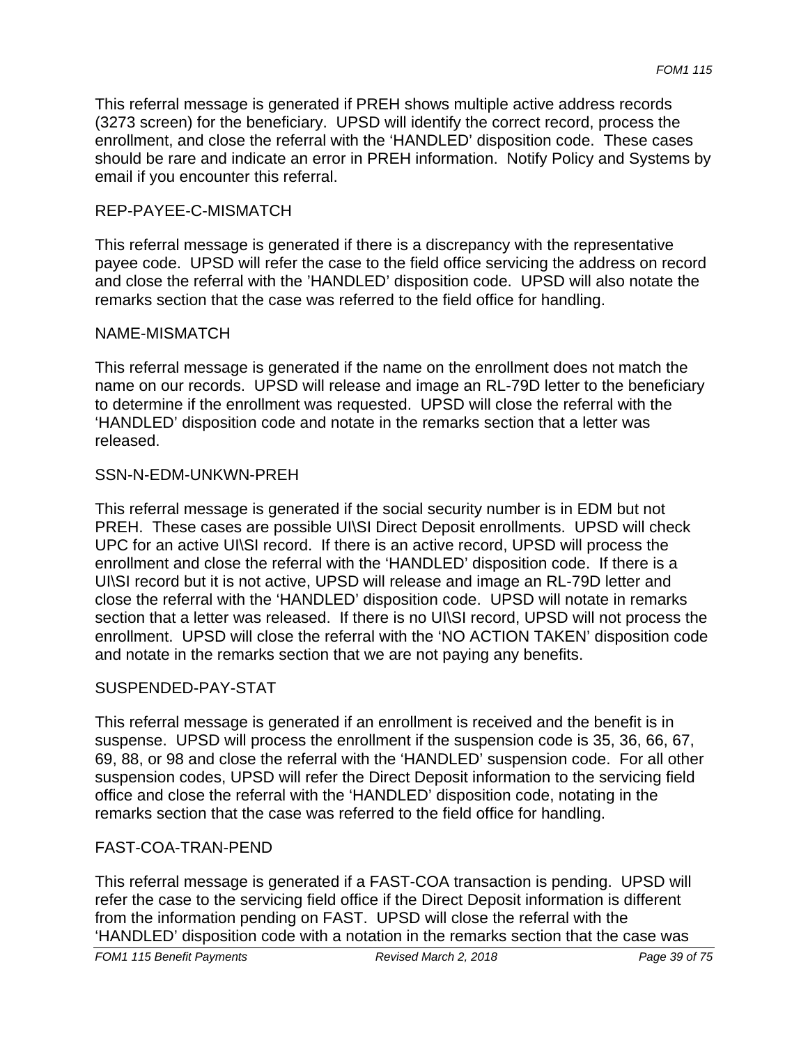This referral message is generated if PREH shows multiple active address records (3273 screen) for the beneficiary. UPSD will identify the correct record, process the enrollment, and close the referral with the 'HANDLED' disposition code. These cases should be rare and indicate an error in PREH information. Notify Policy and Systems by email if you encounter this referral.

REP-PAYEE-C-MISMATCH

This referral message is generated if there is a discrepancy with the representative payee code. UPSD will refer the case to the field office servicing the address on record and close the referral with the 'HANDLED' disposition code. UPSD will also notate the remarks section that the case was referred to the field office for handling.

NAME-MISMATCH

This referral message is generated if the name on the enrollment does not match the name on our records. UPSD will release and image an RL-79D letter to the beneficiary to determine if the enrollment was requested. UPSD will close the referral with the 'HANDLED' disposition code and notate in the remarks section that a letter was released.

SSN-N-EDM-UNKWN-PREH

This referral message is generated if the social security number is in EDM but not PREH. These cases are possible UI\SI Direct Deposit enrollments. UPSD will check UPC for an active UI\SI record. If there is an active record, UPSD will process the enrollment and close the referral with the 'HANDLED' disposition code. If there is a UI\SI record but it is not active, UPSD will release and image an RL-79D letter and close the referral with the 'HANDLED' disposition code. UPSD will notate in remarks section that a letter was released. If there is no UI\SI record, UPSD will not process the enrollment. UPSD will close the referral with the 'NO ACTION TAKEN' disposition code and notate in the remarks section that we are not paying any benefits.

SUSPENDED-PAY-STAT

This referral message is generated if an enrollment is received and the benefit is in suspense. UPSD will process the enrollment if the suspension code is 35, 36, 66, 67, 69, 88, or 98 and close the referral with the 'HANDLED' suspension code. For all other suspension codes, UPSD will refer the Direct Deposit information to the servicing field office and close the referral with the 'HANDLED' disposition code, notating in the remarks section that the case was referred to the field office for handling.

FAST-COA-TRAN-PEND

This referral message is generated if a FAST-COA transaction is pending. UPSD will refer the case to the servicing field office if the Direct Deposit information is different from the information pending on FAST. UPSD will close the referral with the 'HANDLED' disposition code with a notation in the remarks section that the case was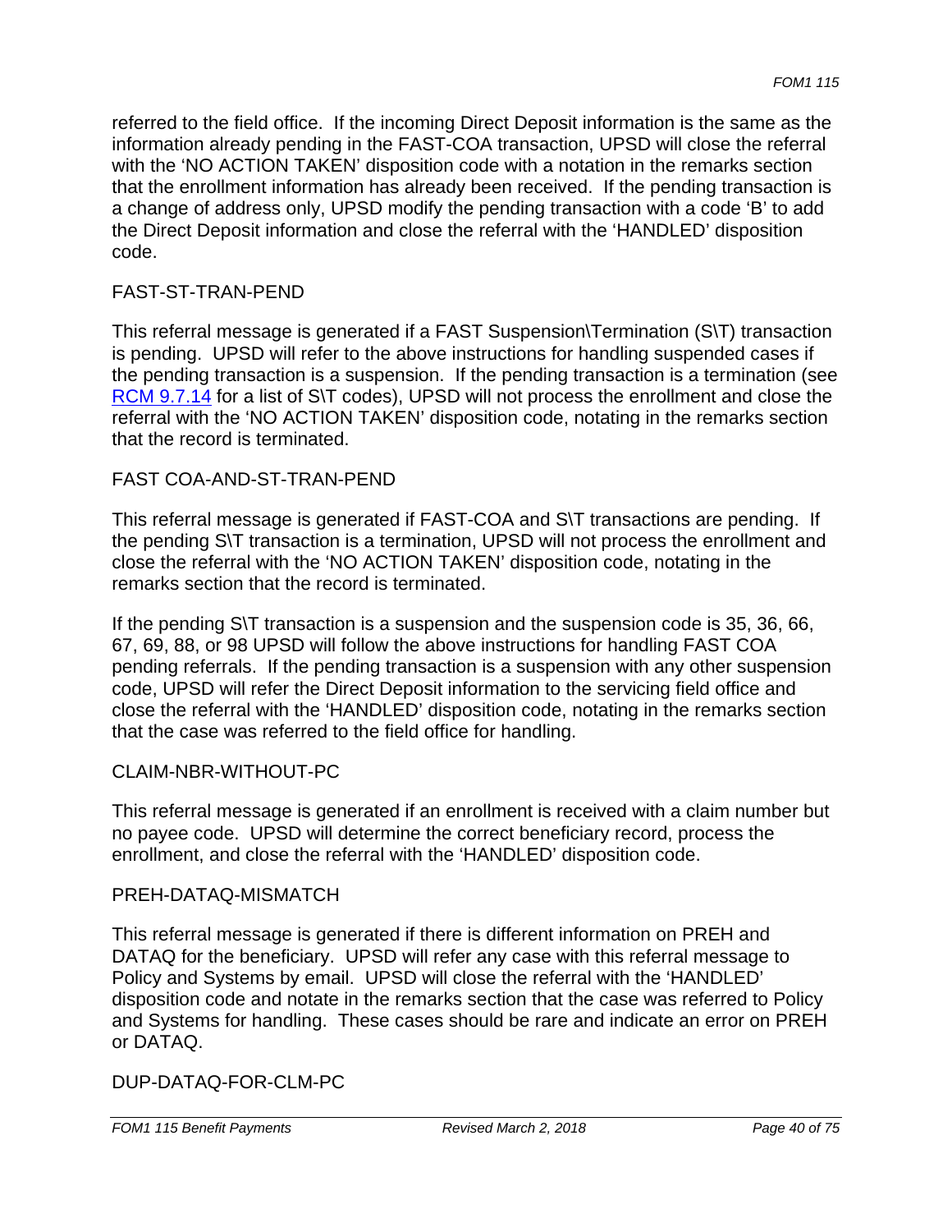referred to the field office. If the incoming Direct Deposit information is the same as the information already pending in the FAST-COA transaction, UPSD will close the referral with the 'NO ACTION TAKEN' disposition code with a notation in the remarks section that the enrollment information has already been received. If the pending transaction is a change of address only, UPSD modify the pending transaction with a code 'B' to add the Direct Deposit information and close the referral with the 'HANDLED' disposition code.

FAST-ST-TRAN-PEND

This referral message is generated if a FAST Suspension\Termination (S\T) transaction is pending. UPSD will refer to the above instructions for handling suspended cases if the pending transaction is a suspension. If the pending transaction is a termination (see RCM 9.7.14 for a list of S\T codes), UPSD will not process the enrollment and close the referral with the 'NO ACTION TAKEN' disposition code, notating in the remarks section that the record is terminated.

FAST COA-AND-ST-TRAN-PEND

This referral message is generated if FAST-COA and S\T transactions are pending. If the pending S\T transaction is a termination, UPSD will not process the enrollment and close the referral with the 'NO ACTION TAKEN' disposition code, notating in the remarks section that the record is terminated.

If the pending S\T transaction is a suspension and the suspension code is 35, 36, 66, 67, 69, 88, or 98 UPSD will follow the above instructions for handling FAST COA pending referrals. If the pending transaction is a suspension with any other suspension code, UPSD will refer the Direct Deposit information to the servicing field office and close the referral with the 'HANDLED' disposition code, notating in the remarks section that the case was referred to the field office for handling.

CLAIM-NBR-WITHOUT-PC

This referral message is generated if an enrollment is received with a claim number but no payee code. UPSD will determine the correct beneficiary record, process the enrollment, and close the referral with the 'HANDLED' disposition code.

PREH-DATAQ-MISMATCH

This referral message is generated if there is different information on PREH and DATAQ for the beneficiary. UPSD will refer any case with this referral message to Policy and Systems by email. UPSD will close the referral with the 'HANDLED' disposition code and notate in the remarks section that the case was referred to Policy and Systems for handling. These cases should be rare and indicate an error on PREH or DATAQ.

DUP-DATAQ-FOR-CLM-PC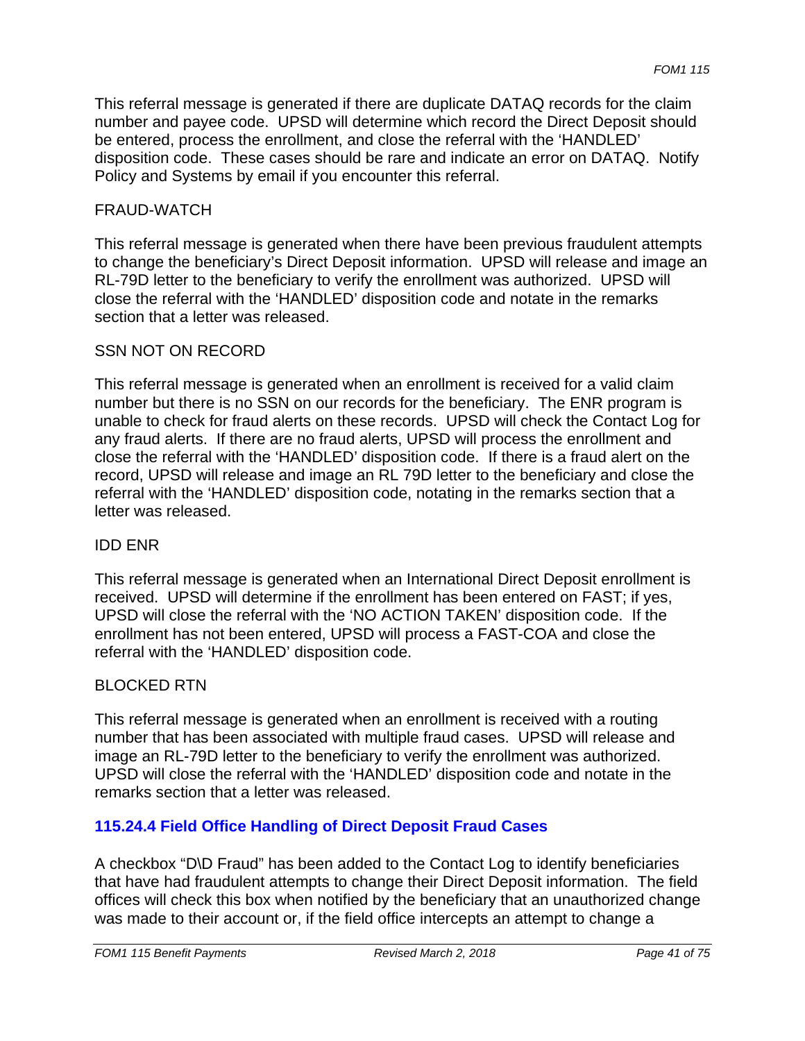This referral message is generated if there are duplicate DATAQ records for the claim number and payee code. UPSD will determine which record the Direct Deposit should be entered, process the enrollment, and close the referral with the 'HANDLED' disposition code. These cases should be rare and indicate an error on DATAQ. Notify Policy and Systems by email if you encounter this referral.

FRAUD-WATCH

This referral message is generated when there have been previous fraudulent attempts to change the beneficiary's Direct Deposit information. UPSD will release and image an RL-79D letter to the beneficiary to verify the enrollment was authorized. UPSD will close the referral with the 'HANDLED' disposition code and notate in the remarks section that a letter was released.

SSN NOT ON RECORD

This referral message is generated when an enrollment is received for a valid claim number but there is no SSN on our records for the beneficiary. The ENR program is unable to check for fraud alerts on these records. UPSD will check the Contact Log for any fraud alerts. If there are no fraud alerts, UPSD will process the enrollment and close the referral with the 'HANDLED' disposition code. If there is a fraud alert on the record, UPSD will release and image an RL 79D letter to the beneficiary and close the referral with the 'HANDLED' disposition code, notating in the remarks section that a letter was released.

IDD ENR

This referral message is generated when an International Direct Deposit enrollment is received. UPSD will determine if the enrollment has been entered on FAST; if yes, UPSD will close the referral with the 'NO ACTION TAKEN' disposition code. If the enrollment has not been entered, UPSD will process a FAST-COA and close the referral with the 'HANDLED' disposition code.

BLOCKED RTN

This referral message is generated when an enrollment is received with a routing number that has been associated with multiple fraud cases. UPSD will release and image an RL-79D letter to the beneficiary to verify the enrollment was authorized. UPSD will close the referral with the 'HANDLED' disposition code and notate in the remarks section that a letter was released.

### 115.24.4 Field Office Handling of Direct Deposit Fraud Cases

A checkbox "D\D Fraud" has been added to the Contact Log to identify beneficiaries that have had fraudulent attempts to change their Direct Deposit information. The field offices will check this box when notified by the beneficiary that an unauthorized change was made to their account or, if the field office intercepts an attempt to change a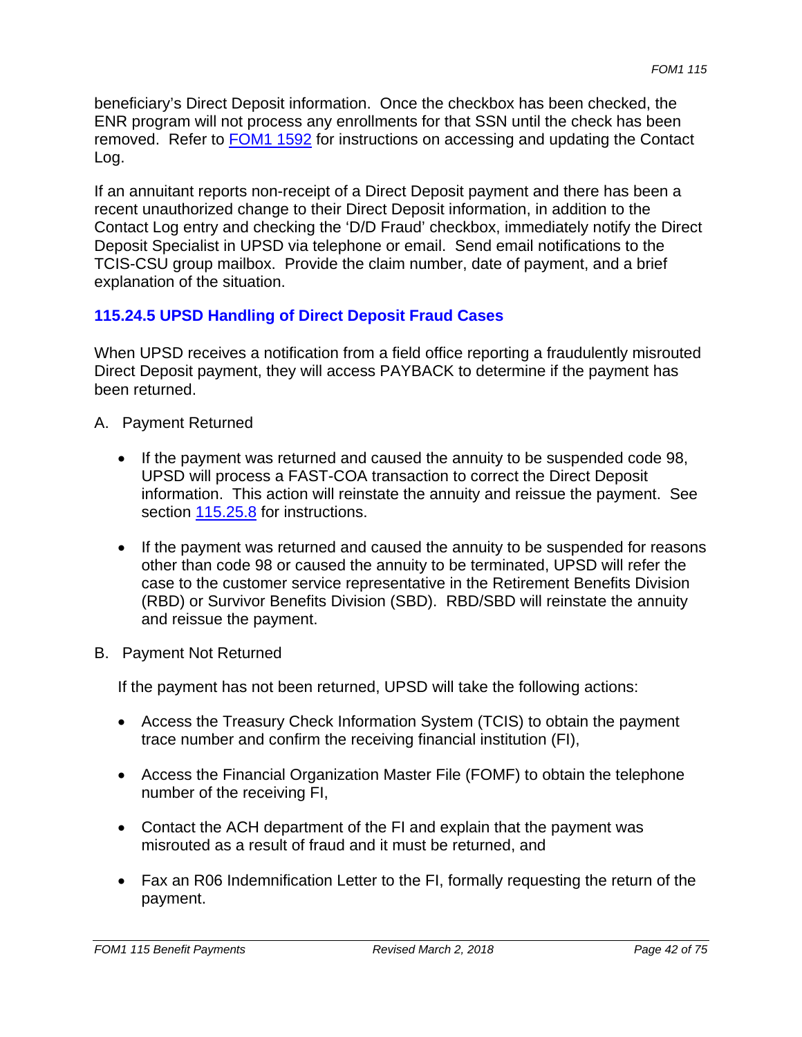beneficiary's Direct Deposit information. Once the checkbox has been checked, the ENR program will not process any enrollments for that SSN until the check has been removed. Refer to FOM1 1592 for instructions on accessing and updating the Contact Log.

If an annuitant reports non-receipt of a Direct Deposit payment and there has been a recent unauthorized change to their Direct Deposit information, in addition to the Contact Log entry and checking the 'D/D Fraud' checkbox, immediately notify the Direct Deposit Specialist in UPSD via telephone or email. Send email notifications to the TCIS-CSU group mailbox. Provide the claim number, date of payment, and a brief explanation of the situation.

### 115.24.5 UPSD Handling of Direct Deposit Fraud Cases

When UPSD receives a notification from a field office reporting a fraudulently misrouted Direct Deposit payment, they will access PAYBACK to determine if the payment has been returned.

A. Payment Returned

- If the payment was returned and caused the annuity to be suspended code 98, UPSD will process a FAST-COA transaction to correct the Direct Deposit information. This action will reinstate the annuity and reissue the payment. See section 115.25.8 for instructions.
- If the payment was returned and caused the annuity to be suspended for reasons other than code 98 or caused the annuity to be terminated, UPSD will refer the case to the customer service representative in the Retirement Benefits Division (RBD) or Survivor Benefits Division (SBD). RBD/SBD will reinstate the annuity and reissue the payment.

B. Payment Not Returned

If the payment has not been returned, UPSD will take the following actions:

- Access the Treasury Check Information System (TCIS) to obtain the payment trace number and confirm the receiving financial institution (FI),
- Access the Financial Organization Master File (FOMF) to obtain the telephone number of the receiving FI,
- Contact the ACH department of the FI and explain that the payment was misrouted as a result of fraud and it must be returned, and
- Fax an R06 Indemnification Letter to the FI, formally requesting the return of the payment.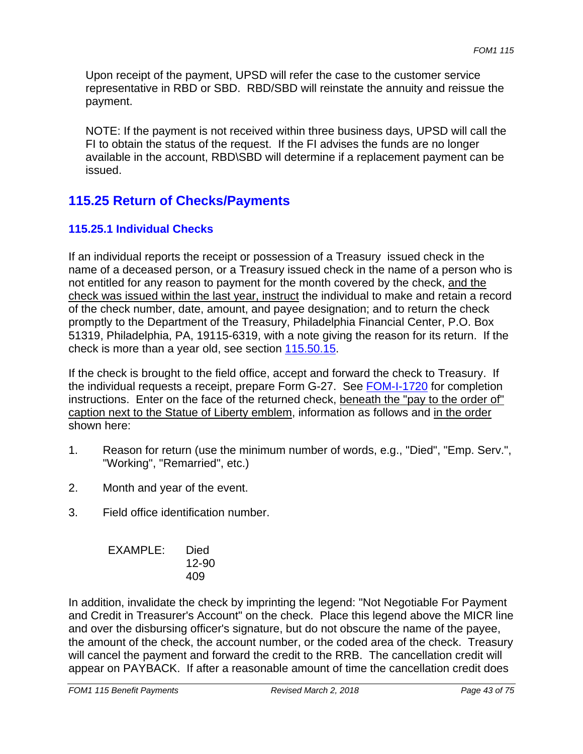Upon receipt of the payment, UPSD will refer the case to the customer service representative in RBD or SBD. RBD/SBD will reinstate the annuity and reissue the payment.

NOTE: If the payment is not received within three business days, UPSD will call the FI to obtain the status of the request. If the FI advises the funds are no longer available in the account, RBD\SBD will determine if a replacement payment can be issued.

## 115.25 Return of Checks/Payments

### 115.25.1 Individual Checks

If an individual reports the receipt or possession of a Treasury issued check in the name of a deceased person, or a Treasury issued check in the name of a person who is not entitled for any reason to payment for the month covered by the check, <u>and the check was issued within the last year, instruct</u> the individual to make and retain a record of the check number, date, amount, and payee designation; and to return the check promptly to the Department of the Treasury, Philadelphia Financial Center, P.O. Box 51319, Philadelphia, PA, 19115-6319, with a note giving the reason for its return. If the check is more than a year old, see section 115.50.15.

If the check is brought to the field office, accept and forward the check to Treasury. If the individual requests a receipt, prepare Form G-27. See FOM-I-1720 for completion instructions. Enter on the face of the returned check, <u>beneath the "pay to the order of" caption next to the Statue of Liberty emblem</u>, information as follows and <u>in the order</u> shown here:

1. Reason for return (use the minimum number of words, e.g., "Died", "Emp. Serv.", "Working", "Remarried", etc.)
2. Month and year of the event.
3. Field office identification number.

EXAMPLE: Died
12-90
409

In addition, invalidate the check by imprinting the legend: "Not Negotiable For Payment and Credit in Treasurer's Account" on the check. Place this legend above the MICR line and over the disbursing officer's signature, but do not obscure the name of the payee, the amount of the check, the account number, or the coded area of the check. Treasury will cancel the payment and forward the credit to the RRB. The cancellation credit will appear on PAYBACK. If after a reasonable amount of time the cancellation credit does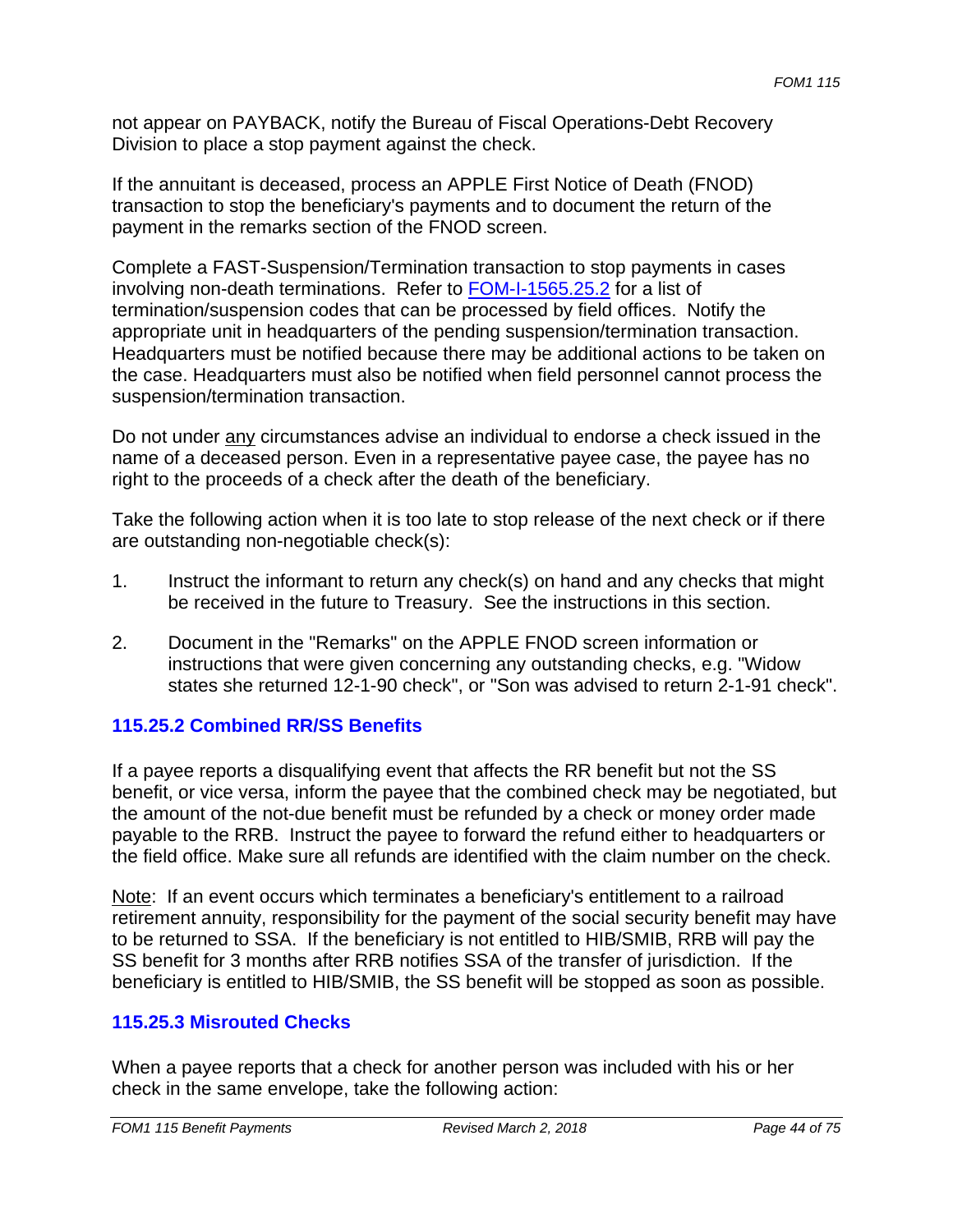not appear on PAYBACK, notify the Bureau of Fiscal Operations-Debt Recovery Division to place a stop payment against the check.

If the annuitant is deceased, process an APPLE First Notice of Death (FNOD) transaction to stop the beneficiary's payments and to document the return of the payment in the remarks section of the FNOD screen.

Complete a FAST-Suspension/Termination transaction to stop payments in cases involving non-death terminations. Refer to [FOM-I-1565.25.2]() for a list of termination/suspension codes that can be processed by field offices. Notify the appropriate unit in headquarters of the pending suspension/termination transaction. Headquarters must be notified because there may be additional actions to be taken on the case. Headquarters must also be notified when field personnel cannot process the suspension/termination transaction.

Do not under <u>any</u> circumstances advise an individual to endorse a check issued in the name of a deceased person. Even in a representative payee case, the payee has no right to the proceeds of a check after the death of the beneficiary.

Take the following action when it is too late to stop release of the next check or if there are outstanding non-negotiable check(s):

1. Instruct the informant to return any check(s) on hand and any checks that might be received in the future to Treasury. See the instructions in this section.
2. Document in the "Remarks" on the APPLE FNOD screen information or instructions that were given concerning any outstanding checks, e.g. "Widow states she returned 12-1-90 check", or "Son was advised to return 2-1-91 check".

### 115.25.2 Combined RR/SS Benefits

If a payee reports a disqualifying event that affects the RR benefit but not the SS benefit, or vice versa, inform the payee that the combined check may be negotiated, but the amount of the not-due benefit must be refunded by a check or money order made payable to the RRB. Instruct the payee to forward the refund either to headquarters or the field office. Make sure all refunds are identified with the claim number on the check.

<u>Note</u>: If an event occurs which terminates a beneficiary's entitlement to a railroad retirement annuity, responsibility for the payment of the social security benefit may have to be returned to SSA. If the beneficiary is not entitled to HIB/SMIB, RRB will pay the SS benefit for 3 months after RRB notifies SSA of the transfer of jurisdiction. If the beneficiary is entitled to HIB/SMIB, the SS benefit will be stopped as soon as possible.

### 115.25.3 Misrouted Checks

When a payee reports that a check for another person was included with his or her check in the same envelope, take the following action: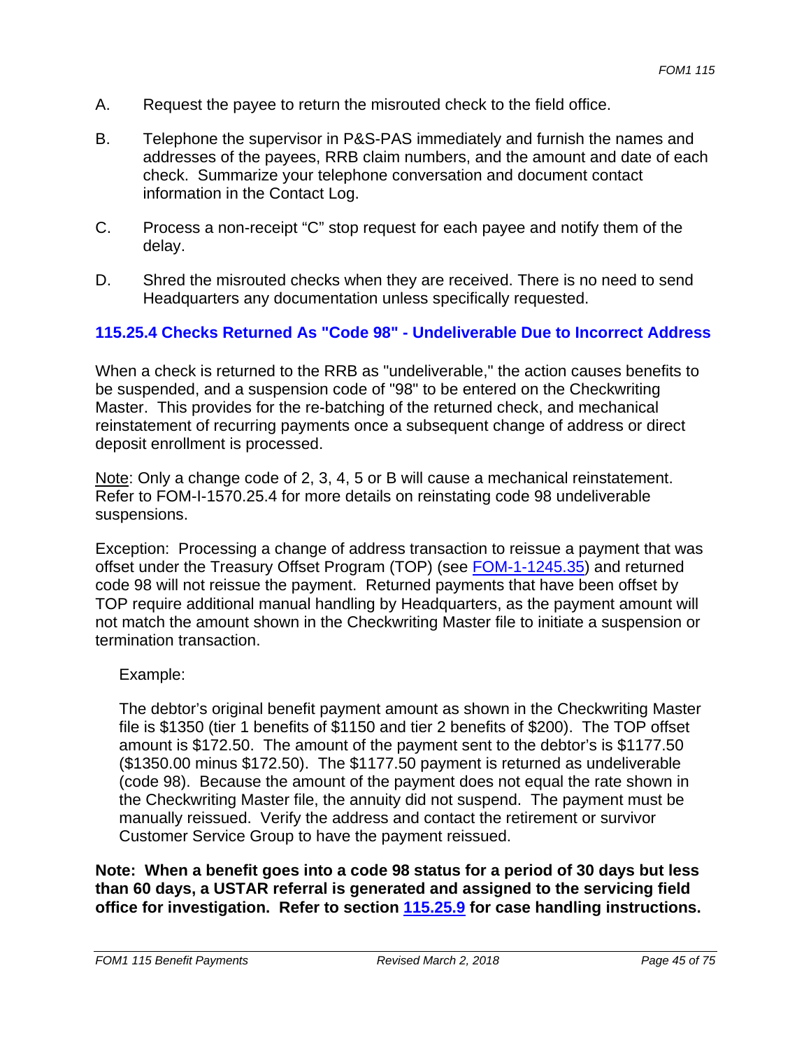A. Request the payee to return the misrouted check to the field office.

B. Telephone the supervisor in P&S-PAS immediately and furnish the names and addresses of the payees, RRB claim numbers, and the amount and date of each check. Summarize your telephone conversation and document contact information in the Contact Log.

C. Process a non-receipt “C” stop request for each payee and notify them of the delay.

D. Shred the misrouted checks when they are received. There is no need to send Headquarters any documentation unless specifically requested.

### 115.25.4 Checks Returned As "Code 98" - Undeliverable Due to Incorrect Address

When a check is returned to the RRB as "undeliverable," the action causes benefits to be suspended, and a suspension code of "98" to be entered on the Checkwriting Master. This provides for the re-batching of the returned check, and mechanical reinstatement of recurring payments once a subsequent change of address or direct deposit enrollment is processed.

Note: Only a change code of 2, 3, 4, 5 or B will cause a mechanical reinstatement. Refer to FOM-I-1570.25.4 for more details on reinstating code 98 undeliverable suspensions.

Exception: Processing a change of address transaction to reissue a payment that was offset under the Treasury Offset Program (TOP) (see FOM-1-1245.35) and returned code 98 will not reissue the payment. Returned payments that have been offset by TOP require additional manual handling by Headquarters, as the payment amount will not match the amount shown in the Checkwriting Master file to initiate a suspension or termination transaction.

Example:

The debtor’s original benefit payment amount as shown in the Checkwriting Master file is $1350 (tier 1 benefits of $1150 and tier 2 benefits of $200). The TOP offset amount is $172.50. The amount of the payment sent to the debtor’s is $1177.50 ($1350.00 minus $172.50). The $1177.50 payment is returned as undeliverable (code 98). Because the amount of the payment does not equal the rate shown in the Checkwriting Master file, the annuity did not suspend. The payment must be manually reissued. Verify the address and contact the retirement or survivor Customer Service Group to have the payment reissued.

**Note: When a benefit goes into a code 98 status for a period of 30 days but less than 60 days, a USTAR referral is generated and assigned to the servicing field office for investigation. Refer to section 115.25.9 for case handling instructions.**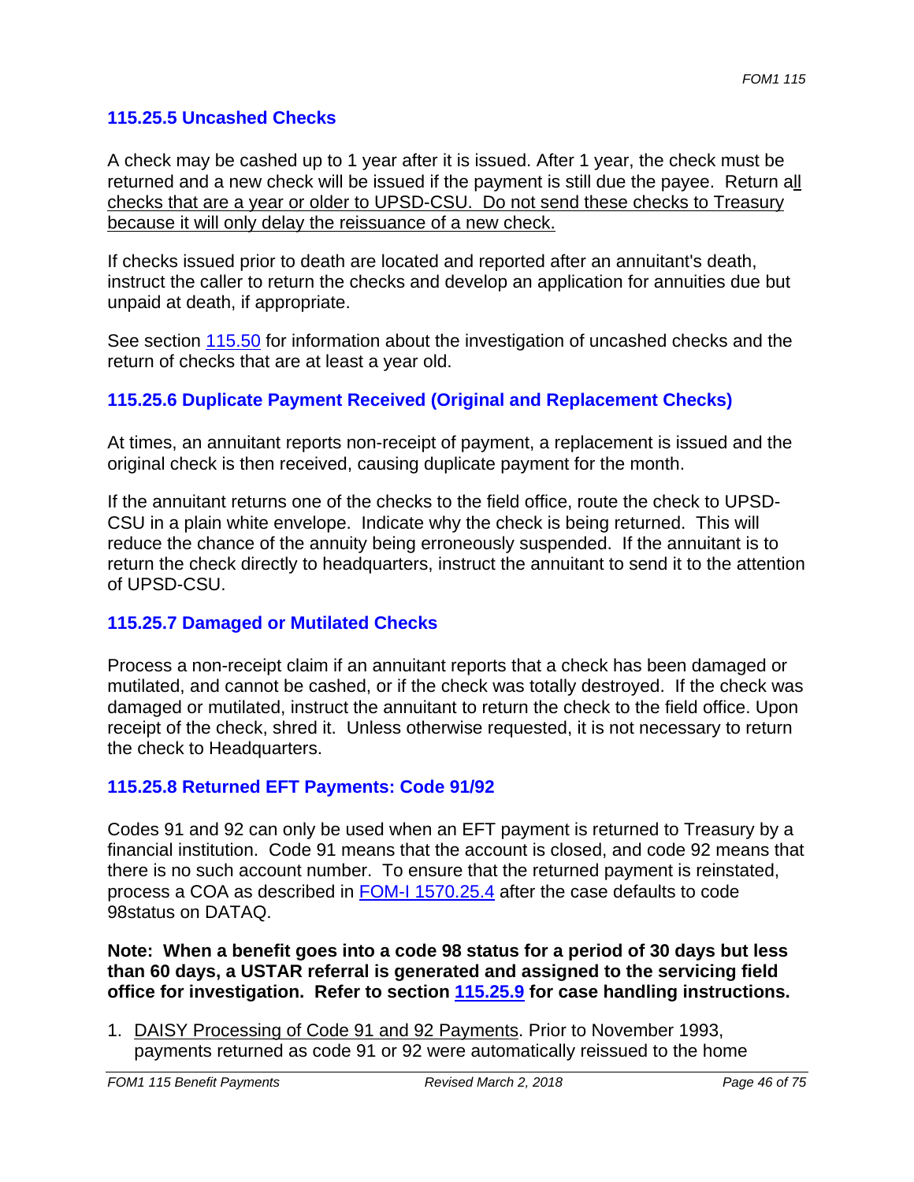### 115.25.5 Uncashed Checks

A check may be cashed up to 1 year after it is issued. After 1 year, the check must be returned and a new check will be issued if the payment is still due the payee. Return all checks that are a year or older to UPSD-CSU. Do not send these checks to Treasury because it will only delay the reissuance of a new check.

If checks issued prior to death are located and reported after an annuitant's death, instruct the caller to return the checks and develop an application for annuities due but unpaid at death, if appropriate.

See section 115.50 for information about the investigation of uncashed checks and the return of checks that are at least a year old.

### 115.25.6 Duplicate Payment Received (Original and Replacement Checks)

At times, an annuitant reports non-receipt of payment, a replacement is issued and the original check is then received, causing duplicate payment for the month.

If the annuitant returns one of the checks to the field office, route the check to UPSD-CSU in a plain white envelope. Indicate why the check is being returned. This will reduce the chance of the annuity being erroneously suspended. If the annuitant is to return the check directly to headquarters, instruct the annuitant to send it to the attention of UPSD-CSU.

### 115.25.7 Damaged or Mutilated Checks

Process a non-receipt claim if an annuitant reports that a check has been damaged or mutilated, and cannot be cashed, or if the check was totally destroyed. If the check was damaged or mutilated, instruct the annuitant to return the check to the field office. Upon receipt of the check, shred it. Unless otherwise requested, it is not necessary to return the check to Headquarters.

### 115.25.8 Returned EFT Payments: Code 91/92

Codes 91 and 92 can only be used when an EFT payment is returned to Treasury by a financial institution. Code 91 means that the account is closed, and code 92 means that there is no such account number. To ensure that the returned payment is reinstated, process a COA as described in FOM-I 1570.25.4 after the case defaults to code 98status on DATAQ.

**Note: When a benefit goes into a code 98 status for a period of 30 days but less than 60 days, a USTAR referral is generated and assigned to the servicing field office for investigation. Refer to section 115.25.9 for case handling instructions.**

1. DAISY Processing of Code 91 and 92 Payments. Prior to November 1993, payments returned as code 91 or 92 were automatically reissued to the home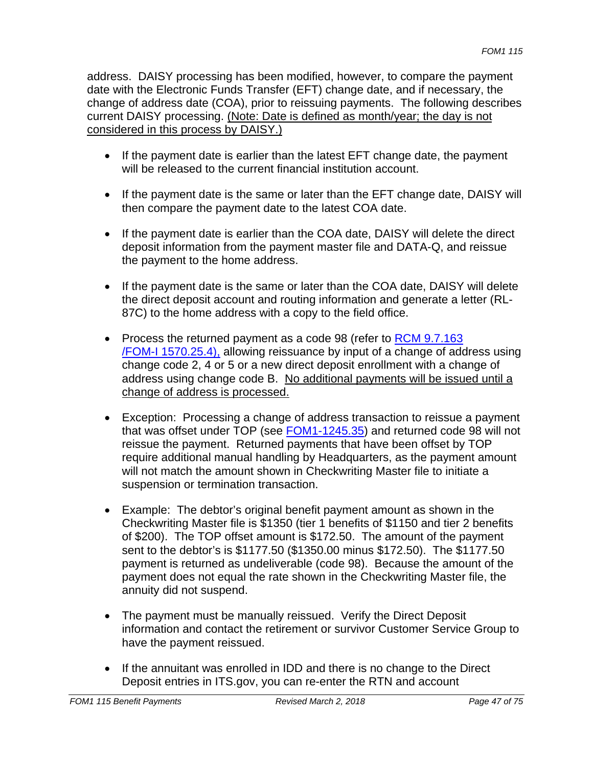address. DAISY processing has been modified, however, to compare the payment date with the Electronic Funds Transfer (EFT) change date, and if necessary, the change of address date (COA), prior to reissuing payments. The following describes current DAISY processing. <u>(Note: Date is defined as month/year; the day is not considered in this process by DAISY.)</u>

- If the payment date is earlier than the latest EFT change date, the payment will be released to the current financial institution account.
- If the payment date is the same or later than the EFT change date, DAISY will then compare the payment date to the latest COA date.
- If the payment date is earlier than the COA date, DAISY will delete the direct deposit information from the payment master file and DATA-Q, and reissue the payment to the home address.
- If the payment date is the same or later than the COA date, DAISY will delete the direct deposit account and routing information and generate a letter (RL-87C) to the home address with a copy to the field office.
- Process the returned payment as a code 98 (refer to RCM 9.7.163 /FOM-I 1570.25.4), allowing reissuance by input of a change of address using change code 2, 4 or 5 or a new direct deposit enrollment with a change of address using change code B. <u>No additional payments will be issued until a change of address is processed.</u>
- Exception: Processing a change of address transaction to reissue a payment that was offset under TOP (see FOM1-1245.35) and returned code 98 will not reissue the payment. Returned payments that have been offset by TOP require additional manual handling by Headquarters, as the payment amount will not match the amount shown in Checkwriting Master file to initiate a suspension or termination transaction.
- Example: The debtor's original benefit payment amount as shown in the Checkwriting Master file is $1350 (tier 1 benefits of $1150 and tier 2 benefits of $200). The TOP offset amount is $172.50. The amount of the payment sent to the debtor's is $1177.50 ($1350.00 minus $172.50). The $1177.50 payment is returned as undeliverable (code 98). Because the amount of the payment does not equal the rate shown in the Checkwriting Master file, the annuity did not suspend.
- The payment must be manually reissued. Verify the Direct Deposit information and contact the retirement or survivor Customer Service Group to have the payment reissued.
- If the annuitant was enrolled in IDD and there is no change to the Direct Deposit entries in ITS.gov, you can re-enter the RTN and account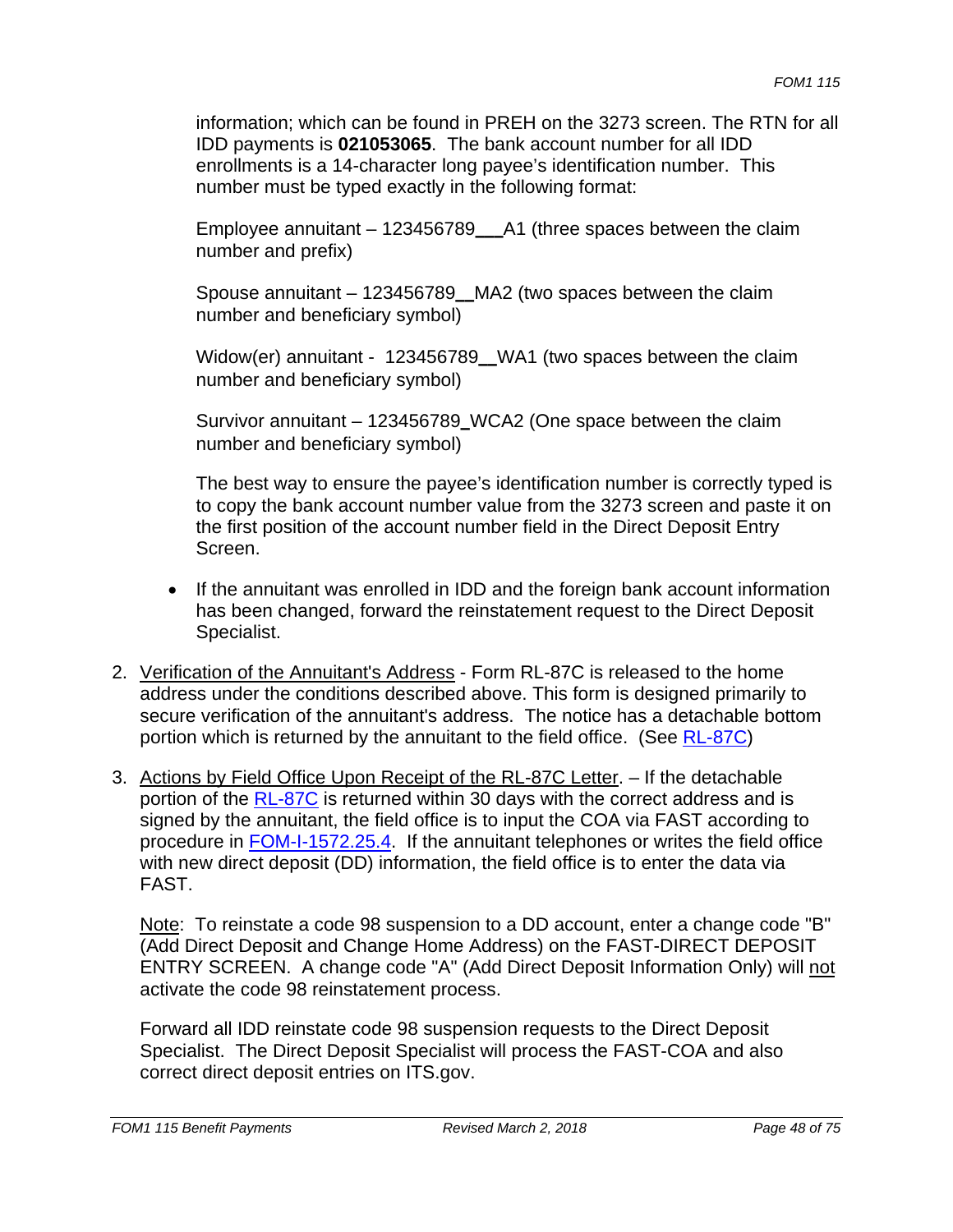information; which can be found in PREH on the 3273 screen. The RTN for all IDD payments is **021053065**. The bank account number for all IDD enrollments is a 14-character long payee's identification number. This number must be typed exactly in the following format:

Employee annuitant – 123456789\_\_\_A1 (three spaces between the claim number and prefix)

Spouse annuitant – 123456789\_\_MA2 (two spaces between the claim number and beneficiary symbol)

Widow(er) annuitant - 123456789\_\_WA1 (two spaces between the claim number and beneficiary symbol)

Survivor annuitant – 123456789\_WCA2 (One space between the claim number and beneficiary symbol)

The best way to ensure the payee's identification number is correctly typed is to copy the bank account number value from the 3273 screen and paste it on the first position of the account number field in the Direct Deposit Entry Screen.

- If the annuitant was enrolled in IDD and the foreign bank account information has been changed, forward the reinstatement request to the Direct Deposit Specialist.

2. Verification of the Annuitant's Address - Form RL-87C is released to the home address under the conditions described above. This form is designed primarily to secure verification of the annuitant's address. The notice has a detachable bottom portion which is returned by the annuitant to the field office. (See RL-87C)

3. Actions by Field Office Upon Receipt of the RL-87C Letter. – If the detachable portion of the RL-87C is returned within 30 days with the correct address and is signed by the annuitant, the field office is to input the COA via FAST according to procedure in FOM-I-1572.25.4. If the annuitant telephones or writes the field office with new direct deposit (DD) information, the field office is to enter the data via FAST.

   Note: To reinstate a code 98 suspension to a DD account, enter a change code "B" (Add Direct Deposit and Change Home Address) on the FAST-DIRECT DEPOSIT ENTRY SCREEN. A change code "A" (Add Direct Deposit Information Only) will not activate the code 98 reinstatement process.

   Forward all IDD reinstate code 98 suspension requests to the Direct Deposit Specialist. The Direct Deposit Specialist will process the FAST-COA and also correct direct deposit entries on ITS.gov.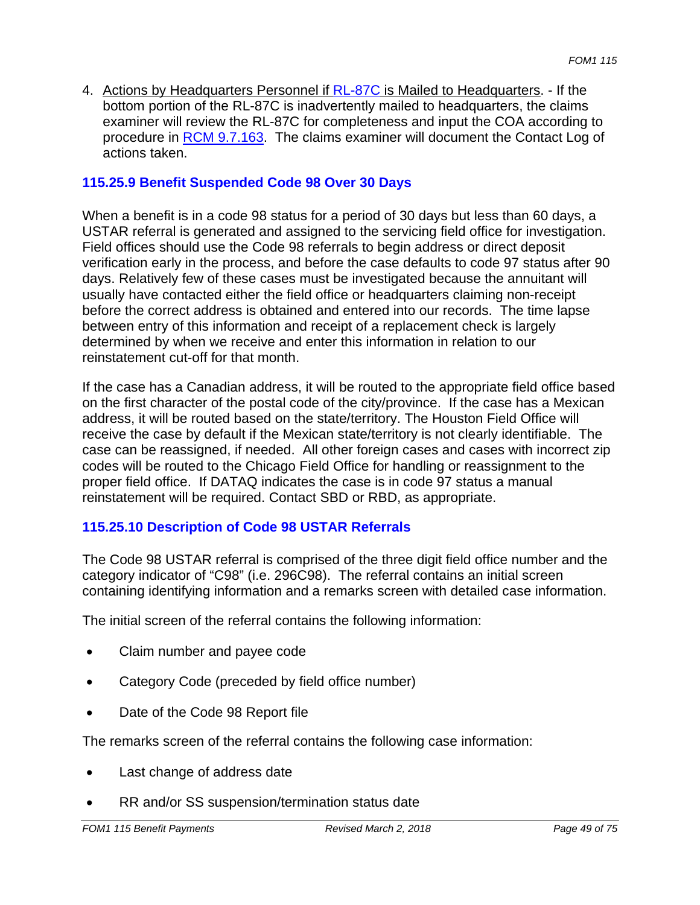4. Actions by Headquarters Personnel if RL-87C is Mailed to Headquarters. - If the bottom portion of the RL-87C is inadvertently mailed to headquarters, the claims examiner will review the RL-87C for completeness and input the COA according to procedure in RCM 9.7.163. The claims examiner will document the Contact Log of actions taken.

### 115.25.9 Benefit Suspended Code 98 Over 30 Days

When a benefit is in a code 98 status for a period of 30 days but less than 60 days, a USTAR referral is generated and assigned to the servicing field office for investigation. Field offices should use the Code 98 referrals to begin address or direct deposit verification early in the process, and before the case defaults to code 97 status after 90 days. Relatively few of these cases must be investigated because the annuitant will usually have contacted either the field office or headquarters claiming non-receipt before the correct address is obtained and entered into our records. The time lapse between entry of this information and receipt of a replacement check is largely determined by when we receive and enter this information in relation to our reinstatement cut-off for that month.

If the case has a Canadian address, it will be routed to the appropriate field office based on the first character of the postal code of the city/province. If the case has a Mexican address, it will be routed based on the state/territory. The Houston Field Office will receive the case by default if the Mexican state/territory is not clearly identifiable. The case can be reassigned, if needed. All other foreign cases and cases with incorrect zip codes will be routed to the Chicago Field Office for handling or reassignment to the proper field office. If DATAQ indicates the case is in code 97 status a manual reinstatement will be required. Contact SBD or RBD, as appropriate.

### 115.25.10 Description of Code 98 USTAR Referrals

The Code 98 USTAR referral is comprised of the three digit field office number and the category indicator of "C98" (i.e. 296C98). The referral contains an initial screen containing identifying information and a remarks screen with detailed case information.

The initial screen of the referral contains the following information:

- Claim number and payee code
- Category Code (preceded by field office number)
- Date of the Code 98 Report file

The remarks screen of the referral contains the following case information:

- Last change of address date
- RR and/or SS suspension/termination status date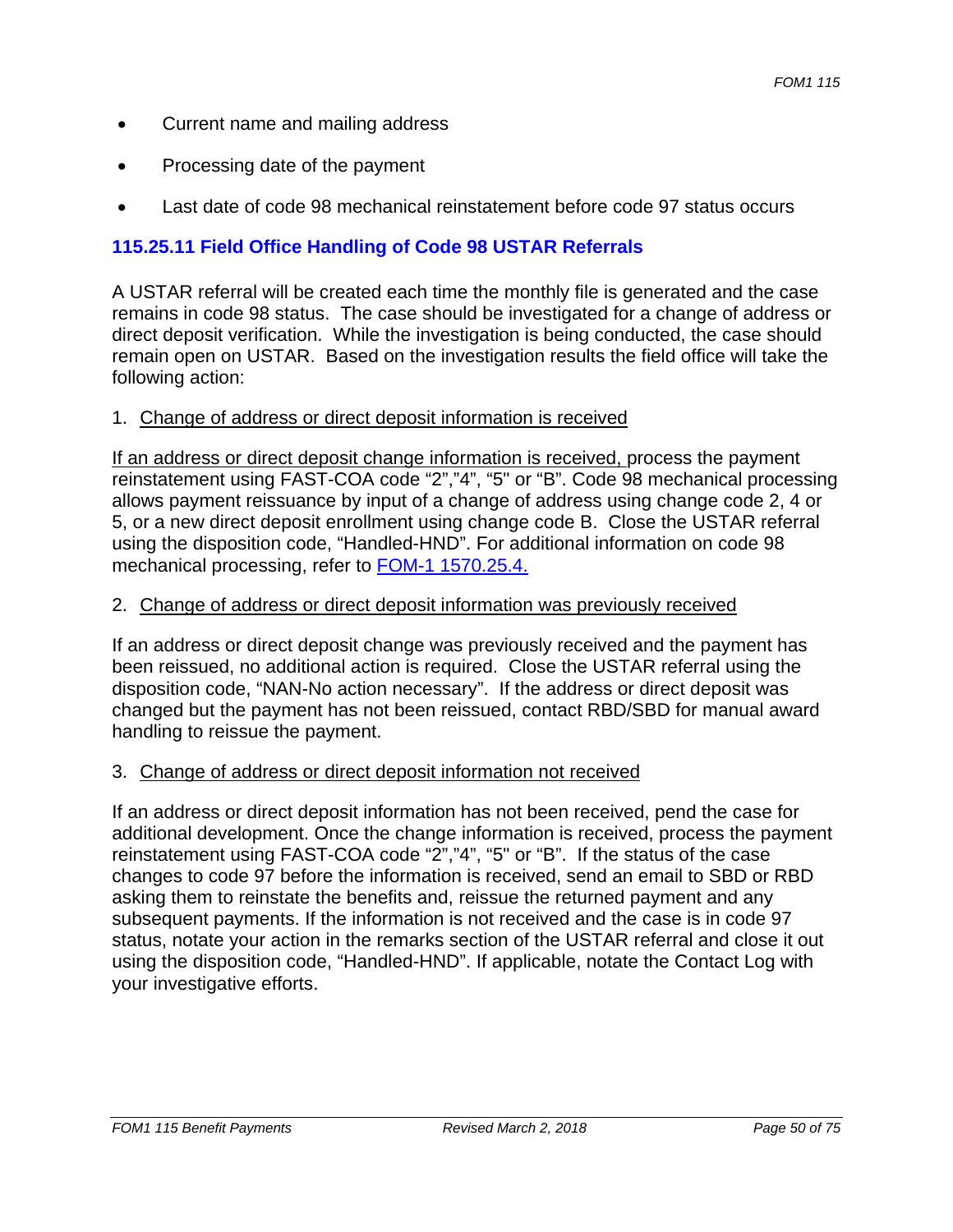- Current name and mailing address
- Processing date of the payment
- Last date of code 98 mechanical reinstatement before code 97 status occurs

### 115.25.11 Field Office Handling of Code 98 USTAR Referrals

A USTAR referral will be created each time the monthly file is generated and the case remains in code 98 status. The case should be investigated for a change of address or direct deposit verification. While the investigation is being conducted, the case should remain open on USTAR. Based on the investigation results the field office will take the following action:

1. Change of address or direct deposit information is received

If an address or direct deposit change information is received, process the payment reinstatement using FAST-COA code "2","4", "5" or "B". Code 98 mechanical processing allows payment reissuance by input of a change of address using change code 2, 4 or 5, or a new direct deposit enrollment using change code B. Close the USTAR referral using the disposition code, "Handled-HND". For additional information on code 98 mechanical processing, refer to FOM-1 1570.25.4.

2. Change of address or direct deposit information was previously received

If an address or direct deposit change was previously received and the payment has been reissued, no additional action is required. Close the USTAR referral using the disposition code, "NAN-No action necessary". If the address or direct deposit was changed but the payment has not been reissued, contact RBD/SBD for manual award handling to reissue the payment.

3. Change of address or direct deposit information not received

If an address or direct deposit information has not been received, pend the case for additional development. Once the change information is received, process the payment reinstatement using FAST-COA code "2","4", "5" or "B". If the status of the case changes to code 97 before the information is received, send an email to SBD or RBD asking them to reinstate the benefits and, reissue the returned payment and any subsequent payments. If the information is not received and the case is in code 97 status, notate your action in the remarks section of the USTAR referral and close it out using the disposition code, "Handled-HND". If applicable, notate the Contact Log with your investigative efforts.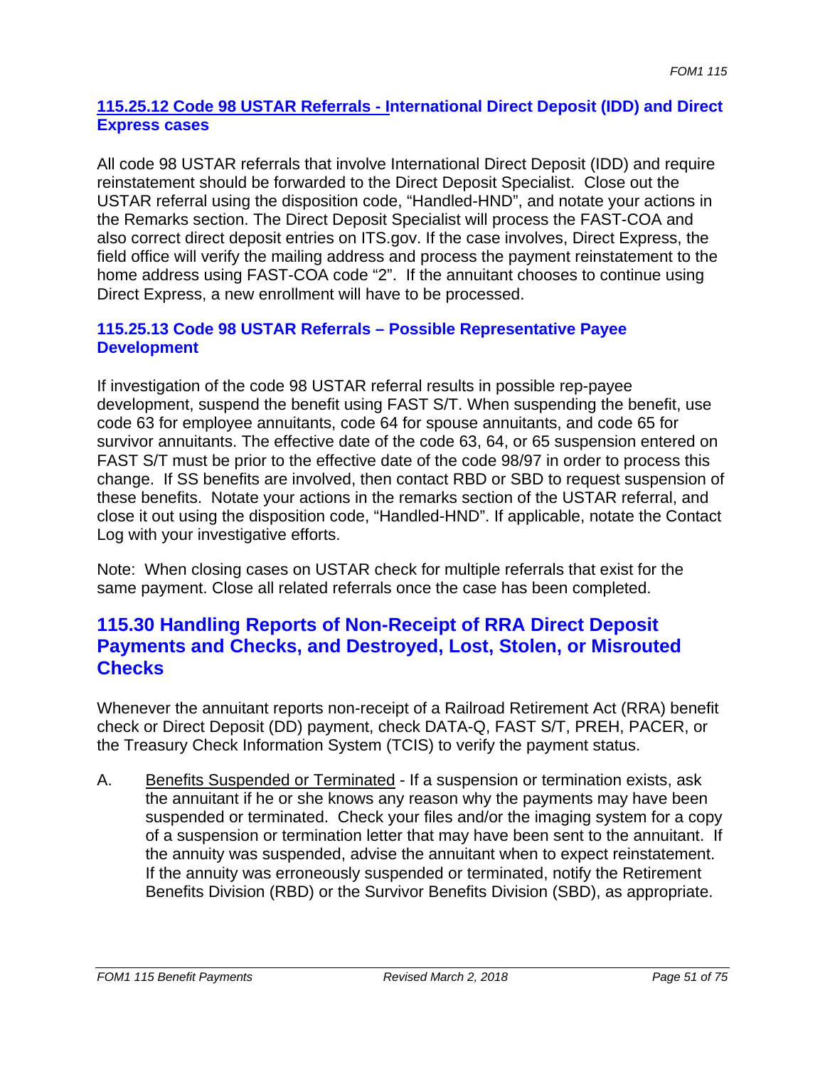### 115.25.12 Code 98 USTAR Referrals - International Direct Deposit (IDD) and Direct Express cases

All code 98 USTAR referrals that involve International Direct Deposit (IDD) and require reinstatement should be forwarded to the Direct Deposit Specialist. Close out the USTAR referral using the disposition code, "Handled-HND", and notate your actions in the Remarks section. The Direct Deposit Specialist will process the FAST-COA and also correct direct deposit entries on ITS.gov. If the case involves, Direct Express, the field office will verify the mailing address and process the payment reinstatement to the home address using FAST-COA code "2". If the annuitant chooses to continue using Direct Express, a new enrollment will have to be processed.

### 115.25.13 Code 98 USTAR Referrals – Possible Representative Payee Development

If investigation of the code 98 USTAR referral results in possible rep-payee development, suspend the benefit using FAST S/T. When suspending the benefit, use code 63 for employee annuitants, code 64 for spouse annuitants, and code 65 for survivor annuitants. The effective date of the code 63, 64, or 65 suspension entered on FAST S/T must be prior to the effective date of the code 98/97 in order to process this change. If SS benefits are involved, then contact RBD or SBD to request suspension of these benefits. Notate your actions in the remarks section of the USTAR referral, and close it out using the disposition code, "Handled-HND". If applicable, notate the Contact Log with your investigative efforts.

Note: When closing cases on USTAR check for multiple referrals that exist for the same payment. Close all related referrals once the case has been completed.

## 115.30 Handling Reports of Non-Receipt of RRA Direct Deposit Payments and Checks, and Destroyed, Lost, Stolen, or Misrouted Checks

Whenever the annuitant reports non-receipt of a Railroad Retirement Act (RRA) benefit check or Direct Deposit (DD) payment, check DATA-Q, FAST S/T, PREH, PACER, or the Treasury Check Information System (TCIS) to verify the payment status.

A. Benefits Suspended or Terminated - If a suspension or termination exists, ask the annuitant if he or she knows any reason why the payments may have been suspended or terminated. Check your files and/or the imaging system for a copy of a suspension or termination letter that may have been sent to the annuitant. If the annuity was suspended, advise the annuitant when to expect reinstatement. If the annuity was erroneously suspended or terminated, notify the Retirement Benefits Division (RBD) or the Survivor Benefits Division (SBD), as appropriate.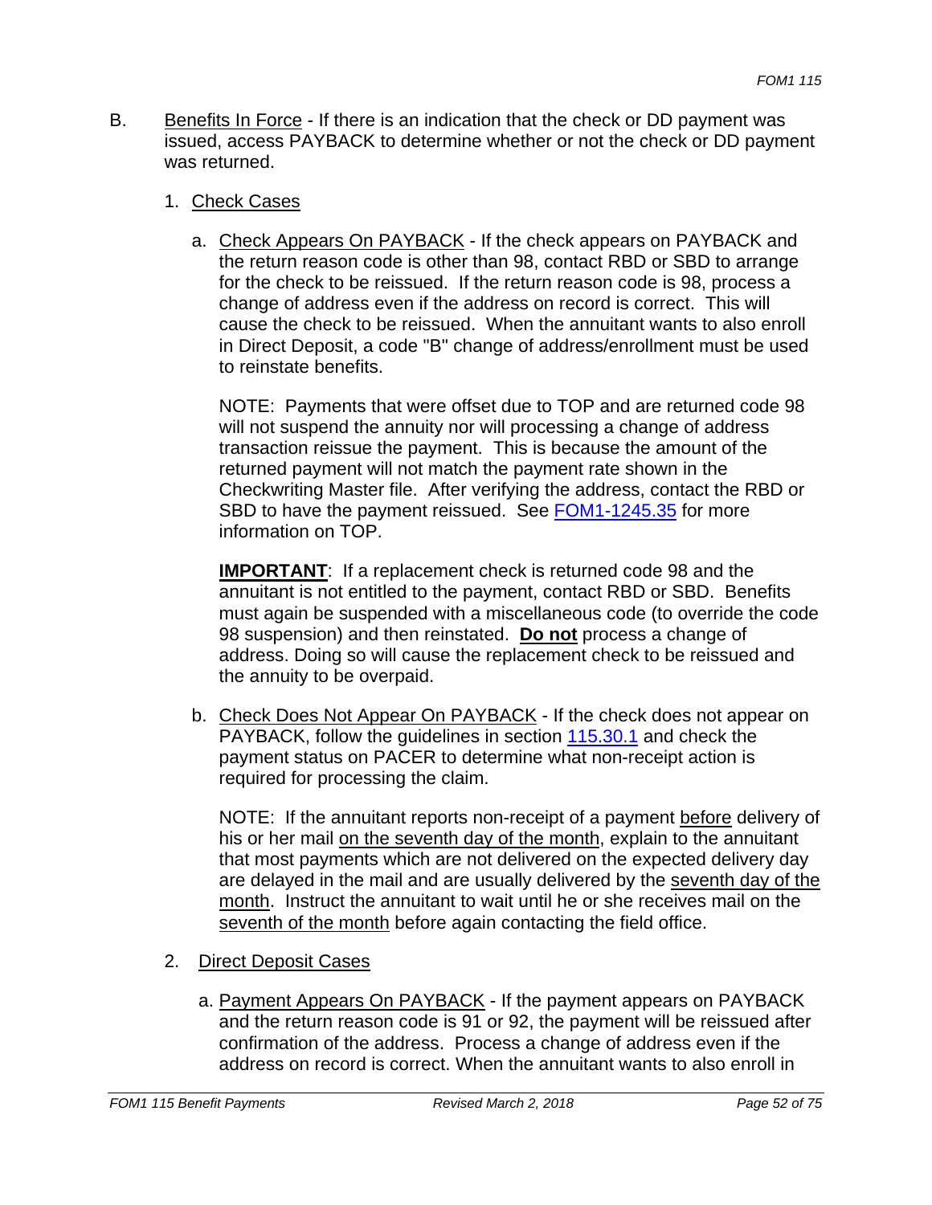B. <u>Benefits In Force</u> - If there is an indication that the check or DD payment was issued, access PAYBACK to determine whether or not the check or DD payment was returned.

1. <u>Check Cases</u>

   a. <u>Check Appears On PAYBACK</u> - If the check appears on PAYBACK and the return reason code is other than 98, contact RBD or SBD to arrange for the check to be reissued. If the return reason code is 98, process a change of address even if the address on record is correct. This will cause the check to be reissued. When the annuitant wants to also enroll in Direct Deposit, a code "B" change of address/enrollment must be used to reinstate benefits.

      NOTE: Payments that were offset due to TOP and are returned code 98 will not suspend the annuity nor will processing a change of address transaction reissue the payment. This is because the amount of the returned payment will not match the payment rate shown in the Checkwriting Master file. After verifying the address, contact the RBD or SBD to have the payment reissued. See [FOM1-1245.35]() for more information on TOP.

      **<u>IMPORTANT</u>**: If a replacement check is returned code 98 and the annuitant is not entitled to the payment, contact RBD or SBD. Benefits must again be suspended with a miscellaneous code (to override the code 98 suspension) and then reinstated. **<u>Do not</u>** process a change of address. Doing so will cause the replacement check to be reissued and the annuity to be overpaid.

   b. <u>Check Does Not Appear On PAYBACK</u> - If the check does not appear on PAYBACK, follow the guidelines in section [115.30.1]() and check the payment status on PACER to determine what non-receipt action is required for processing the claim.

      NOTE: If the annuitant reports non-receipt of a payment <u>before</u> delivery of his or her mail <u>on the seventh day of the month</u>, explain to the annuitant that most payments which are not delivered on the expected delivery day are delayed in the mail and are usually delivered by the <u>seventh day of the month</u>. Instruct the annuitant to wait until he or she receives mail on the <u>seventh of the month</u> before again contacting the field office.

2. <u>Direct Deposit Cases</u>

   a. <u>Payment Appears On PAYBACK</u> - If the payment appears on PAYBACK and the return reason code is 91 or 92, the payment will be reissued after confirmation of the address. Process a change of address even if the address on record is correct. When the annuitant wants to also enroll in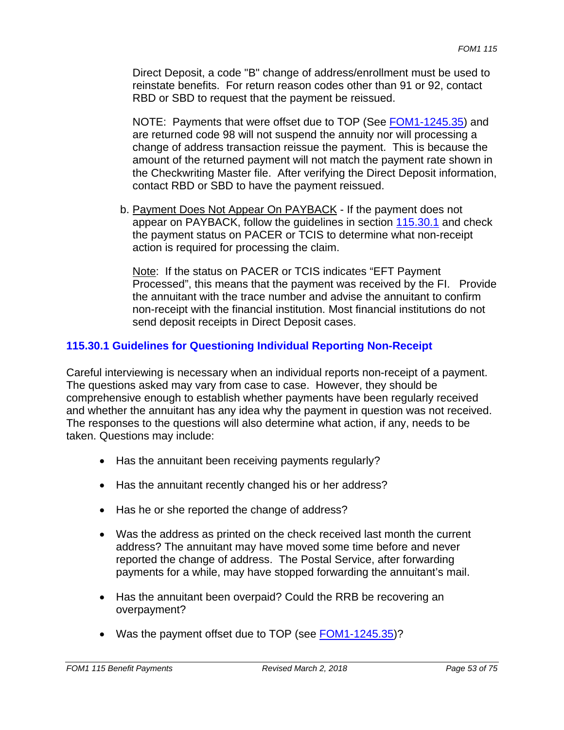Direct Deposit, a code "B" change of address/enrollment must be used to reinstate benefits. For return reason codes other than 91 or 92, contact RBD or SBD to request that the payment be reissued.

NOTE: Payments that were offset due to TOP (See FOM1-1245.35) and are returned code 98 will not suspend the annuity nor will processing a change of address transaction reissue the payment. This is because the amount of the returned payment will not match the payment rate shown in the Checkwriting Master file. After verifying the Direct Deposit information, contact RBD or SBD to have the payment reissued.

b. Payment Does Not Appear On PAYBACK - If the payment does not appear on PAYBACK, follow the guidelines in section 115.30.1 and check the payment status on PACER or TCIS to determine what non-receipt action is required for processing the claim.

Note: If the status on PACER or TCIS indicates "EFT Payment Processed", this means that the payment was received by the FI. Provide the annuitant with the trace number and advise the annuitant to confirm non-receipt with the financial institution. Most financial institutions do not send deposit receipts in Direct Deposit cases.

### 115.30.1 Guidelines for Questioning Individual Reporting Non-Receipt

Careful interviewing is necessary when an individual reports non-receipt of a payment. The questions asked may vary from case to case. However, they should be comprehensive enough to establish whether payments have been regularly received and whether the annuitant has any idea why the payment in question was not received. The responses to the questions will also determine what action, if any, needs to be taken. Questions may include:

- Has the annuitant been receiving payments regularly?
- Has the annuitant recently changed his or her address?
- Has he or she reported the change of address?
- Was the address as printed on the check received last month the current address? The annuitant may have moved some time before and never reported the change of address. The Postal Service, after forwarding payments for a while, may have stopped forwarding the annuitant's mail.
- Has the annuitant been overpaid? Could the RRB be recovering an overpayment?
- Was the payment offset due to TOP (see FOM1-1245.35)?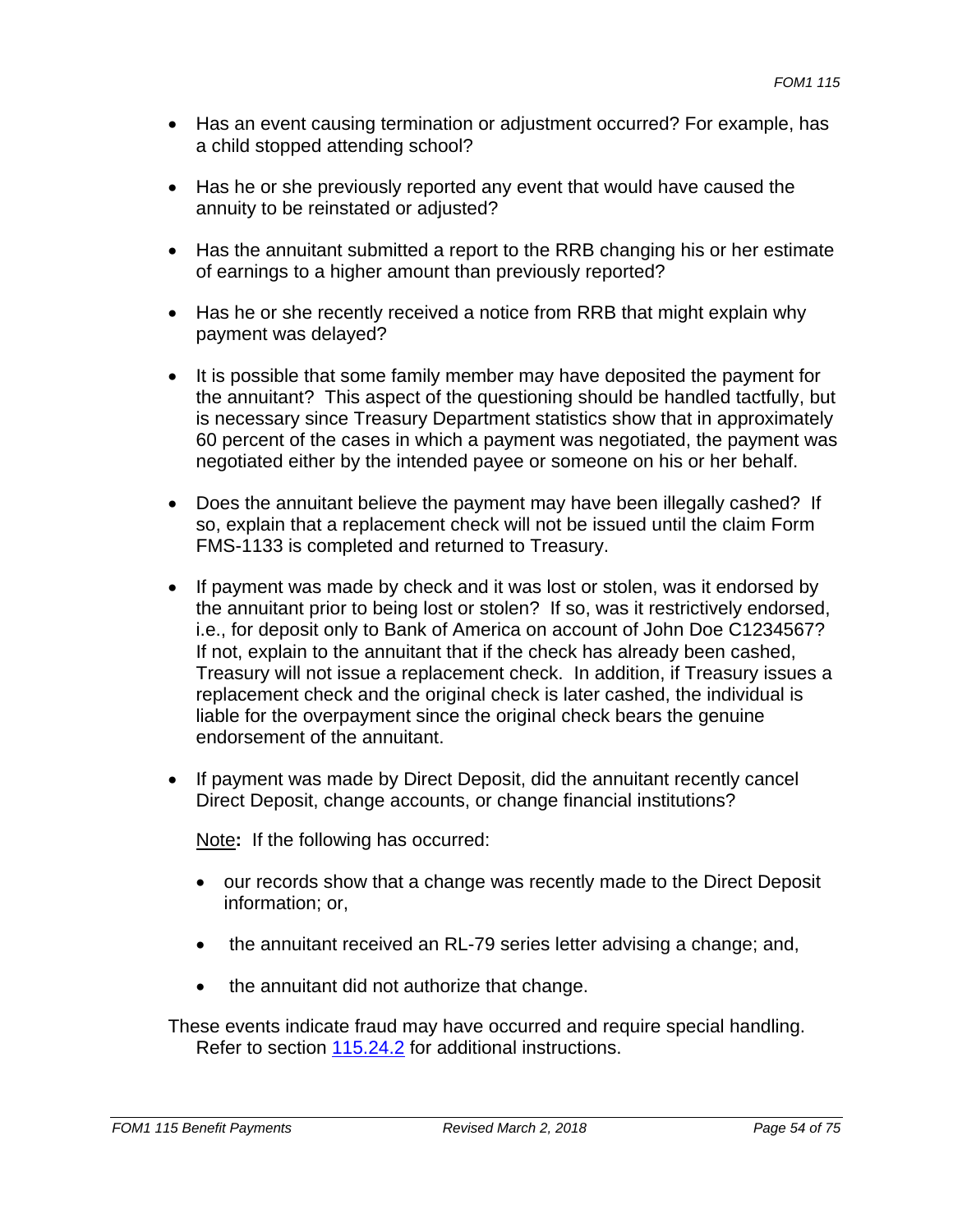- Has an event causing termination or adjustment occurred? For example, has a child stopped attending school?

- Has he or she previously reported any event that would have caused the annuity to be reinstated or adjusted?

- Has the annuitant submitted a report to the RRB changing his or her estimate of earnings to a higher amount than previously reported?

- Has he or she recently received a notice from RRB that might explain why payment was delayed?

- It is possible that some family member may have deposited the payment for the annuitant? This aspect of the questioning should be handled tactfully, but is necessary since Treasury Department statistics show that in approximately 60 percent of the cases in which a payment was negotiated, the payment was negotiated either by the intended payee or someone on his or her behalf.

- Does the annuitant believe the payment may have been illegally cashed? If so, explain that a replacement check will not be issued until the claim Form FMS-1133 is completed and returned to Treasury.

- If payment was made by check and it was lost or stolen, was it endorsed by the annuitant prior to being lost or stolen? If so, was it restrictively endorsed, i.e., for deposit only to Bank of America on account of John Doe C1234567? If not, explain to the annuitant that if the check has already been cashed, Treasury will not issue a replacement check. In addition, if Treasury issues a replacement check and the original check is later cashed, the individual is liable for the overpayment since the original check bears the genuine endorsement of the annuitant.

- If payment was made by Direct Deposit, did the annuitant recently cancel Direct Deposit, change accounts, or change financial institutions?

  Note**:** If the following has occurred:

  - our records show that a change was recently made to the Direct Deposit information; or,

  - the annuitant received an RL-79 series letter advising a change; and,

  - the annuitant did not authorize that change.

These events indicate fraud may have occurred and require special handling. Refer to section 115.24.2 for additional instructions.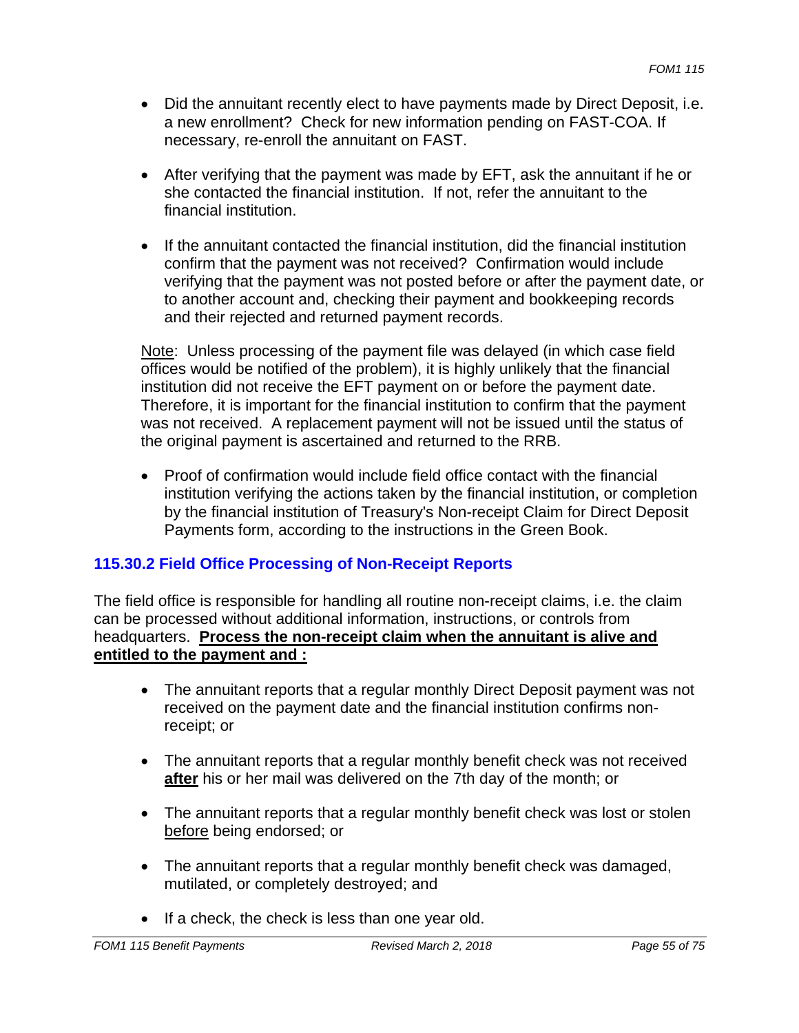- Did the annuitant recently elect to have payments made by Direct Deposit, i.e. a new enrollment? Check for new information pending on FAST-COA. If necessary, re-enroll the annuitant on FAST.

- After verifying that the payment was made by EFT, ask the annuitant if he or she contacted the financial institution. If not, refer the annuitant to the financial institution.

- If the annuitant contacted the financial institution, did the financial institution confirm that the payment was not received? Confirmation would include verifying that the payment was not posted before or after the payment date, or to another account and, checking their payment and bookkeeping records and their rejected and returned payment records.

  Note: Unless processing of the payment file was delayed (in which case field offices would be notified of the problem), it is highly unlikely that the financial institution did not receive the EFT payment on or before the payment date. Therefore, it is important for the financial institution to confirm that the payment was not received. A replacement payment will not be issued until the status of the original payment is ascertained and returned to the RRB.

- Proof of confirmation would include field office contact with the financial institution verifying the actions taken by the financial institution, or completion by the financial institution of Treasury's Non-receipt Claim for Direct Deposit Payments form, according to the instructions in the Green Book.

### 115.30.2 Field Office Processing of Non-Receipt Reports

The field office is responsible for handling all routine non-receipt claims, i.e. the claim can be processed without additional information, instructions, or controls from headquarters. **Process the non-receipt claim when the annuitant is alive and entitled to the payment and :**

- The annuitant reports that a regular monthly Direct Deposit payment was not received on the payment date and the financial institution confirms non-receipt; or

- The annuitant reports that a regular monthly benefit check was not received **after** his or her mail was delivered on the 7th day of the month; or

- The annuitant reports that a regular monthly benefit check was lost or stolen before being endorsed; or

- The annuitant reports that a regular monthly benefit check was damaged, mutilated, or completely destroyed; and

- If a check, the check is less than one year old.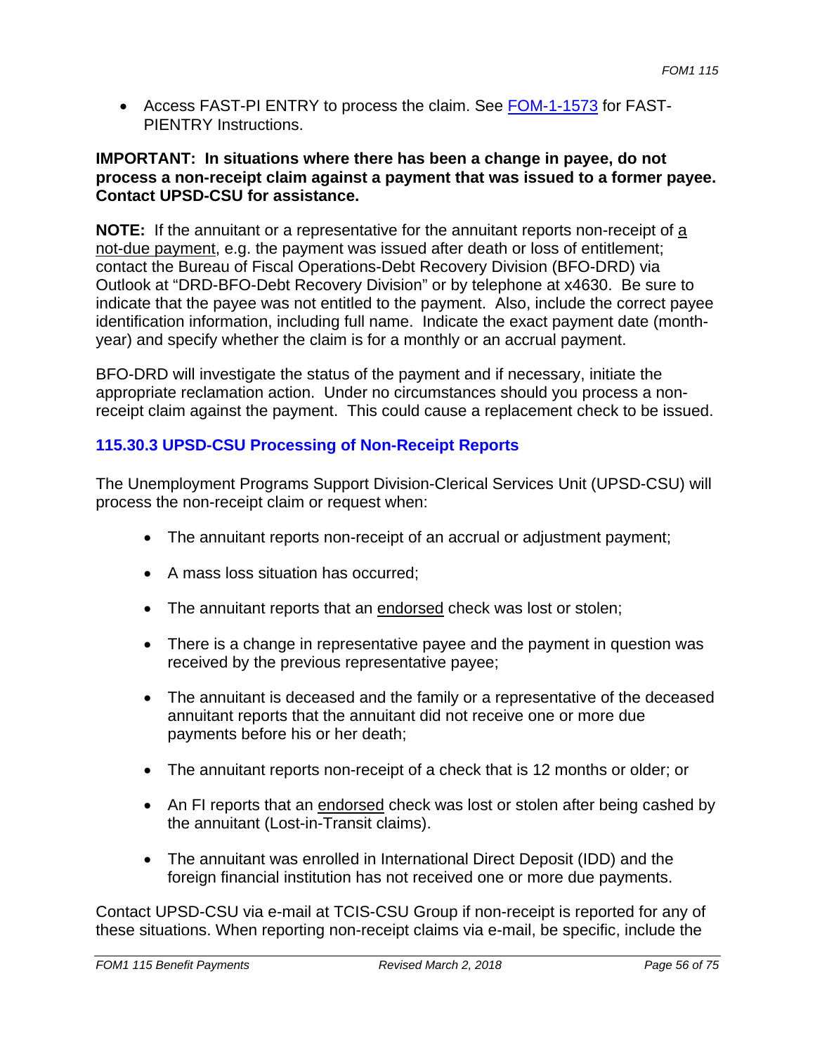- Access FAST-PI ENTRY to process the claim. See FOM-1-1573 for FAST-PIENTRY Instructions.

**IMPORTANT: In situations where there has been a change in payee, do not process a non-receipt claim against a payment that was issued to a former payee. Contact UPSD-CSU for assistance.**

**NOTE:** If the annuitant or a representative for the annuitant reports non-receipt of a not-due payment, e.g. the payment was issued after death or loss of entitlement; contact the Bureau of Fiscal Operations-Debt Recovery Division (BFO-DRD) via Outlook at "DRD-BFO-Debt Recovery Division" or by telephone at x4630. Be sure to indicate that the payee was not entitled to the payment. Also, include the correct payee identification information, including full name. Indicate the exact payment date (month-year) and specify whether the claim is for a monthly or an accrual payment.

BFO-DRD will investigate the status of the payment and if necessary, initiate the appropriate reclamation action. Under no circumstances should you process a non-receipt claim against the payment. This could cause a replacement check to be issued.

### 115.30.3 UPSD-CSU Processing of Non-Receipt Reports

The Unemployment Programs Support Division-Clerical Services Unit (UPSD-CSU) will process the non-receipt claim or request when:

- The annuitant reports non-receipt of an accrual or adjustment payment;
- A mass loss situation has occurred;
- The annuitant reports that an endorsed check was lost or stolen;
- There is a change in representative payee and the payment in question was received by the previous representative payee;
- The annuitant is deceased and the family or a representative of the deceased annuitant reports that the annuitant did not receive one or more due payments before his or her death;
- The annuitant reports non-receipt of a check that is 12 months or older; or
- An FI reports that an endorsed check was lost or stolen after being cashed by the annuitant (Lost-in-Transit claims).
- The annuitant was enrolled in International Direct Deposit (IDD) and the foreign financial institution has not received one or more due payments.

Contact UPSD-CSU via e-mail at TCIS-CSU Group if non-receipt is reported for any of these situations. When reporting non-receipt claims via e-mail, be specific, include the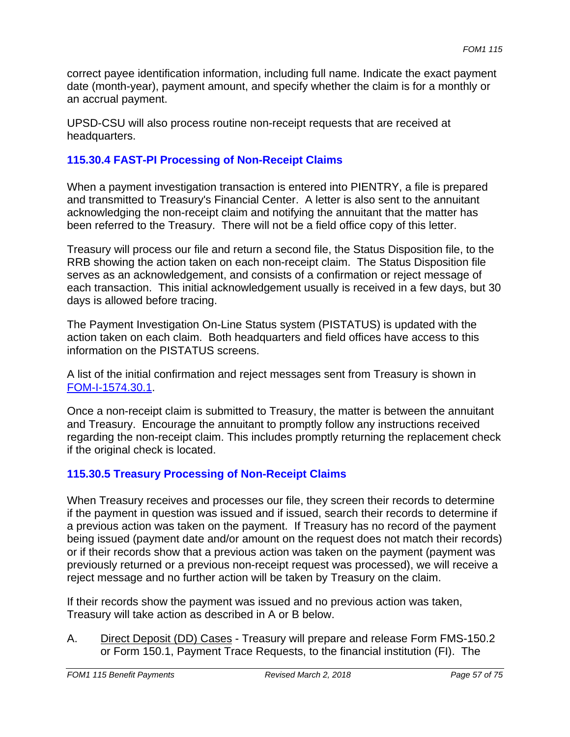correct payee identification information, including full name. Indicate the exact payment date (month-year), payment amount, and specify whether the claim is for a monthly or an accrual payment.

UPSD-CSU will also process routine non-receipt requests that are received at headquarters.

### 115.30.4 FAST-PI Processing of Non-Receipt Claims

When a payment investigation transaction is entered into PIENTRY, a file is prepared and transmitted to Treasury's Financial Center. A letter is also sent to the annuitant acknowledging the non-receipt claim and notifying the annuitant that the matter has been referred to the Treasury. There will not be a field office copy of this letter.

Treasury will process our file and return a second file, the Status Disposition file, to the RRB showing the action taken on each non-receipt claim. The Status Disposition file serves as an acknowledgement, and consists of a confirmation or reject message of each transaction. This initial acknowledgement usually is received in a few days, but 30 days is allowed before tracing.

The Payment Investigation On-Line Status system (PISTATUS) is updated with the action taken on each claim. Both headquarters and field offices have access to this information on the PISTATUS screens.

A list of the initial confirmation and reject messages sent from Treasury is shown in FOM-I-1574.30.1.

Once a non-receipt claim is submitted to Treasury, the matter is between the annuitant and Treasury. Encourage the annuitant to promptly follow any instructions received regarding the non-receipt claim. This includes promptly returning the replacement check if the original check is located.

### 115.30.5 Treasury Processing of Non-Receipt Claims

When Treasury receives and processes our file, they screen their records to determine if the payment in question was issued and if issued, search their records to determine if a previous action was taken on the payment. If Treasury has no record of the payment being issued (payment date and/or amount on the request does not match their records) or if their records show that a previous action was taken on the payment (payment was previously returned or a previous non-receipt request was processed), we will receive a reject message and no further action will be taken by Treasury on the claim.

If their records show the payment was issued and no previous action was taken, Treasury will take action as described in A or B below.

A. Direct Deposit (DD) Cases - Treasury will prepare and release Form FMS-150.2 or Form 150.1, Payment Trace Requests, to the financial institution (FI). The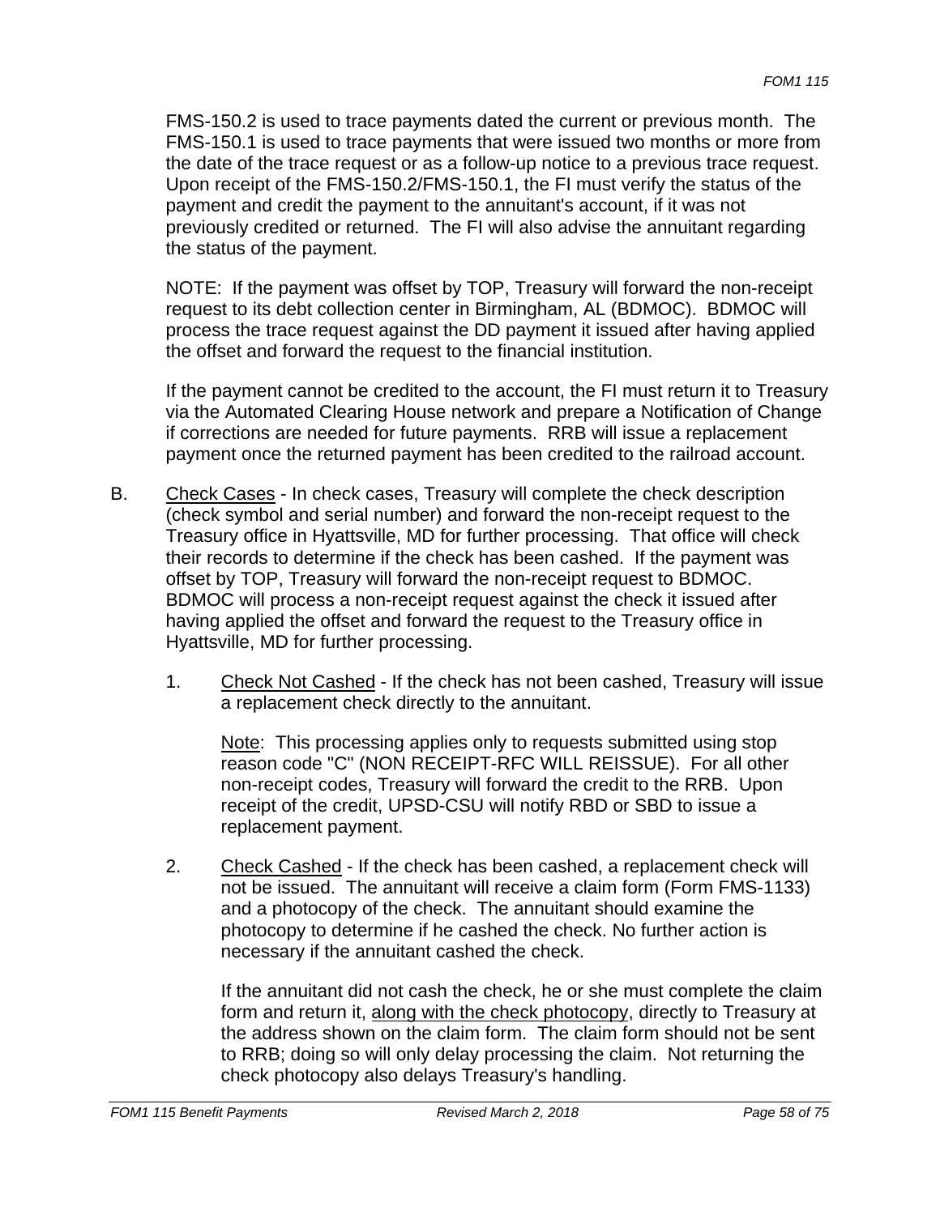FMS-150.2 is used to trace payments dated the current or previous month. The FMS-150.1 is used to trace payments that were issued two months or more from the date of the trace request or as a follow-up notice to a previous trace request. Upon receipt of the FMS-150.2/FMS-150.1, the FI must verify the status of the payment and credit the payment to the annuitant's account, if it was not previously credited or returned. The FI will also advise the annuitant regarding the status of the payment.

NOTE: If the payment was offset by TOP, Treasury will forward the non-receipt request to its debt collection center in Birmingham, AL (BDMOC). BDMOC will process the trace request against the DD payment it issued after having applied the offset and forward the request to the financial institution.

If the payment cannot be credited to the account, the FI must return it to Treasury via the Automated Clearing House network and prepare a Notification of Change if corrections are needed for future payments. RRB will issue a replacement payment once the returned payment has been credited to the railroad account.

B. Check Cases - In check cases, Treasury will complete the check description (check symbol and serial number) and forward the non-receipt request to the Treasury office in Hyattsville, MD for further processing. That office will check their records to determine if the check has been cashed. If the payment was offset by TOP, Treasury will forward the non-receipt request to BDMOC. BDMOC will process a non-receipt request against the check it issued after having applied the offset and forward the request to the Treasury office in Hyattsville, MD for further processing.

   1. Check Not Cashed - If the check has not been cashed, Treasury will issue a replacement check directly to the annuitant.

      Note: This processing applies only to requests submitted using stop reason code "C" (NON RECEIPT-RFC WILL REISSUE). For all other non-receipt codes, Treasury will forward the credit to the RRB. Upon receipt of the credit, UPSD-CSU will notify RBD or SBD to issue a replacement payment.

   2. Check Cashed - If the check has been cashed, a replacement check will not be issued. The annuitant will receive a claim form (Form FMS-1133) and a photocopy of the check. The annuitant should examine the photocopy to determine if he cashed the check. No further action is necessary if the annuitant cashed the check.

      If the annuitant did not cash the check, he or she must complete the claim form and return it, along with the check photocopy, directly to Treasury at the address shown on the claim form. The claim form should not be sent to RRB; doing so will only delay processing the claim. Not returning the check photocopy also delays Treasury's handling.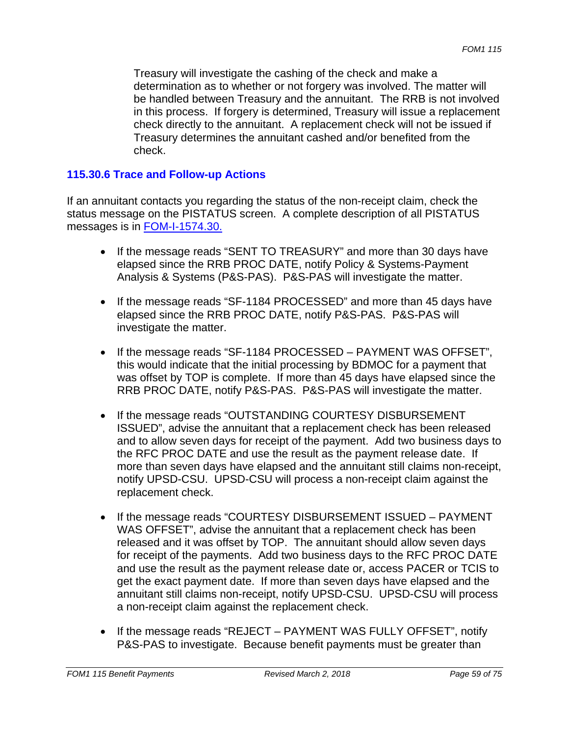Treasury will investigate the cashing of the check and make a determination as to whether or not forgery was involved. The matter will be handled between Treasury and the annuitant. The RRB is not involved in this process. If forgery is determined, Treasury will issue a replacement check directly to the annuitant. A replacement check will not be issued if Treasury determines the annuitant cashed and/or benefited from the check.

### 115.30.6 Trace and Follow-up Actions

If an annuitant contacts you regarding the status of the non-receipt claim, check the status message on the PISTATUS screen. A complete description of all PISTATUS messages is in [FOM-I-1574.30.](FOM-I-1574.30.)

- If the message reads "SENT TO TREASURY" and more than 30 days have elapsed since the RRB PROC DATE, notify Policy & Systems-Payment Analysis & Systems (P&S-PAS). P&S-PAS will investigate the matter.

- If the message reads "SF-1184 PROCESSED" and more than 45 days have elapsed since the RRB PROC DATE, notify P&S-PAS. P&S-PAS will investigate the matter.

- If the message reads "SF-1184 PROCESSED – PAYMENT WAS OFFSET", this would indicate that the initial processing by BDMOC for a payment that was offset by TOP is complete. If more than 45 days have elapsed since the RRB PROC DATE, notify P&S-PAS. P&S-PAS will investigate the matter.

- If the message reads "OUTSTANDING COURTESY DISBURSEMENT ISSUED", advise the annuitant that a replacement check has been released and to allow seven days for receipt of the payment. Add two business days to the RFC PROC DATE and use the result as the payment release date. If more than seven days have elapsed and the annuitant still claims non-receipt, notify UPSD-CSU. UPSD-CSU will process a non-receipt claim against the replacement check.

- If the message reads "COURTESY DISBURSEMENT ISSUED – PAYMENT WAS OFFSET", advise the annuitant that a replacement check has been released and it was offset by TOP. The annuitant should allow seven days for receipt of the payments. Add two business days to the RFC PROC DATE and use the result as the payment release date or, access PACER or TCIS to get the exact payment date. If more than seven days have elapsed and the annuitant still claims non-receipt, notify UPSD-CSU. UPSD-CSU will process a non-receipt claim against the replacement check.

- If the message reads "REJECT – PAYMENT WAS FULLY OFFSET", notify P&S-PAS to investigate. Because benefit payments must be greater than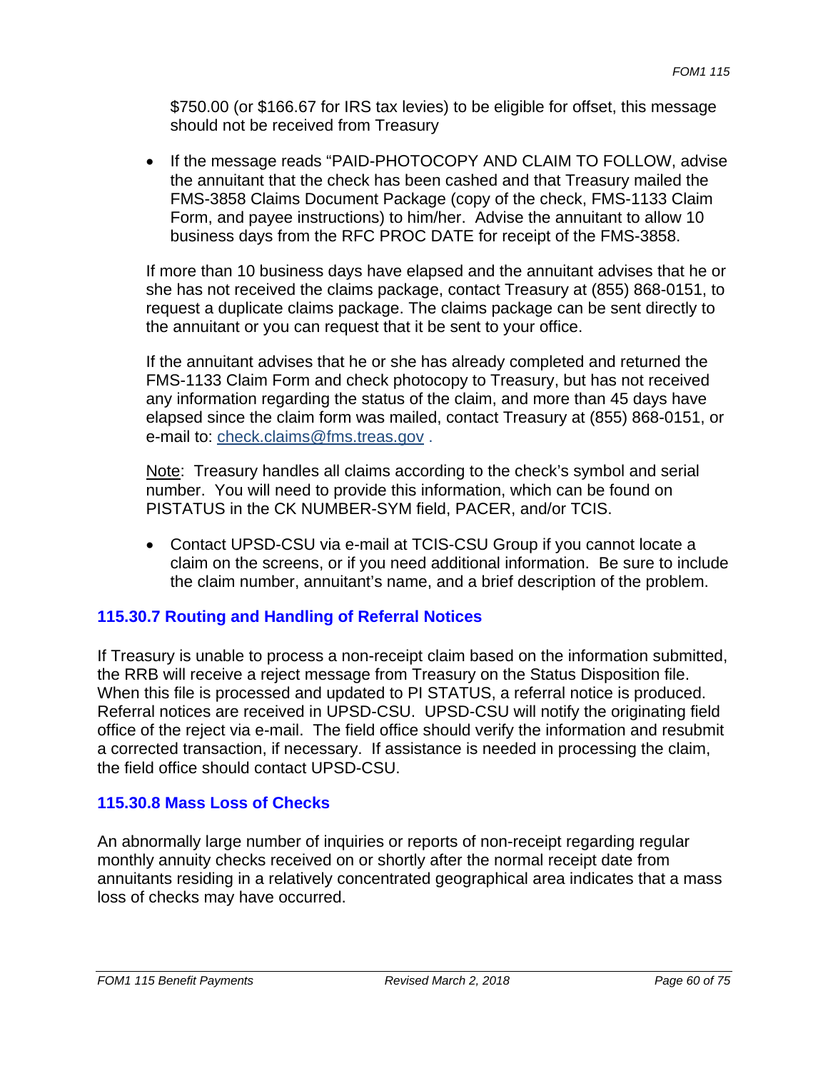$750.00 (or $166.67 for IRS tax levies) to be eligible for offset, this message should not be received from Treasury

- If the message reads "PAID-PHOTOCOPY AND CLAIM TO FOLLOW, advise the annuitant that the check has been cashed and that Treasury mailed the FMS-3858 Claims Document Package (copy of the check, FMS-1133 Claim Form, and payee instructions) to him/her. Advise the annuitant to allow 10 business days from the RFC PROC DATE for receipt of the FMS-3858.

  If more than 10 business days have elapsed and the annuitant advises that he or she has not received the claims package, contact Treasury at (855) 868-0151, to request a duplicate claims package. The claims package can be sent directly to the annuitant or you can request that it be sent to your office.

  If the annuitant advises that he or she has already completed and returned the FMS-1133 Claim Form and check photocopy to Treasury, but has not received any information regarding the status of the claim, and more than 45 days have elapsed since the claim form was mailed, contact Treasury at (855) 868-0151, or e-mail to: check.claims@fms.treas.gov .

  Note: Treasury handles all claims according to the check's symbol and serial number. You will need to provide this information, which can be found on PISTATUS in the CK NUMBER-SYM field, PACER, and/or TCIS.

- Contact UPSD-CSU via e-mail at TCIS-CSU Group if you cannot locate a claim on the screens, or if you need additional information. Be sure to include the claim number, annuitant's name, and a brief description of the problem.

### 115.30.7 Routing and Handling of Referral Notices

If Treasury is unable to process a non-receipt claim based on the information submitted, the RRB will receive a reject message from Treasury on the Status Disposition file. When this file is processed and updated to PI STATUS, a referral notice is produced. Referral notices are received in UPSD-CSU. UPSD-CSU will notify the originating field office of the reject via e-mail. The field office should verify the information and resubmit a corrected transaction, if necessary. If assistance is needed in processing the claim, the field office should contact UPSD-CSU.

### 115.30.8 Mass Loss of Checks

An abnormally large number of inquiries or reports of non-receipt regarding regular monthly annuity checks received on or shortly after the normal receipt date from annuitants residing in a relatively concentrated geographical area indicates that a mass loss of checks may have occurred.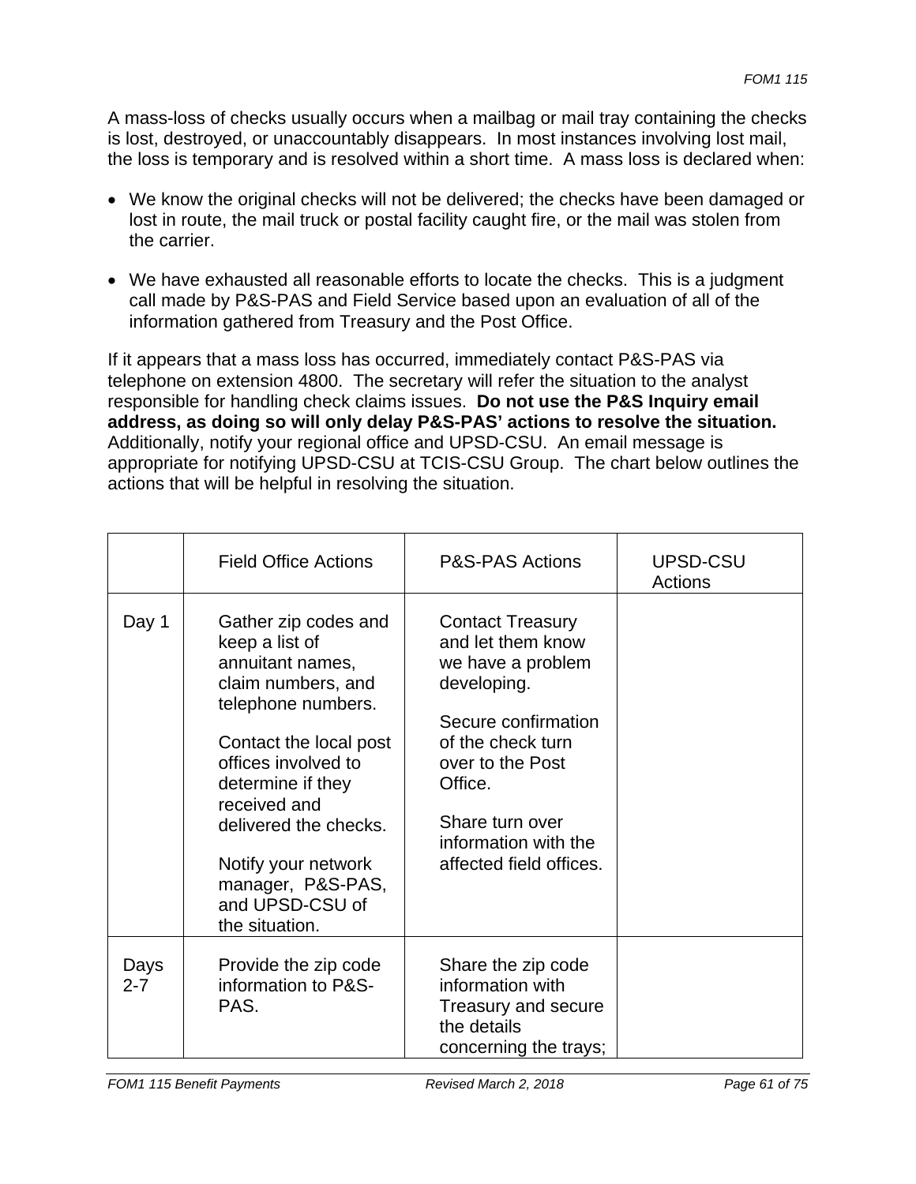A mass-loss of checks usually occurs when a mailbag or mail tray containing the checks is lost, destroyed, or unaccountably disappears. In most instances involving lost mail, the loss is temporary and is resolved within a short time. A mass loss is declared when:

- We know the original checks will not be delivered; the checks have been damaged or lost in route, the mail truck or postal facility caught fire, or the mail was stolen from the carrier.
- We have exhausted all reasonable efforts to locate the checks. This is a judgment call made by P&S-PAS and Field Service based upon an evaluation of all of the information gathered from Treasury and the Post Office.

If it appears that a mass loss has occurred, immediately contact P&S-PAS via telephone on extension 4800. The secretary will refer the situation to the analyst responsible for handling check claims issues. **Do not use the P&S Inquiry email address, as doing so will only delay P&S-PAS' actions to resolve the situation.** Additionally, notify your regional office and UPSD-CSU. An email message is appropriate for notifying UPSD-CSU at TCIS-CSU Group. The chart below outlines the actions that will be helpful in resolving the situation.

| | Field Office Actions | P&S-PAS Actions | UPSD-CSU Actions |
|---|---|---|---|
| Day 1 | Gather zip codes and keep a list of annuitant names, claim numbers, and telephone numbers.<br><br>Contact the local post offices involved to determine if they received and delivered the checks.<br><br>Notify your network manager, P&S-PAS, and UPSD-CSU of the situation. | Contact Treasury and let them know we have a problem developing.<br><br>Secure confirmation of the check turn over to the Post Office.<br><br>Share turn over information with the affected field offices. | |
| Days 2-7 | Provide the zip code information to P&S-PAS. | Share the zip code information with Treasury and secure the details concerning the trays; | |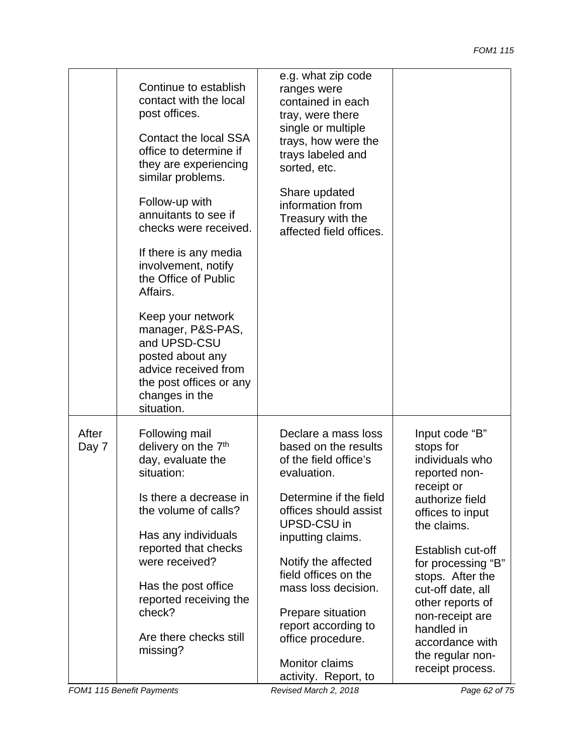| | | | |
|---|---|---|---|
| | Continue to establish contact with the local post offices.<br><br>Contact the local SSA office to determine if they are experiencing similar problems.<br><br>Follow-up with annuitants to see if checks were received.<br><br>If there is any media involvement, notify the Office of Public Affairs.<br><br>Keep your network manager, P&S-PAS, and UPSD-CSU posted about any advice received from the post offices or any changes in the situation. | e.g. what zip code ranges were contained in each tray, were there single or multiple trays, how were the trays labeled and sorted, etc.<br><br>Share updated information from Treasury with the affected field offices. | |
| After Day 7 | Following mail delivery on the 7th day, evaluate the situation:<br><br>Is there a decrease in the volume of calls?<br><br>Has any individuals reported that checks were received?<br><br>Has the post office reported receiving the check?<br><br>Are there checks still missing? | Declare a mass loss based on the results of the field office's evaluation.<br><br>Determine if the field offices should assist UPSD-CSU in inputting claims.<br><br>Notify the affected field offices on the mass loss decision.<br><br>Prepare situation report according to office procedure.<br><br>Monitor claims activity. Report, to | Input code "B" stops for individuals who reported non-receipt or authorize field offices to input the claims.<br><br>Establish cut-off for processing "B" stops. After the cut-off date, all other reports of non-receipt are handled in accordance with the regular non-receipt process. |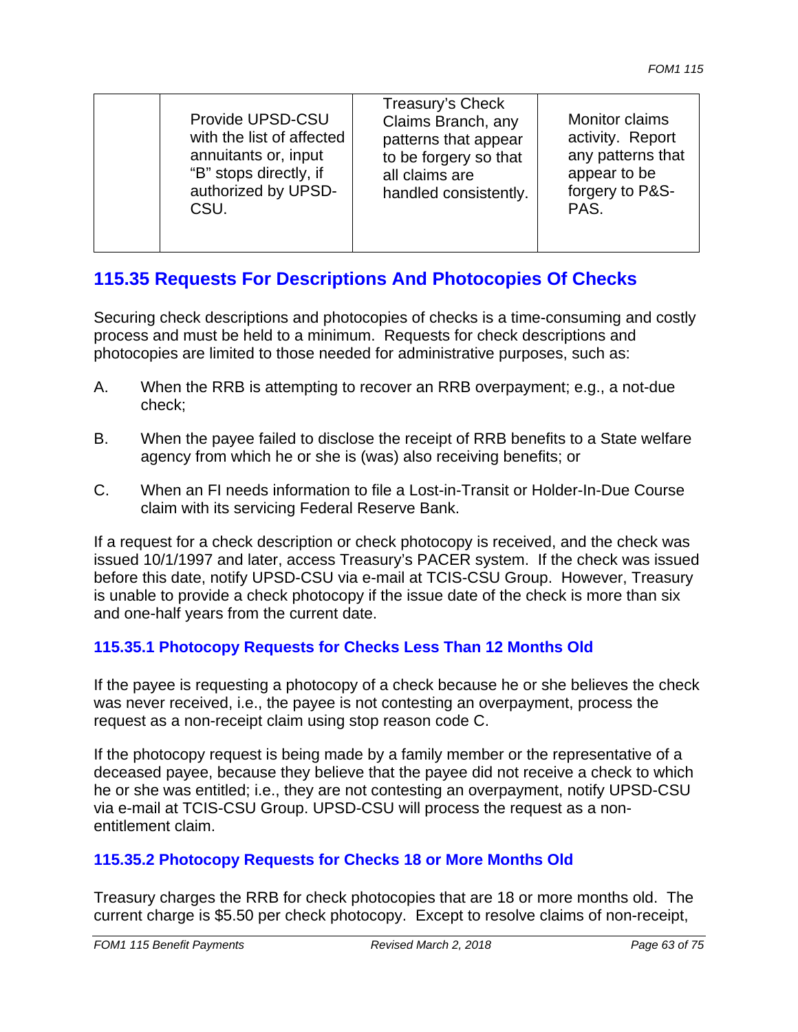| | | | |
|---|---|---|---|
| | Provide UPSD-CSU with the list of affected annuitants or, input "B" stops directly, if authorized by UPSD-CSU. | Treasury's Check Claims Branch, any patterns that appear to be forgery so that all claims are handled consistently. | Monitor claims activity. Report any patterns that appear to be forgery to P&S-PAS. |

## 115.35 Requests For Descriptions And Photocopies Of Checks

Securing check descriptions and photocopies of checks is a time-consuming and costly process and must be held to a minimum. Requests for check descriptions and photocopies are limited to those needed for administrative purposes, such as:

A. When the RRB is attempting to recover an RRB overpayment; e.g., a not-due check;

B. When the payee failed to disclose the receipt of RRB benefits to a State welfare agency from which he or she is (was) also receiving benefits; or

C. When an FI needs information to file a Lost-in-Transit or Holder-In-Due Course claim with its servicing Federal Reserve Bank.

If a request for a check description or check photocopy is received, and the check was issued 10/1/1997 and later, access Treasury's PACER system. If the check was issued before this date, notify UPSD-CSU via e-mail at TCIS-CSU Group. However, Treasury is unable to provide a check photocopy if the issue date of the check is more than six and one-half years from the current date.

### 115.35.1 Photocopy Requests for Checks Less Than 12 Months Old

If the payee is requesting a photocopy of a check because he or she believes the check was never received, i.e., the payee is not contesting an overpayment, process the request as a non-receipt claim using stop reason code C.

If the photocopy request is being made by a family member or the representative of a deceased payee, because they believe that the payee did not receive a check to which he or she was entitled; i.e., they are not contesting an overpayment, notify UPSD-CSU via e-mail at TCIS-CSU Group. UPSD-CSU will process the request as a non-entitlement claim.

### 115.35.2 Photocopy Requests for Checks 18 or More Months Old

Treasury charges the RRB for check photocopies that are 18 or more months old. The current charge is $5.50 per check photocopy. Except to resolve claims of non-receipt,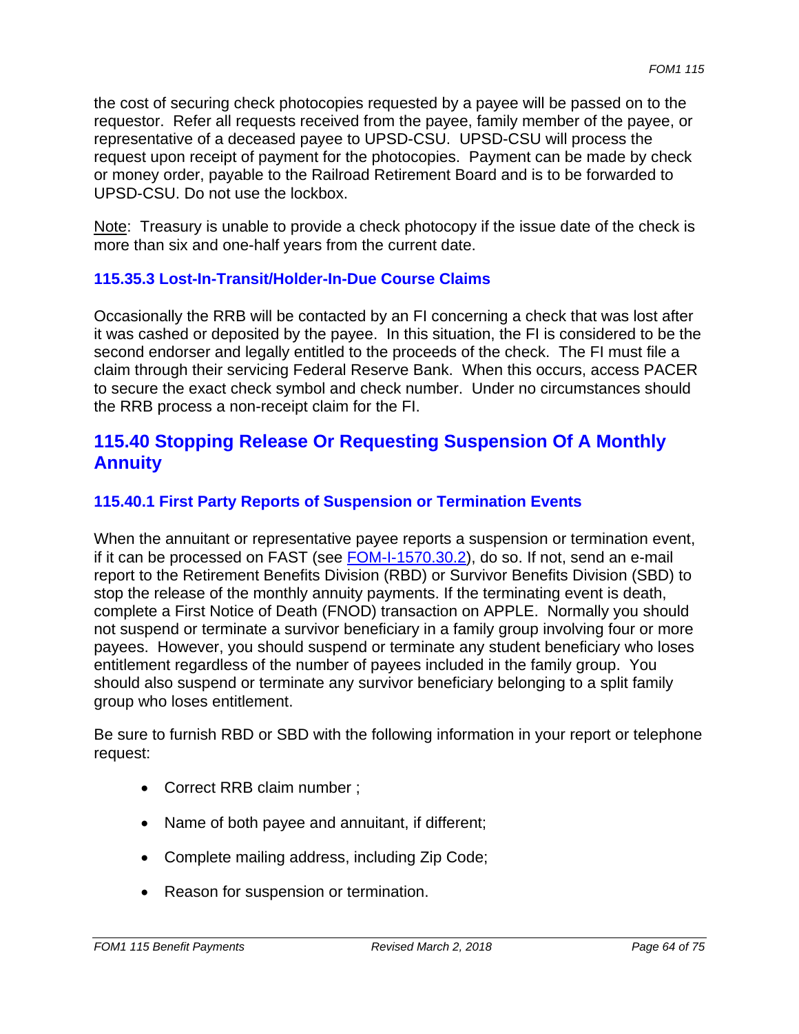the cost of securing check photocopies requested by a payee will be passed on to the requestor. Refer all requests received from the payee, family member of the payee, or representative of a deceased payee to UPSD-CSU. UPSD-CSU will process the request upon receipt of payment for the photocopies. Payment can be made by check or money order, payable to the Railroad Retirement Board and is to be forwarded to UPSD-CSU. Do not use the lockbox.

Note: Treasury is unable to provide a check photocopy if the issue date of the check is more than six and one-half years from the current date.

### 115.35.3 Lost-In-Transit/Holder-In-Due Course Claims

Occasionally the RRB will be contacted by an FI concerning a check that was lost after it was cashed or deposited by the payee. In this situation, the FI is considered to be the second endorser and legally entitled to the proceeds of the check. The FI must file a claim through their servicing Federal Reserve Bank. When this occurs, access PACER to secure the exact check symbol and check number. Under no circumstances should the RRB process a non-receipt claim for the FI.

## 115.40 Stopping Release Or Requesting Suspension Of A Monthly Annuity

### 115.40.1 First Party Reports of Suspension or Termination Events

When the annuitant or representative payee reports a suspension or termination event, if it can be processed on FAST (see FOM-I-1570.30.2), do so. If not, send an e-mail report to the Retirement Benefits Division (RBD) or Survivor Benefits Division (SBD) to stop the release of the monthly annuity payments. If the terminating event is death, complete a First Notice of Death (FNOD) transaction on APPLE. Normally you should not suspend or terminate a survivor beneficiary in a family group involving four or more payees. However, you should suspend or terminate any student beneficiary who loses entitlement regardless of the number of payees included in the family group. You should also suspend or terminate any survivor beneficiary belonging to a split family group who loses entitlement.

Be sure to furnish RBD or SBD with the following information in your report or telephone request:

- Correct RRB claim number ;
- Name of both payee and annuitant, if different;
- Complete mailing address, including Zip Code;
- Reason for suspension or termination.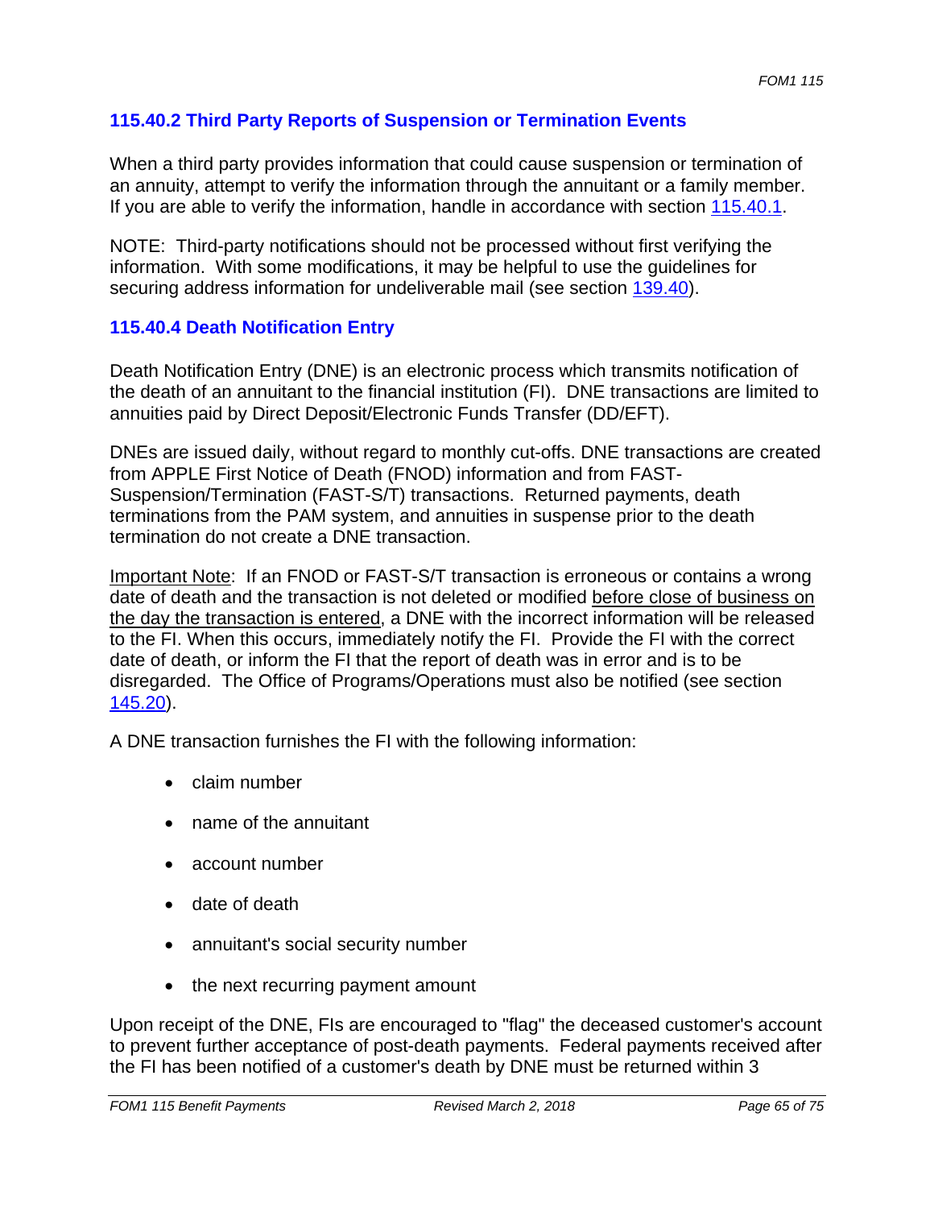### 115.40.2 Third Party Reports of Suspension or Termination Events

When a third party provides information that could cause suspension or termination of an annuity, attempt to verify the information through the annuitant or a family member. If you are able to verify the information, handle in accordance with section 115.40.1.

NOTE: Third-party notifications should not be processed without first verifying the information. With some modifications, it may be helpful to use the guidelines for securing address information for undeliverable mail (see section 139.40).

### 115.40.4 Death Notification Entry

Death Notification Entry (DNE) is an electronic process which transmits notification of the death of an annuitant to the financial institution (FI). DNE transactions are limited to annuities paid by Direct Deposit/Electronic Funds Transfer (DD/EFT).

DNEs are issued daily, without regard to monthly cut-offs. DNE transactions are created from APPLE First Notice of Death (FNOD) information and from FAST-Suspension/Termination (FAST-S/T) transactions. Returned payments, death terminations from the PAM system, and annuities in suspense prior to the death termination do not create a DNE transaction.

Important Note: If an FNOD or FAST-S/T transaction is erroneous or contains a wrong date of death and the transaction is not deleted or modified before close of business on the day the transaction is entered, a DNE with the incorrect information will be released to the FI. When this occurs, immediately notify the FI. Provide the FI with the correct date of death, or inform the FI that the report of death was in error and is to be disregarded. The Office of Programs/Operations must also be notified (see section 145.20).

A DNE transaction furnishes the FI with the following information:

- claim number
- name of the annuitant
- account number
- date of death
- annuitant's social security number
- the next recurring payment amount

Upon receipt of the DNE, FIs are encouraged to "flag" the deceased customer's account to prevent further acceptance of post-death payments. Federal payments received after the FI has been notified of a customer's death by DNE must be returned within 3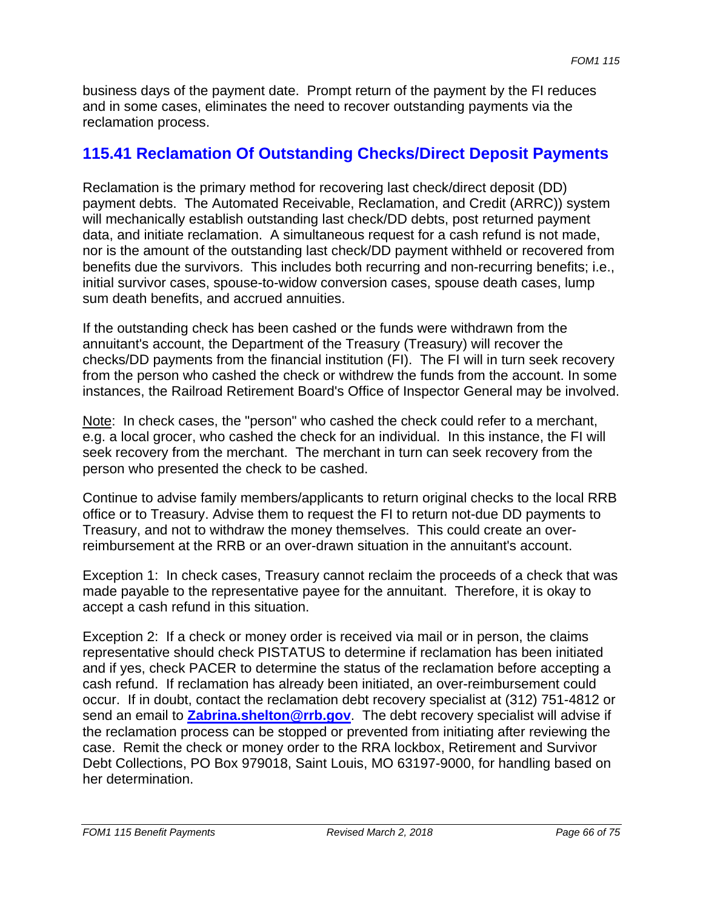business days of the payment date. Prompt return of the payment by the FI reduces and in some cases, eliminates the need to recover outstanding payments via the reclamation process.

## 115.41 Reclamation Of Outstanding Checks/Direct Deposit Payments

Reclamation is the primary method for recovering last check/direct deposit (DD) payment debts. The Automated Receivable, Reclamation, and Credit (ARRC)) system will mechanically establish outstanding last check/DD debts, post returned payment data, and initiate reclamation. A simultaneous request for a cash refund is not made, nor is the amount of the outstanding last check/DD payment withheld or recovered from benefits due the survivors. This includes both recurring and non-recurring benefits; i.e., initial survivor cases, spouse-to-widow conversion cases, spouse death cases, lump sum death benefits, and accrued annuities.

If the outstanding check has been cashed or the funds were withdrawn from the annuitant's account, the Department of the Treasury (Treasury) will recover the checks/DD payments from the financial institution (FI). The FI will in turn seek recovery from the person who cashed the check or withdrew the funds from the account. In some instances, the Railroad Retirement Board's Office of Inspector General may be involved.

Note: In check cases, the "person" who cashed the check could refer to a merchant, e.g. a local grocer, who cashed the check for an individual. In this instance, the FI will seek recovery from the merchant. The merchant in turn can seek recovery from the person who presented the check to be cashed.

Continue to advise family members/applicants to return original checks to the local RRB office or to Treasury. Advise them to request the FI to return not-due DD payments to Treasury, and not to withdraw the money themselves. This could create an over-reimbursement at the RRB or an over-drawn situation in the annuitant's account.

Exception 1: In check cases, Treasury cannot reclaim the proceeds of a check that was made payable to the representative payee for the annuitant. Therefore, it is okay to accept a cash refund in this situation.

Exception 2: If a check or money order is received via mail or in person, the claims representative should check PISTATUS to determine if reclamation has been initiated and if yes, check PACER to determine the status of the reclamation before accepting a cash refund. If reclamation has already been initiated, an over-reimbursement could occur. If in doubt, contact the reclamation debt recovery specialist at (312) 751-4812 or send an email to **Zabrina.shelton@rrb.gov**. The debt recovery specialist will advise if the reclamation process can be stopped or prevented from initiating after reviewing the case. Remit the check or money order to the RRA lockbox, Retirement and Survivor Debt Collections, PO Box 979018, Saint Louis, MO 63197-9000, for handling based on her determination.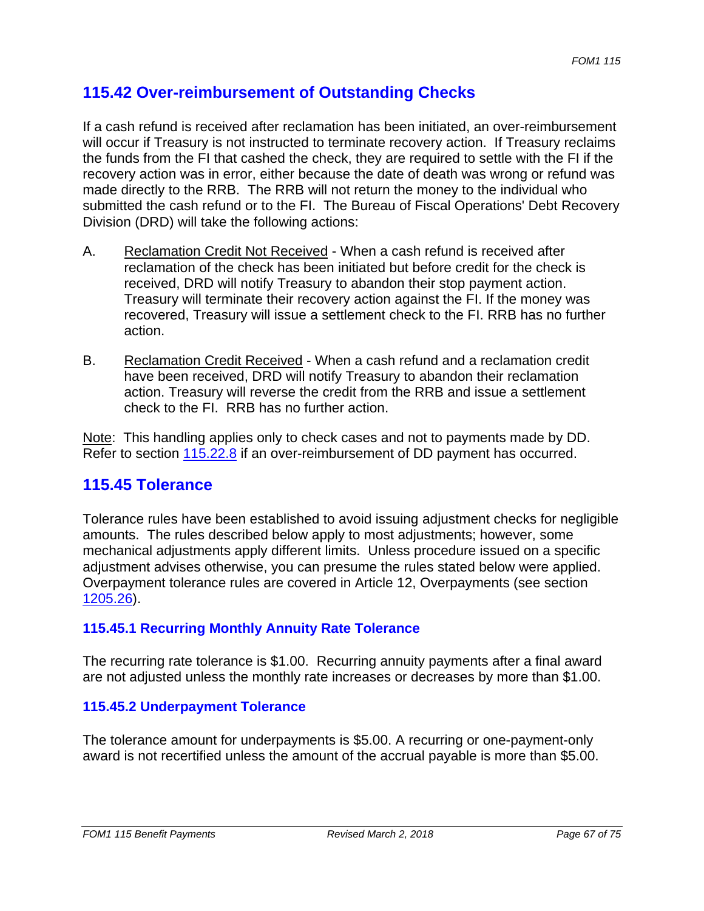## 115.42 Over-reimbursement of Outstanding Checks

If a cash refund is received after reclamation has been initiated, an over-reimbursement will occur if Treasury is not instructed to terminate recovery action. If Treasury reclaims the funds from the FI that cashed the check, they are required to settle with the FI if the recovery action was in error, either because the date of death was wrong or refund was made directly to the RRB. The RRB will not return the money to the individual who submitted the cash refund or to the FI. The Bureau of Fiscal Operations' Debt Recovery Division (DRD) will take the following actions:

A. Reclamation Credit Not Received - When a cash refund is received after reclamation of the check has been initiated but before credit for the check is received, DRD will notify Treasury to abandon their stop payment action. Treasury will terminate their recovery action against the FI. If the money was recovered, Treasury will issue a settlement check to the FI. RRB has no further action.

B. Reclamation Credit Received - When a cash refund and a reclamation credit have been received, DRD will notify Treasury to abandon their reclamation action. Treasury will reverse the credit from the RRB and issue a settlement check to the FI. RRB has no further action.

Note: This handling applies only to check cases and not to payments made by DD. Refer to section 115.22.8 if an over-reimbursement of DD payment has occurred.

## 115.45 Tolerance

Tolerance rules have been established to avoid issuing adjustment checks for negligible amounts. The rules described below apply to most adjustments; however, some mechanical adjustments apply different limits. Unless procedure issued on a specific adjustment advises otherwise, you can presume the rules stated below were applied. Overpayment tolerance rules are covered in Article 12, Overpayments (see section 1205.26).

### 115.45.1 Recurring Monthly Annuity Rate Tolerance

The recurring rate tolerance is $1.00. Recurring annuity payments after a final award are not adjusted unless the monthly rate increases or decreases by more than $1.00.

### 115.45.2 Underpayment Tolerance

The tolerance amount for underpayments is $5.00. A recurring or one-payment-only award is not recertified unless the amount of the accrual payable is more than $5.00.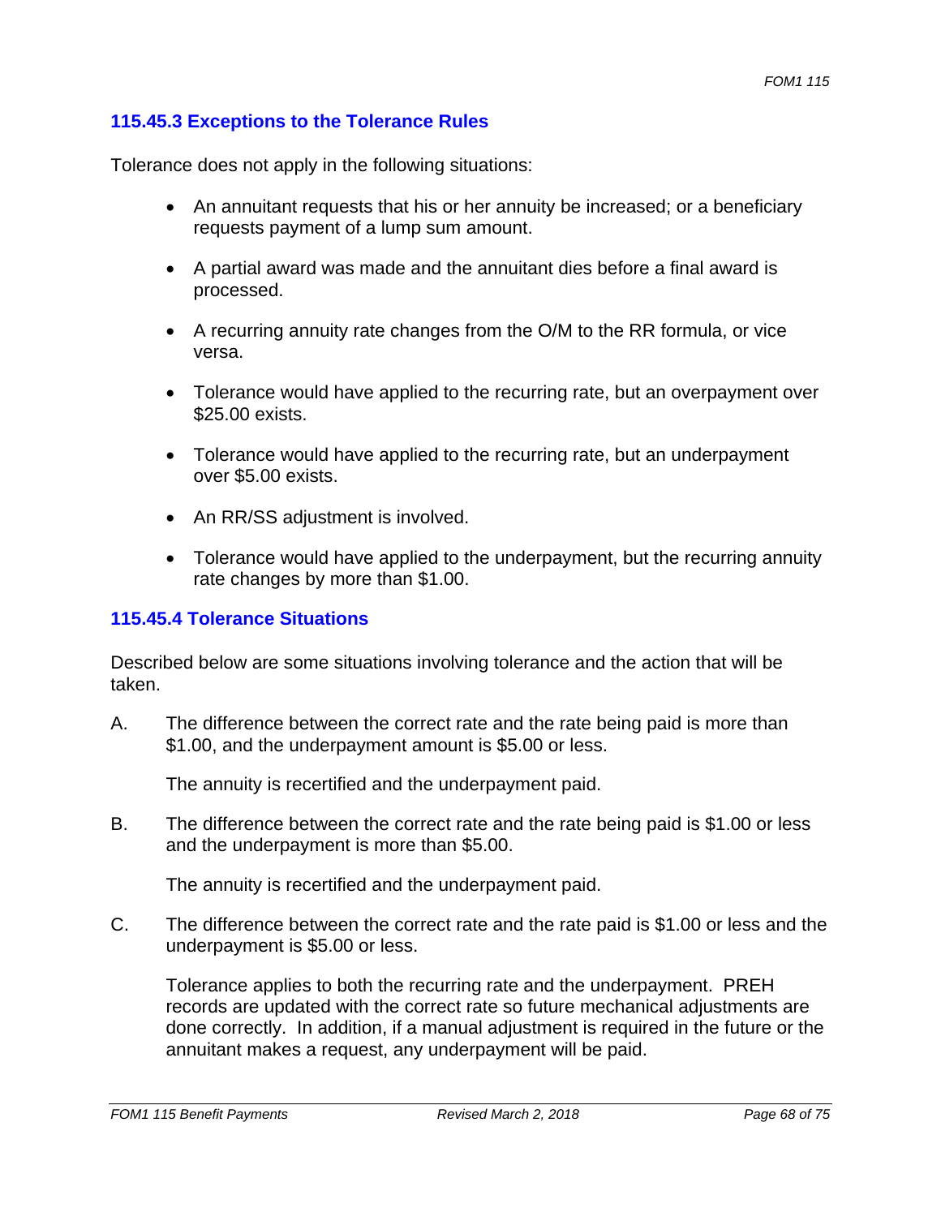### 115.45.3 Exceptions to the Tolerance Rules

Tolerance does not apply in the following situations:

- An annuitant requests that his or her annuity be increased; or a beneficiary requests payment of a lump sum amount.
- A partial award was made and the annuitant dies before a final award is processed.
- A recurring annuity rate changes from the O/M to the RR formula, or vice versa.
- Tolerance would have applied to the recurring rate, but an overpayment over $25.00 exists.
- Tolerance would have applied to the recurring rate, but an underpayment over $5.00 exists.
- An RR/SS adjustment is involved.
- Tolerance would have applied to the underpayment, but the recurring annuity rate changes by more than $1.00.

### 115.45.4 Tolerance Situations

Described below are some situations involving tolerance and the action that will be taken.

A. The difference between the correct rate and the rate being paid is more than $1.00, and the underpayment amount is $5.00 or less.

   The annuity is recertified and the underpayment paid.

B. The difference between the correct rate and the rate being paid is $1.00 or less and the underpayment is more than $5.00.

   The annuity is recertified and the underpayment paid.

C. The difference between the correct rate and the rate paid is $1.00 or less and the underpayment is $5.00 or less.

   Tolerance applies to both the recurring rate and the underpayment. PREH records are updated with the correct rate so future mechanical adjustments are done correctly. In addition, if a manual adjustment is required in the future or the annuitant makes a request, any underpayment will be paid.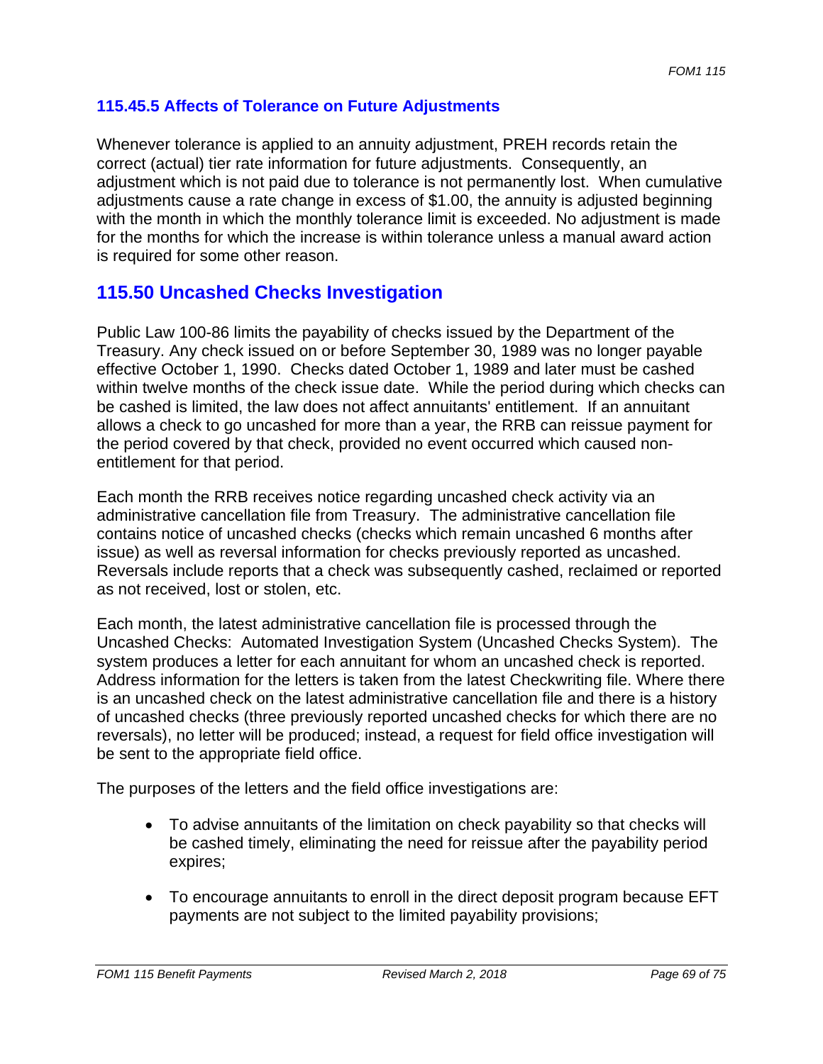### 115.45.5 Affects of Tolerance on Future Adjustments

Whenever tolerance is applied to an annuity adjustment, PREH records retain the correct (actual) tier rate information for future adjustments. Consequently, an adjustment which is not paid due to tolerance is not permanently lost. When cumulative adjustments cause a rate change in excess of $1.00, the annuity is adjusted beginning with the month in which the monthly tolerance limit is exceeded. No adjustment is made for the months for which the increase is within tolerance unless a manual award action is required for some other reason.

## 115.50 Uncashed Checks Investigation

Public Law 100-86 limits the payability of checks issued by the Department of the Treasury. Any check issued on or before September 30, 1989 was no longer payable effective October 1, 1990. Checks dated October 1, 1989 and later must be cashed within twelve months of the check issue date. While the period during which checks can be cashed is limited, the law does not affect annuitants' entitlement. If an annuitant allows a check to go uncashed for more than a year, the RRB can reissue payment for the period covered by that check, provided no event occurred which caused non-entitlement for that period.

Each month the RRB receives notice regarding uncashed check activity via an administrative cancellation file from Treasury. The administrative cancellation file contains notice of uncashed checks (checks which remain uncashed 6 months after issue) as well as reversal information for checks previously reported as uncashed. Reversals include reports that a check was subsequently cashed, reclaimed or reported as not received, lost or stolen, etc.

Each month, the latest administrative cancellation file is processed through the Uncashed Checks: Automated Investigation System (Uncashed Checks System). The system produces a letter for each annuitant for whom an uncashed check is reported. Address information for the letters is taken from the latest Checkwriting file. Where there is an uncashed check on the latest administrative cancellation file and there is a history of uncashed checks (three previously reported uncashed checks for which there are no reversals), no letter will be produced; instead, a request for field office investigation will be sent to the appropriate field office.

The purposes of the letters and the field office investigations are:

- To advise annuitants of the limitation on check payability so that checks will be cashed timely, eliminating the need for reissue after the payability period expires;
- To encourage annuitants to enroll in the direct deposit program because EFT payments are not subject to the limited payability provisions;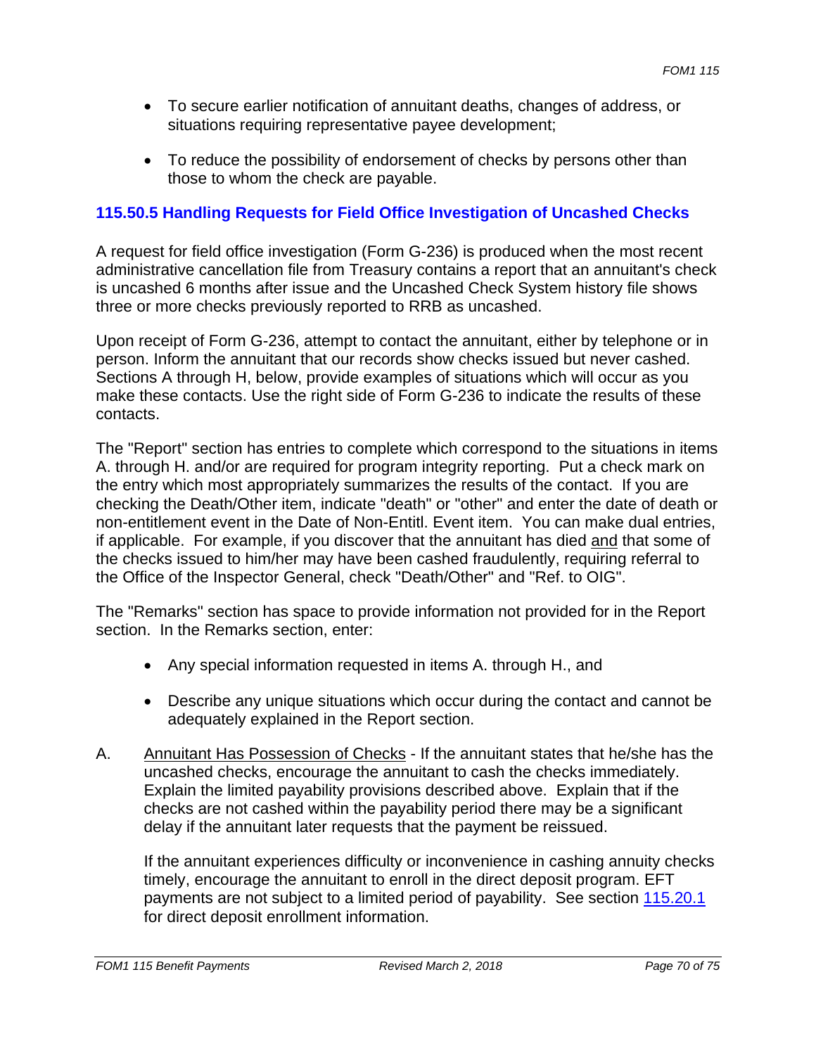- To secure earlier notification of annuitant deaths, changes of address, or situations requiring representative payee development;

- To reduce the possibility of endorsement of checks by persons other than those to whom the check are payable.

### 115.50.5 Handling Requests for Field Office Investigation of Uncashed Checks

A request for field office investigation (Form G-236) is produced when the most recent administrative cancellation file from Treasury contains a report that an annuitant's check is uncashed 6 months after issue and the Uncashed Check System history file shows three or more checks previously reported to RRB as uncashed.

Upon receipt of Form G-236, attempt to contact the annuitant, either by telephone or in person. Inform the annuitant that our records show checks issued but never cashed. Sections A through H, below, provide examples of situations which will occur as you make these contacts. Use the right side of Form G-236 to indicate the results of these contacts.

The "Report" section has entries to complete which correspond to the situations in items A. through H. and/or are required for program integrity reporting. Put a check mark on the entry which most appropriately summarizes the results of the contact. If you are checking the Death/Other item, indicate "death" or "other" and enter the date of death or non-entitlement event in the Date of Non-Entitl. Event item. You can make dual entries, if applicable. For example, if you discover that the annuitant has died and that some of the checks issued to him/her may have been cashed fraudulently, requiring referral to the Office of the Inspector General, check "Death/Other" and "Ref. to OIG".

The "Remarks" section has space to provide information not provided for in the Report section. In the Remarks section, enter:

- Any special information requested in items A. through H., and

- Describe any unique situations which occur during the contact and cannot be adequately explained in the Report section.

A. Annuitant Has Possession of Checks - If the annuitant states that he/she has the uncashed checks, encourage the annuitant to cash the checks immediately. Explain the limited payability provisions described above. Explain that if the checks are not cashed within the payability period there may be a significant delay if the annuitant later requests that the payment be reissued.

   If the annuitant experiences difficulty or inconvenience in cashing annuity checks timely, encourage the annuitant to enroll in the direct deposit program. EFT payments are not subject to a limited period of payability. See section 115.20.1 for direct deposit enrollment information.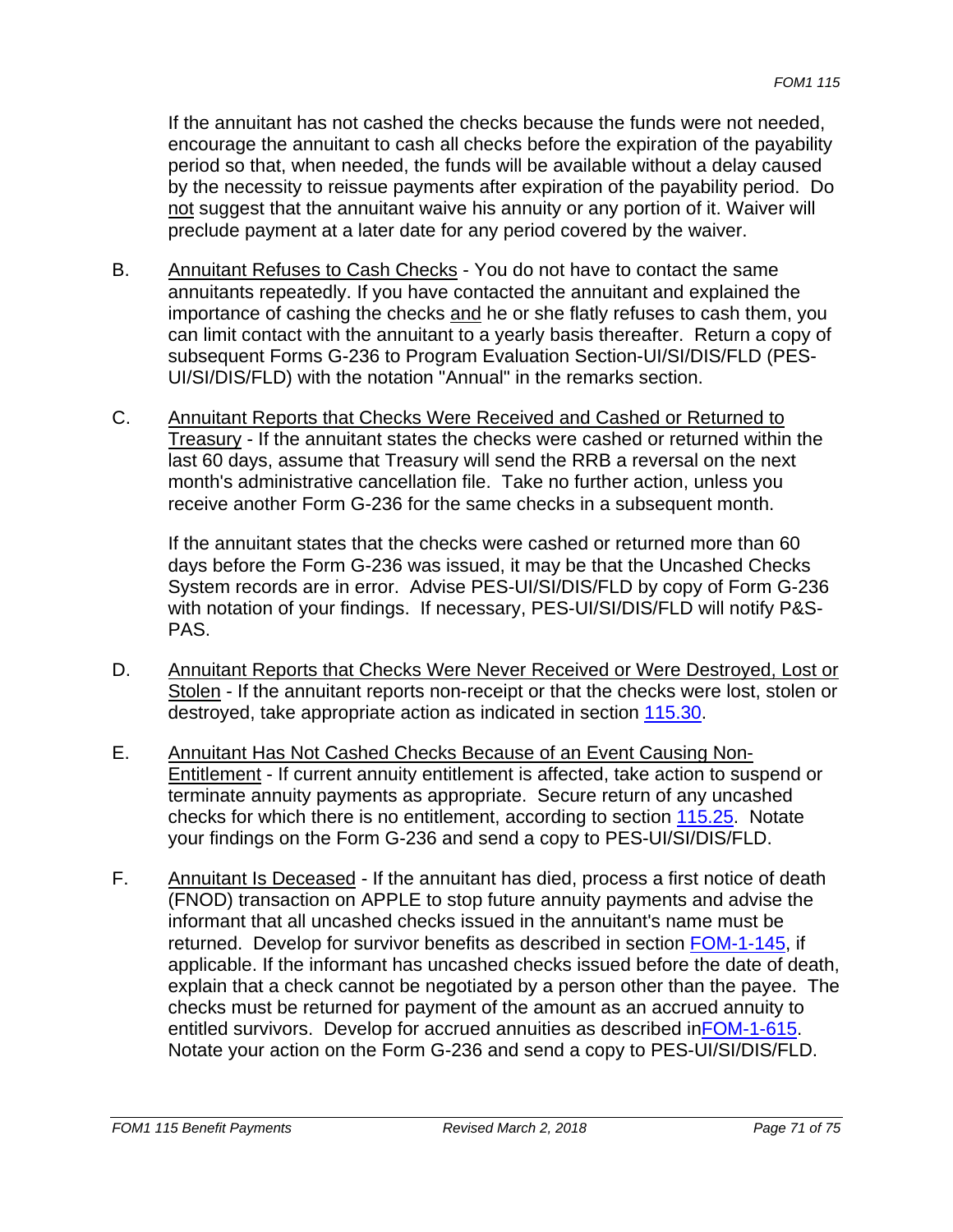If the annuitant has not cashed the checks because the funds were not needed, encourage the annuitant to cash all checks before the expiration of the payability period so that, when needed, the funds will be available without a delay caused by the necessity to reissue payments after expiration of the payability period. Do not suggest that the annuitant waive his annuity or any portion of it. Waiver will preclude payment at a later date for any period covered by the waiver.

B. Annuitant Refuses to Cash Checks - You do not have to contact the same annuitants repeatedly. If you have contacted the annuitant and explained the importance of cashing the checks and he or she flatly refuses to cash them, you can limit contact with the annuitant to a yearly basis thereafter. Return a copy of subsequent Forms G-236 to Program Evaluation Section-UI/SI/DIS/FLD (PES-UI/SI/DIS/FLD) with the notation "Annual" in the remarks section.

C. Annuitant Reports that Checks Were Received and Cashed or Returned to Treasury - If the annuitant states the checks were cashed or returned within the last 60 days, assume that Treasury will send the RRB a reversal on the next month's administrative cancellation file. Take no further action, unless you receive another Form G-236 for the same checks in a subsequent month.

If the annuitant states that the checks were cashed or returned more than 60 days before the Form G-236 was issued, it may be that the Uncashed Checks System records are in error. Advise PES-UI/SI/DIS/FLD by copy of Form G-236 with notation of your findings. If necessary, PES-UI/SI/DIS/FLD will notify P&S-PAS.

D. Annuitant Reports that Checks Were Never Received or Were Destroyed, Lost or Stolen - If the annuitant reports non-receipt or that the checks were lost, stolen or destroyed, take appropriate action as indicated in section 115.30.

E. Annuitant Has Not Cashed Checks Because of an Event Causing Non-Entitlement - If current annuity entitlement is affected, take action to suspend or terminate annuity payments as appropriate. Secure return of any uncashed checks for which there is no entitlement, according to section 115.25. Notate your findings on the Form G-236 and send a copy to PES-UI/SI/DIS/FLD.

F. Annuitant Is Deceased - If the annuitant has died, process a first notice of death (FNOD) transaction on APPLE to stop future annuity payments and advise the informant that all uncashed checks issued in the annuitant's name must be returned. Develop for survivor benefits as described in section FOM-1-145, if applicable. If the informant has uncashed checks issued before the date of death, explain that a check cannot be negotiated by a person other than the payee. The checks must be returned for payment of the amount as an accrued annuity to entitled survivors. Develop for accrued annuities as described inFOM-1-615. Notate your action on the Form G-236 and send a copy to PES-UI/SI/DIS/FLD.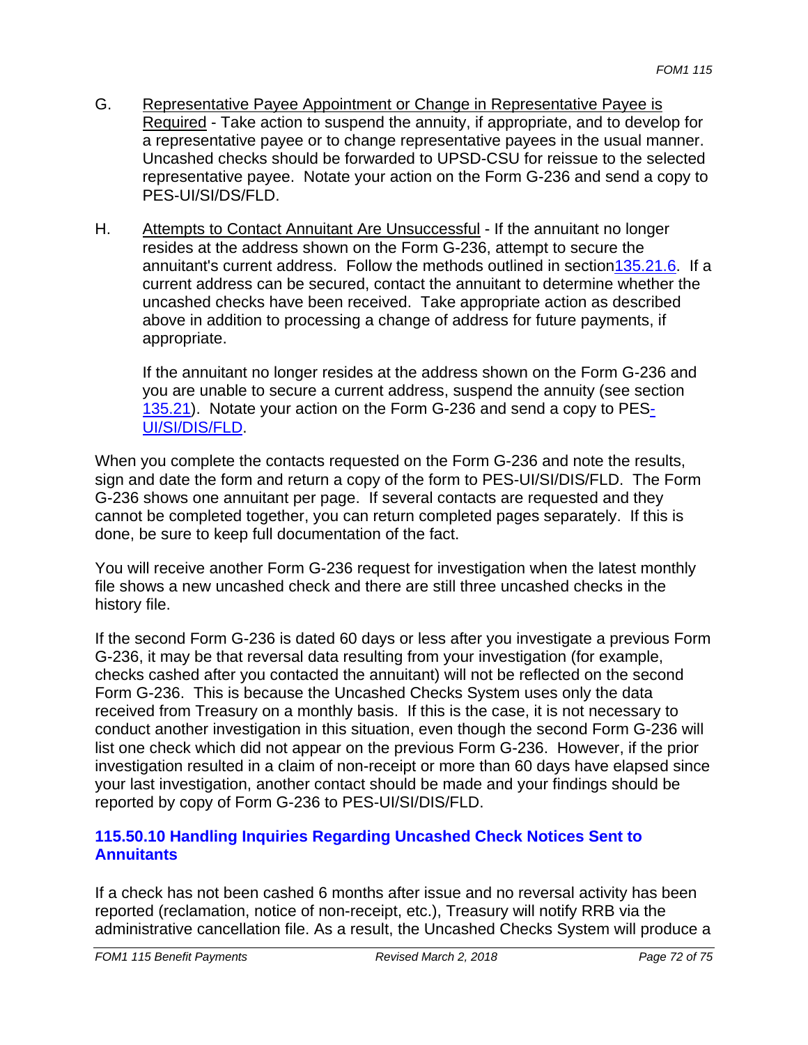G. Representative Payee Appointment or Change in Representative Payee is Required - Take action to suspend the annuity, if appropriate, and to develop for a representative payee or to change representative payees in the usual manner. Uncashed checks should be forwarded to UPSD-CSU for reissue to the selected representative payee. Notate your action on the Form G-236 and send a copy to PES-UI/SI/DS/FLD.

H. Attempts to Contact Annuitant Are Unsuccessful - If the annuitant no longer resides at the address shown on the Form G-236, attempt to secure the annuitant's current address. Follow the methods outlined in section 135.21.6. If a current address can be secured, contact the annuitant to determine whether the uncashed checks have been received. Take appropriate action as described above in addition to processing a change of address for future payments, if appropriate.

   If the annuitant no longer resides at the address shown on the Form G-236 and you are unable to secure a current address, suspend the annuity (see section 135.21). Notate your action on the Form G-236 and send a copy to PES-UI/SI/DIS/FLD.

When you complete the contacts requested on the Form G-236 and note the results, sign and date the form and return a copy of the form to PES-UI/SI/DIS/FLD. The Form G-236 shows one annuitant per page. If several contacts are requested and they cannot be completed together, you can return completed pages separately. If this is done, be sure to keep full documentation of the fact.

You will receive another Form G-236 request for investigation when the latest monthly file shows a new uncashed check and there are still three uncashed checks in the history file.

If the second Form G-236 is dated 60 days or less after you investigate a previous Form G-236, it may be that reversal data resulting from your investigation (for example, checks cashed after you contacted the annuitant) will not be reflected on the second Form G-236. This is because the Uncashed Checks System uses only the data received from Treasury on a monthly basis. If this is the case, it is not necessary to conduct another investigation in this situation, even though the second Form G-236 will list one check which did not appear on the previous Form G-236. However, if the prior investigation resulted in a claim of non-receipt or more than 60 days have elapsed since your last investigation, another contact should be made and your findings should be reported by copy of Form G-236 to PES-UI/SI/DIS/FLD.

### 115.50.10 Handling Inquiries Regarding Uncashed Check Notices Sent to Annuitants

If a check has not been cashed 6 months after issue and no reversal activity has been reported (reclamation, notice of non-receipt, etc.), Treasury will notify RRB via the administrative cancellation file. As a result, the Uncashed Checks System will produce a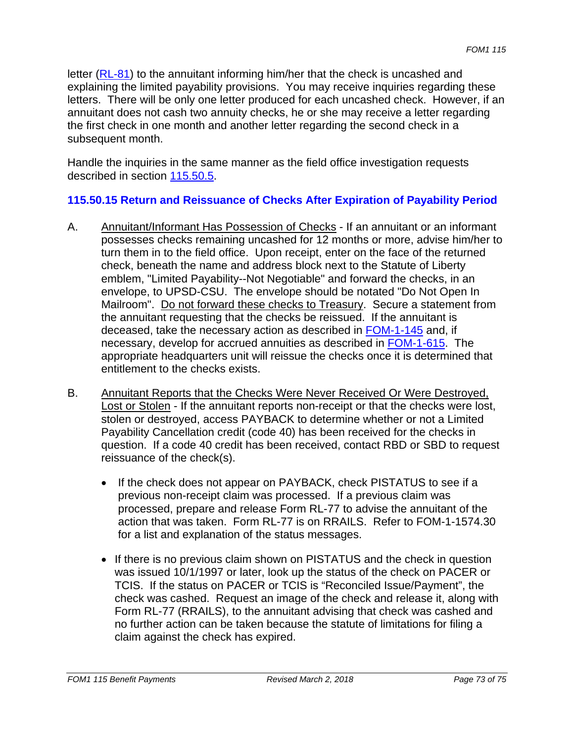letter (RL-81) to the annuitant informing him/her that the check is uncashed and explaining the limited payability provisions. You may receive inquiries regarding these letters. There will be only one letter produced for each uncashed check. However, if an annuitant does not cash two annuity checks, he or she may receive a letter regarding the first check in one month and another letter regarding the second check in a subsequent month.

Handle the inquiries in the same manner as the field office investigation requests described in section 115.50.5.

### 115.50.15 Return and Reissuance of Checks After Expiration of Payability Period

A. Annuitant/Informant Has Possession of Checks - If an annuitant or an informant possesses checks remaining uncashed for 12 months or more, advise him/her to turn them in to the field office. Upon receipt, enter on the face of the returned check, beneath the name and address block next to the Statute of Liberty emblem, "Limited Payability--Not Negotiable" and forward the checks, in an envelope, to UPSD-CSU. The envelope should be notated "Do Not Open In Mailroom". Do not forward these checks to Treasury. Secure a statement from the annuitant requesting that the checks be reissued. If the annuitant is deceased, take the necessary action as described in FOM-1-145 and, if necessary, develop for accrued annuities as described in FOM-1-615. The appropriate headquarters unit will reissue the checks once it is determined that entitlement to the checks exists.

B. Annuitant Reports that the Checks Were Never Received Or Were Destroyed, Lost or Stolen - If the annuitant reports non-receipt or that the checks were lost, stolen or destroyed, access PAYBACK to determine whether or not a Limited Payability Cancellation credit (code 40) has been received for the checks in question. If a code 40 credit has been received, contact RBD or SBD to request reissuance of the check(s).

   - If the check does not appear on PAYBACK, check PISTATUS to see if a previous non-receipt claim was processed. If a previous claim was processed, prepare and release Form RL-77 to advise the annuitant of the action that was taken. Form RL-77 is on RRAILS. Refer to FOM-1-1574.30 for a list and explanation of the status messages.

   - If there is no previous claim shown on PISTATUS and the check in question was issued 10/1/1997 or later, look up the status of the check on PACER or TCIS. If the status on PACER or TCIS is "Reconciled Issue/Payment", the check was cashed. Request an image of the check and release it, along with Form RL-77 (RRAILS), to the annuitant advising that check was cashed and no further action can be taken because the statute of limitations for filing a claim against the check has expired.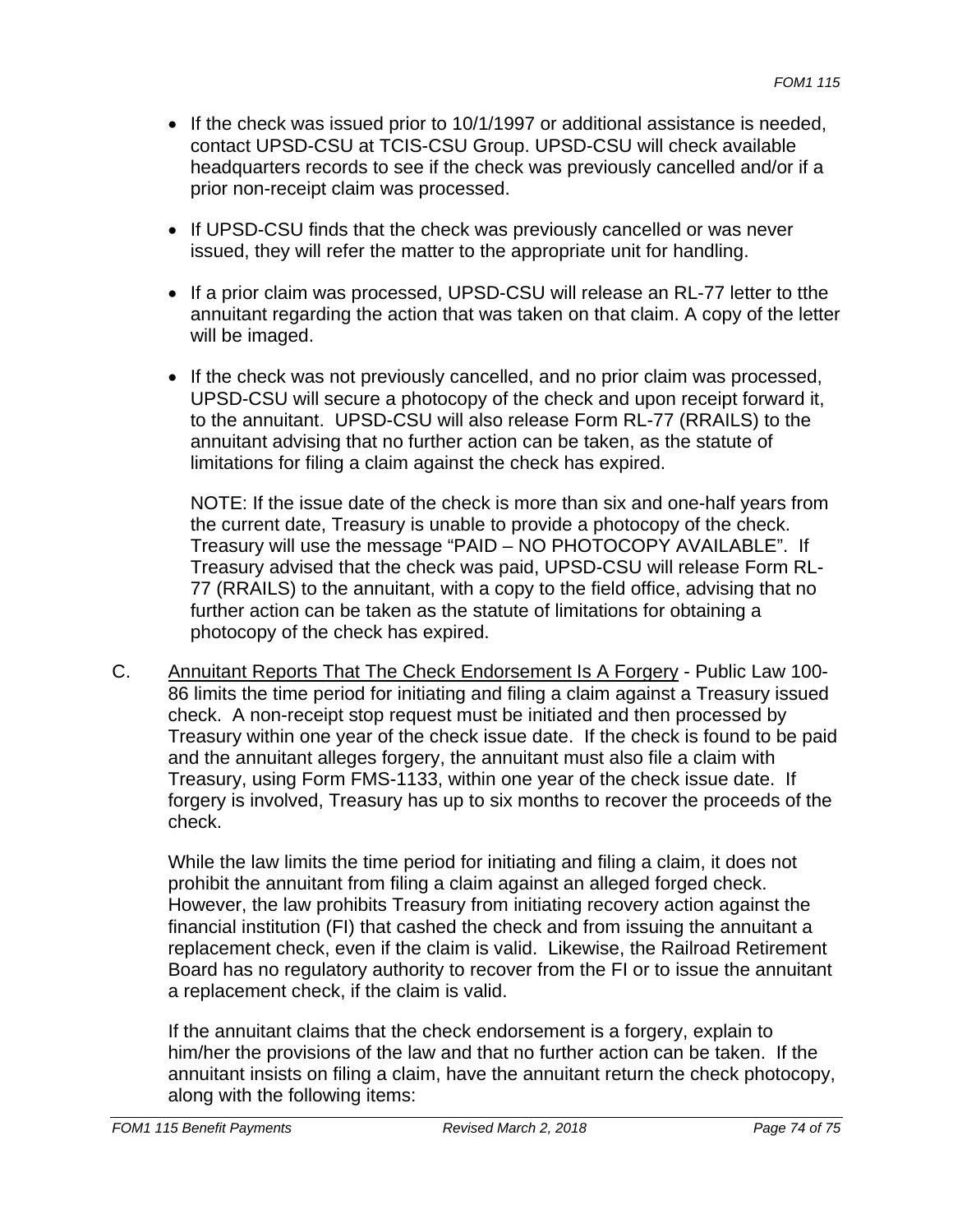- If the check was issued prior to 10/1/1997 or additional assistance is needed, contact UPSD-CSU at TCIS-CSU Group. UPSD-CSU will check available headquarters records to see if the check was previously cancelled and/or if a prior non-receipt claim was processed.

- If UPSD-CSU finds that the check was previously cancelled or was never issued, they will refer the matter to the appropriate unit for handling.

- If a prior claim was processed, UPSD-CSU will release an RL-77 letter to tthe annuitant regarding the action that was taken on that claim. A copy of the letter will be imaged.

- If the check was not previously cancelled, and no prior claim was processed, UPSD-CSU will secure a photocopy of the check and upon receipt forward it, to the annuitant. UPSD-CSU will also release Form RL-77 (RRAILS) to the annuitant advising that no further action can be taken, as the statute of limitations for filing a claim against the check has expired.

  NOTE: If the issue date of the check is more than six and one-half years from the current date, Treasury is unable to provide a photocopy of the check. Treasury will use the message "PAID – NO PHOTOCOPY AVAILABLE". If Treasury advised that the check was paid, UPSD-CSU will release Form RL-77 (RRAILS) to the annuitant, with a copy to the field office, advising that no further action can be taken as the statute of limitations for obtaining a photocopy of the check has expired.

C. <u>Annuitant Reports That The Check Endorsement Is A Forgery</u> - Public Law 100-86 limits the time period for initiating and filing a claim against a Treasury issued check. A non-receipt stop request must be initiated and then processed by Treasury within one year of the check issue date. If the check is found to be paid and the annuitant alleges forgery, the annuitant must also file a claim with Treasury, using Form FMS-1133, within one year of the check issue date. If forgery is involved, Treasury has up to six months to recover the proceeds of the check.

   While the law limits the time period for initiating and filing a claim, it does not prohibit the annuitant from filing a claim against an alleged forged check. However, the law prohibits Treasury from initiating recovery action against the financial institution (FI) that cashed the check and from issuing the annuitant a replacement check, even if the claim is valid. Likewise, the Railroad Retirement Board has no regulatory authority to recover from the FI or to issue the annuitant a replacement check, if the claim is valid.

   If the annuitant claims that the check endorsement is a forgery, explain to him/her the provisions of the law and that no further action can be taken. If the annuitant insists on filing a claim, have the annuitant return the check photocopy, along with the following items: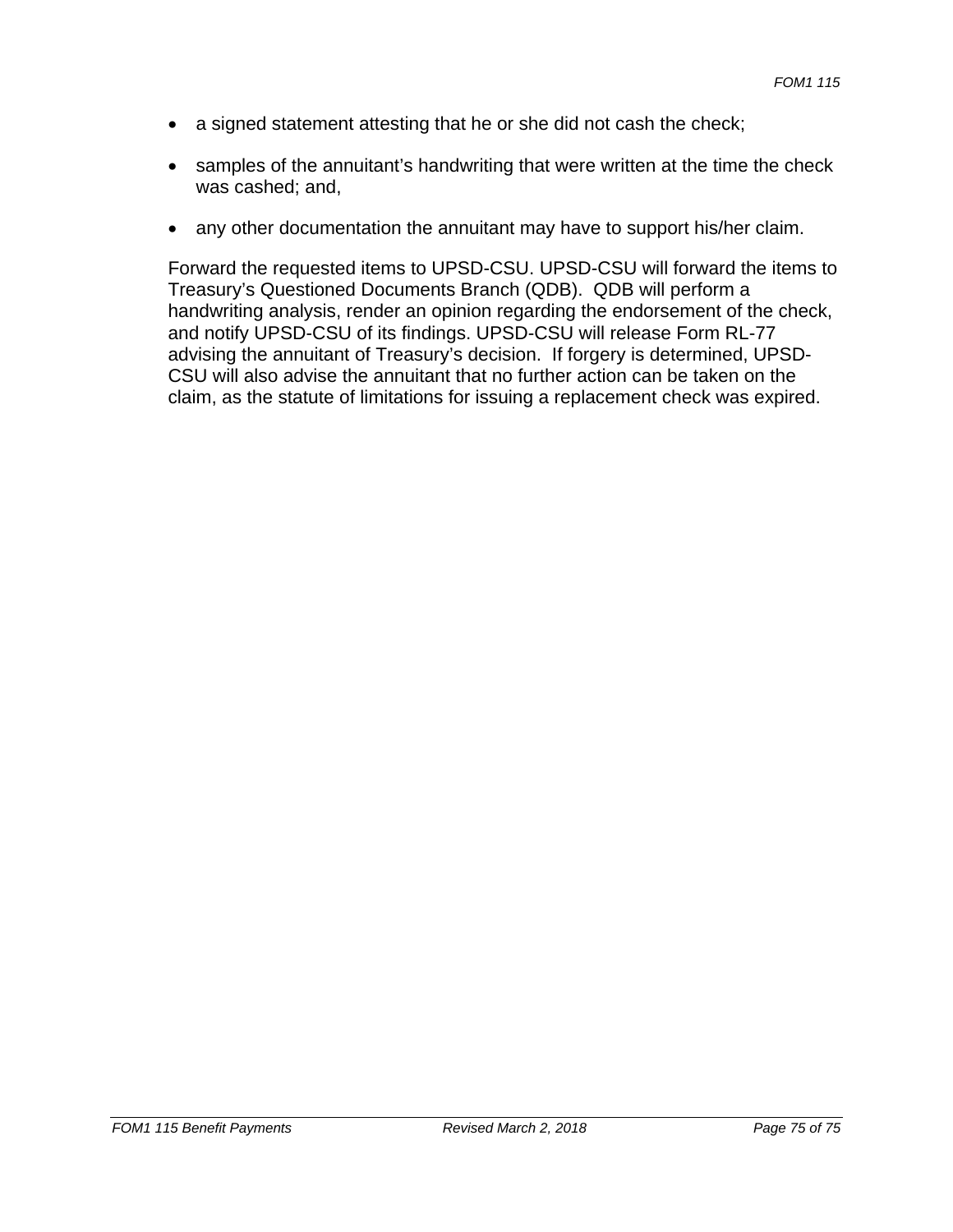- a signed statement attesting that he or she did not cash the check;
- samples of the annuitant's handwriting that were written at the time the check was cashed; and,
- any other documentation the annuitant may have to support his/her claim.

Forward the requested items to UPSD-CSU. UPSD-CSU will forward the items to Treasury's Questioned Documents Branch (QDB). QDB will perform a handwriting analysis, render an opinion regarding the endorsement of the check, and notify UPSD-CSU of its findings. UPSD-CSU will release Form RL-77 advising the annuitant of Treasury's decision. If forgery is determined, UPSD-CSU will also advise the annuitant that no further action can be taken on the claim, as the statute of limitations for issuing a replacement check was expired.